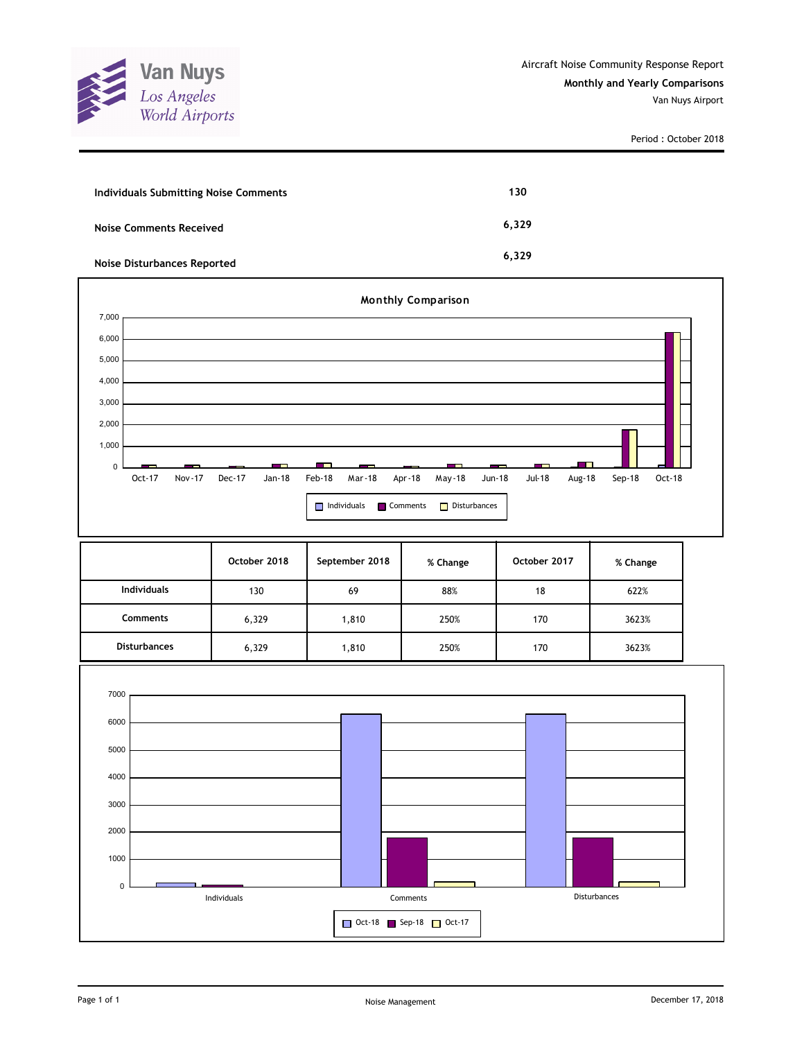Van Nuys
Los Angeles World Airports

Aircraft Noise Community Response Report

**Monthly and Yearly Comparisons**

Van Nuys Airport

Period : October 2018

| | |
|---|---|
| **Individuals Submitting Noise Comments** | **130** |
| **Noise Comments Received** | **6,329** |
| **Noise Disturbances Reported** | **6,329** |

**Monthly Comparison**

| | October 2018 | September 2018 | % Change | October 2017 | % Change |
|---|---|---|---|---|---|
| **Individuals** | 130 | 69 | 88% | 18 | 622% |
| **Comments** | 6,329 | 1,810 | 250% | 170 | 3623% |
| **Disturbances** | 6,329 | 1,810 | 250% | 170 | 3623% |

Noise Management

December 17, 2018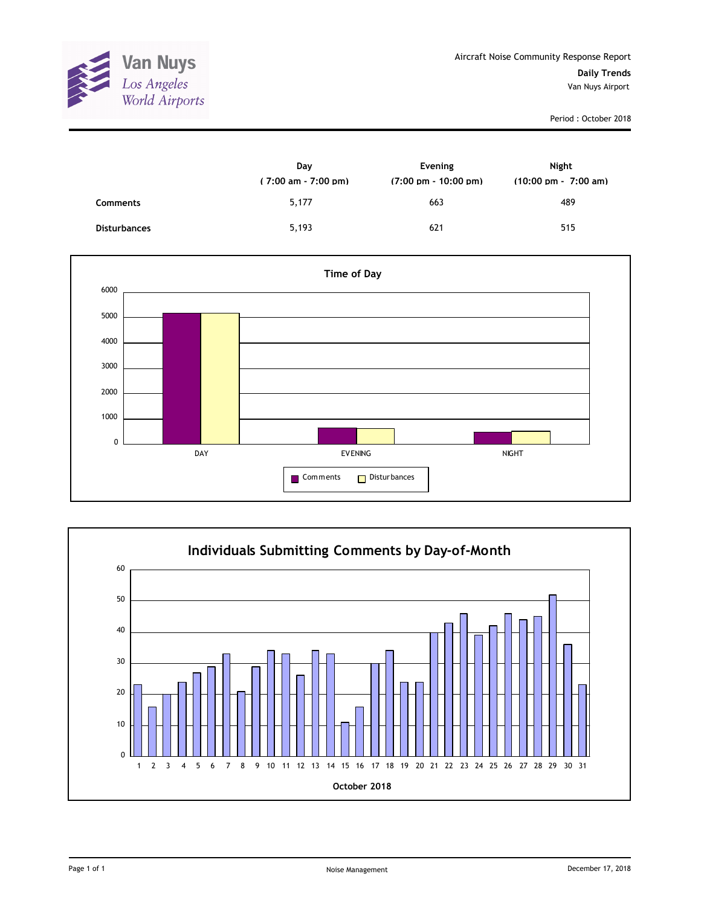Van Nuys
*Los Angeles World Airports*

Aircraft Noise Community Response Report

**Daily Trends**

Van Nuys Airport

Period : October 2018

| | Day ( 7:00 am - 7:00 pm) | Evening (7:00 pm - 10:00 pm) | Night (10:00 pm - 7:00 am) |
|---|---|---|---|
| **Comments** | 5,177 | 663 | 489 |
| **Disturbances** | 5,193 | 621 | 515 |

**Time of Day**

**Individuals Submitting Comments by Day-of-Month**

October 2018

Noise Management

December 17, 2018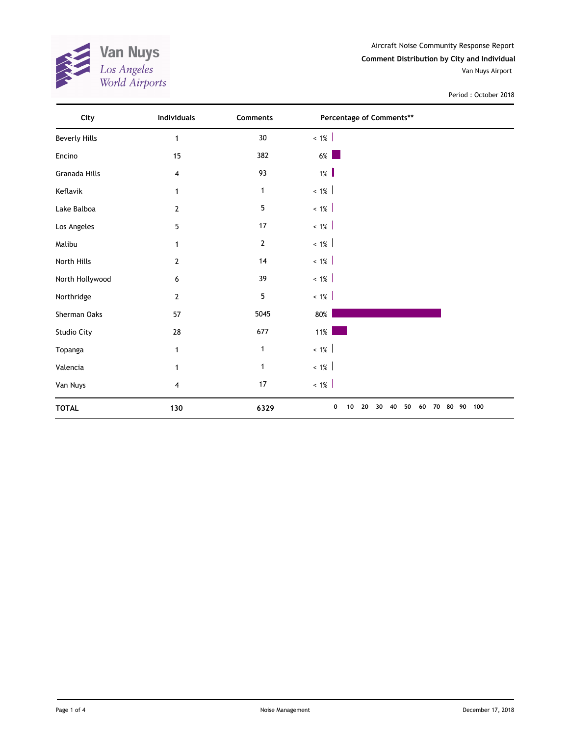Van Nuys
Los Angeles
World Airports

Aircraft Noise Community Response Report

**Comment Distribution by City and Individual**

Van Nuys Airport

Period : October 2018

| City | Individuals | Comments | Percentage of Comments** |
|---|---|---|---|
| Beverly Hills | 1 | 30 | < 1% |
| Encino | 15 | 382 | 6% |
| Granada Hills | 4 | 93 | 1% |
| Keflavik | 1 | 1 | < 1% |
| Lake Balboa | 2 | 5 | < 1% |
| Los Angeles | 5 | 17 | < 1% |
| Malibu | 1 | 2 | < 1% |
| North Hills | 2 | 14 | < 1% |
| North Hollywood | 6 | 39 | < 1% |
| Northridge | 2 | 5 | < 1% |
| Sherman Oaks | 57 | 5045 | 80% |
| Studio City | 28 | 677 | 11% |
| Topanga | 1 | 1 | < 1% |
| Valencia | 1 | 1 | < 1% |
| Van Nuys | 4 | 17 | < 1% |
| **TOTAL** | **130** | **6329** | 0 10 20 30 40 50 60 70 80 90 100 |

Noise Management

December 17, 2018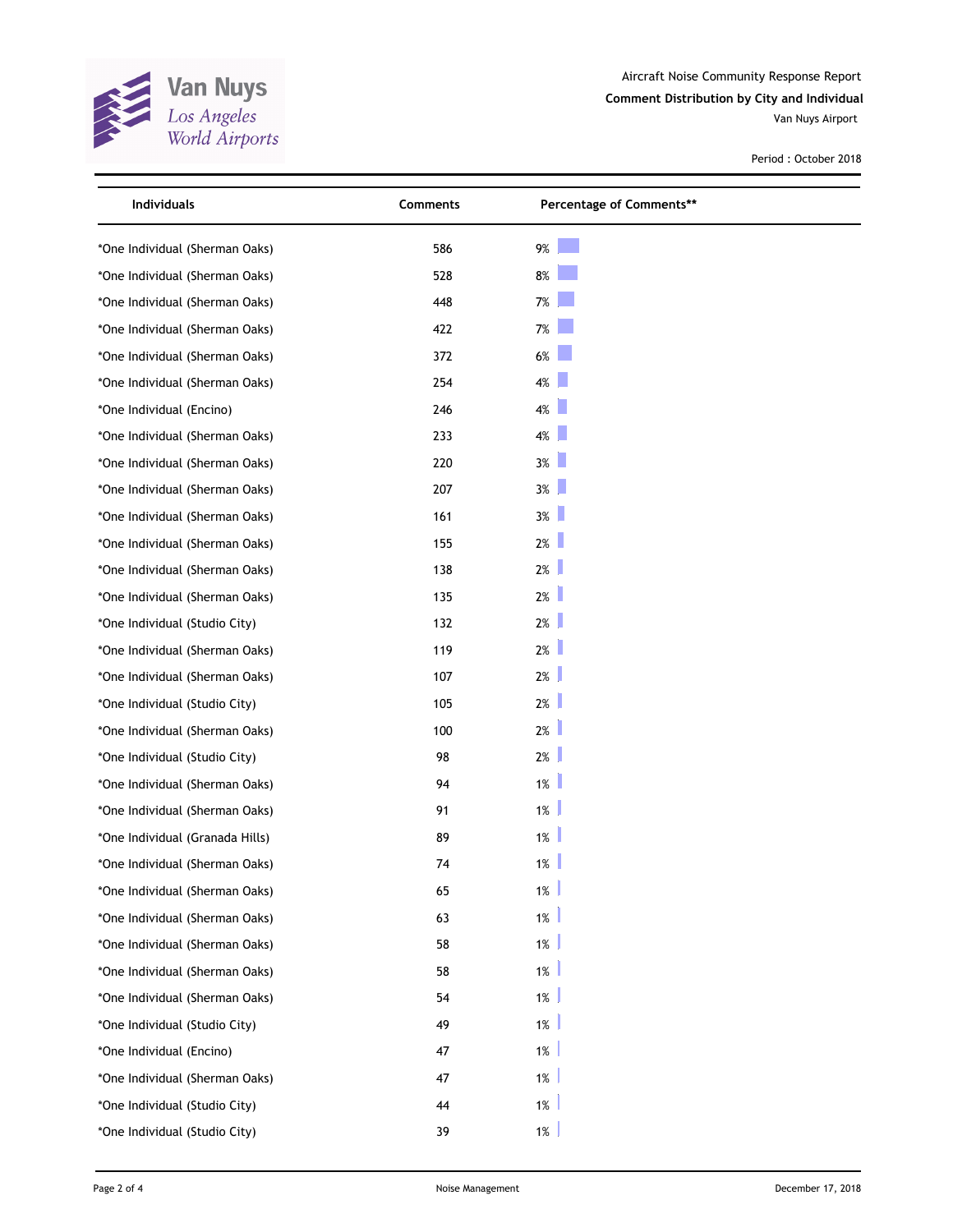Aircraft Noise Community Response Report

**Comment Distribution by City and Individual**

Van Nuys Airport

Period : October 2018

| Individuals | Comments | Percentage of Comments** |
|---|---|---|
| *One Individual (Sherman Oaks) | 586 | 9% |
| *One Individual (Sherman Oaks) | 528 | 8% |
| *One Individual (Sherman Oaks) | 448 | 7% |
| *One Individual (Sherman Oaks) | 422 | 7% |
| *One Individual (Sherman Oaks) | 372 | 6% |
| *One Individual (Sherman Oaks) | 254 | 4% |
| *One Individual (Encino) | 246 | 4% |
| *One Individual (Sherman Oaks) | 233 | 4% |
| *One Individual (Sherman Oaks) | 220 | 3% |
| *One Individual (Sherman Oaks) | 207 | 3% |
| *One Individual (Sherman Oaks) | 161 | 3% |
| *One Individual (Sherman Oaks) | 155 | 2% |
| *One Individual (Sherman Oaks) | 138 | 2% |
| *One Individual (Sherman Oaks) | 135 | 2% |
| *One Individual (Studio City) | 132 | 2% |
| *One Individual (Sherman Oaks) | 119 | 2% |
| *One Individual (Sherman Oaks) | 107 | 2% |
| *One Individual (Studio City) | 105 | 2% |
| *One Individual (Sherman Oaks) | 100 | 2% |
| *One Individual (Studio City) | 98 | 2% |
| *One Individual (Sherman Oaks) | 94 | 1% |
| *One Individual (Sherman Oaks) | 91 | 1% |
| *One Individual (Granada Hills) | 89 | 1% |
| *One Individual (Sherman Oaks) | 74 | 1% |
| *One Individual (Sherman Oaks) | 65 | 1% |
| *One Individual (Sherman Oaks) | 63 | 1% |
| *One Individual (Sherman Oaks) | 58 | 1% |
| *One Individual (Sherman Oaks) | 58 | 1% |
| *One Individual (Sherman Oaks) | 54 | 1% |
| *One Individual (Studio City) | 49 | 1% |
| *One Individual (Encino) | 47 | 1% |
| *One Individual (Sherman Oaks) | 47 | 1% |
| *One Individual (Studio City) | 44 | 1% |
| *One Individual (Studio City) | 39 | 1% |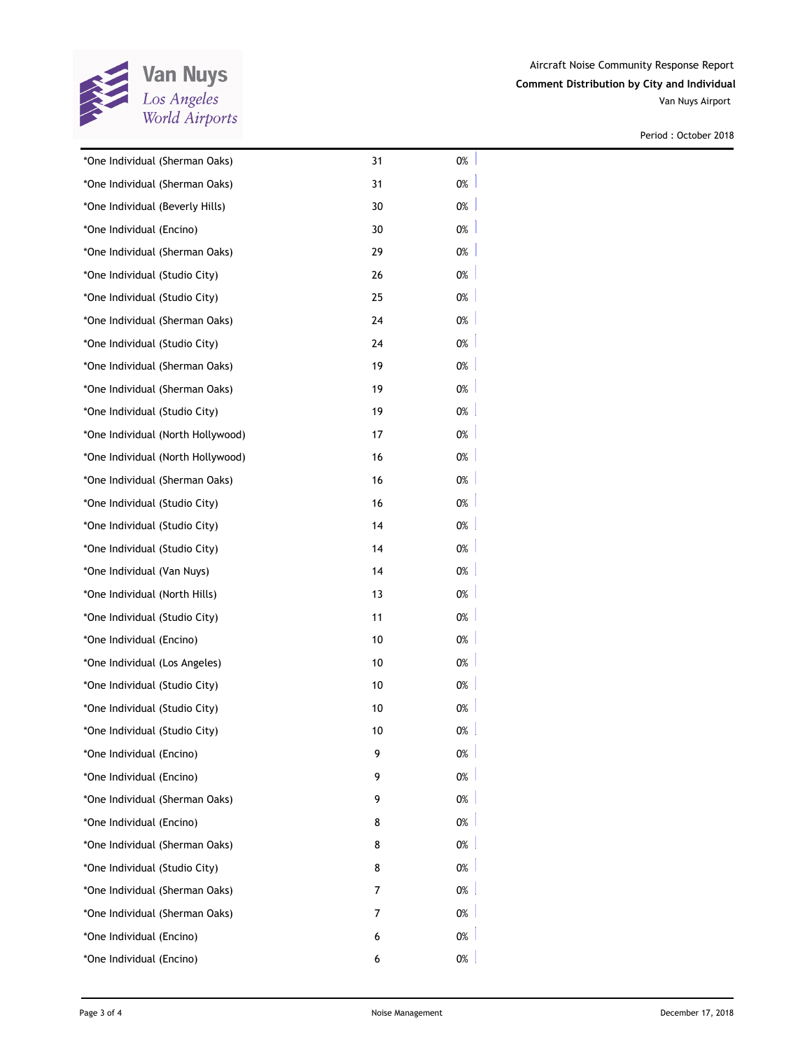Aircraft Noise Community Response Report

**Comment Distribution by City and Individual**

Van Nuys Airport

Period : October 2018

| | | |
|---|---|---|
| *One Individual (Sherman Oaks) | 31 | 0% |
| *One Individual (Sherman Oaks) | 31 | 0% |
| *One Individual (Beverly Hills) | 30 | 0% |
| *One Individual (Encino) | 30 | 0% |
| *One Individual (Sherman Oaks) | 29 | 0% |
| *One Individual (Studio City) | 26 | 0% |
| *One Individual (Studio City) | 25 | 0% |
| *One Individual (Sherman Oaks) | 24 | 0% |
| *One Individual (Studio City) | 24 | 0% |
| *One Individual (Sherman Oaks) | 19 | 0% |
| *One Individual (Sherman Oaks) | 19 | 0% |
| *One Individual (Studio City) | 19 | 0% |
| *One Individual (North Hollywood) | 17 | 0% |
| *One Individual (North Hollywood) | 16 | 0% |
| *One Individual (Sherman Oaks) | 16 | 0% |
| *One Individual (Studio City) | 16 | 0% |
| *One Individual (Studio City) | 14 | 0% |
| *One Individual (Studio City) | 14 | 0% |
| *One Individual (Van Nuys) | 14 | 0% |
| *One Individual (North Hills) | 13 | 0% |
| *One Individual (Studio City) | 11 | 0% |
| *One Individual (Encino) | 10 | 0% |
| *One Individual (Los Angeles) | 10 | 0% |
| *One Individual (Studio City) | 10 | 0% |
| *One Individual (Studio City) | 10 | 0% |
| *One Individual (Studio City) | 10 | 0% |
| *One Individual (Encino) | 9 | 0% |
| *One Individual (Encino) | 9 | 0% |
| *One Individual (Sherman Oaks) | 9 | 0% |
| *One Individual (Encino) | 8 | 0% |
| *One Individual (Sherman Oaks) | 8 | 0% |
| *One Individual (Studio City) | 8 | 0% |
| *One Individual (Sherman Oaks) | 7 | 0% |
| *One Individual (Sherman Oaks) | 7 | 0% |
| *One Individual (Encino) | 6 | 0% |
| *One Individual (Encino) | 6 | 0% |

Noise Management

December 17, 2018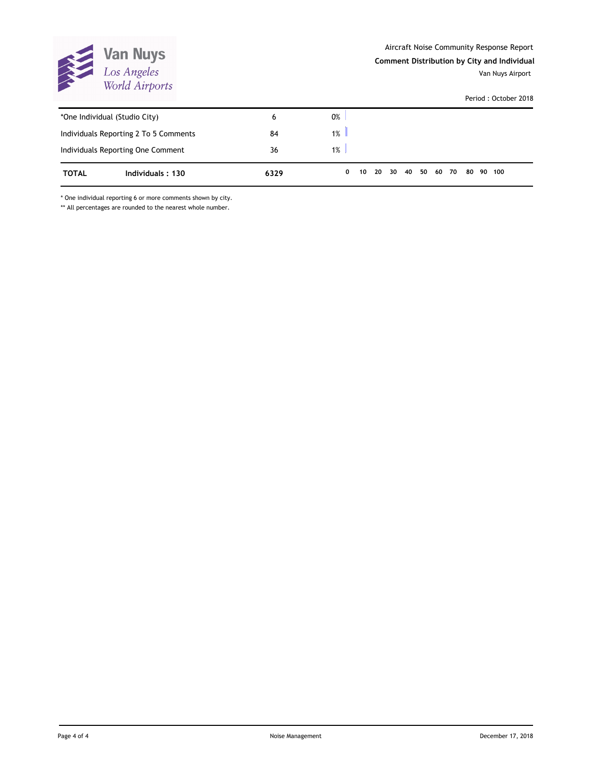Aircraft Noise Community Response Report

**Comment Distribution by City and Individual**

Van Nuys Airport

Period : October 2018

| | | | |
|---|---|---|---|
| *One Individual (Studio City) | | 6 | 0% |
| Individuals Reporting 2 To 5 Comments | | 84 | 1% |
| Individuals Reporting One Comment | | 36 | 1% |
| **TOTAL** | **Individuals : 130** | **6329** | **0 10 20 30 40 50 60 70 80 90 100** |

\* One individual reporting 6 or more comments shown by city.

** All percentages are rounded to the nearest whole number.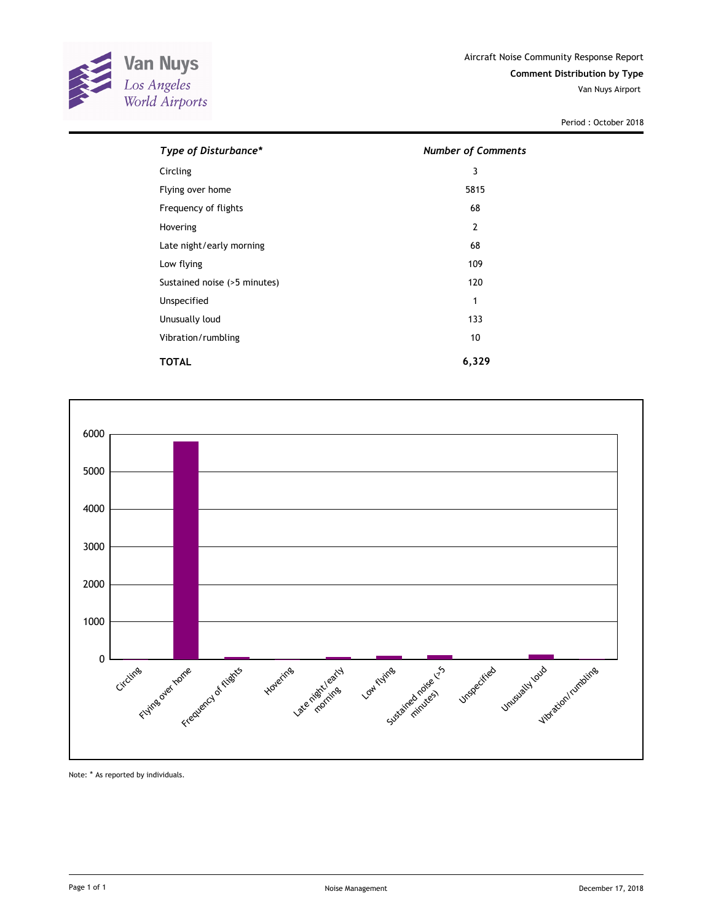Van Nuys
Los Angeles
World Airports

Aircraft Noise Community Response Report

**Comment Distribution by Type**

Van Nuys Airport

Period : October 2018

| *Type of Disturbance** | *Number of Comments* |
|---|---|
| Circling | 3 |
| Flying over home | 5815 |
| Frequency of flights | 68 |
| Hovering | 2 |
| Late night/early morning | 68 |
| Low flying | 109 |
| Sustained noise (>5 minutes) | 120 |
| Unspecified | 1 |
| Unusually loud | 133 |
| Vibration/rumbling | 10 |
| **TOTAL** | **6,329** |

Note: * As reported by individuals.

Noise Management

December 17, 2018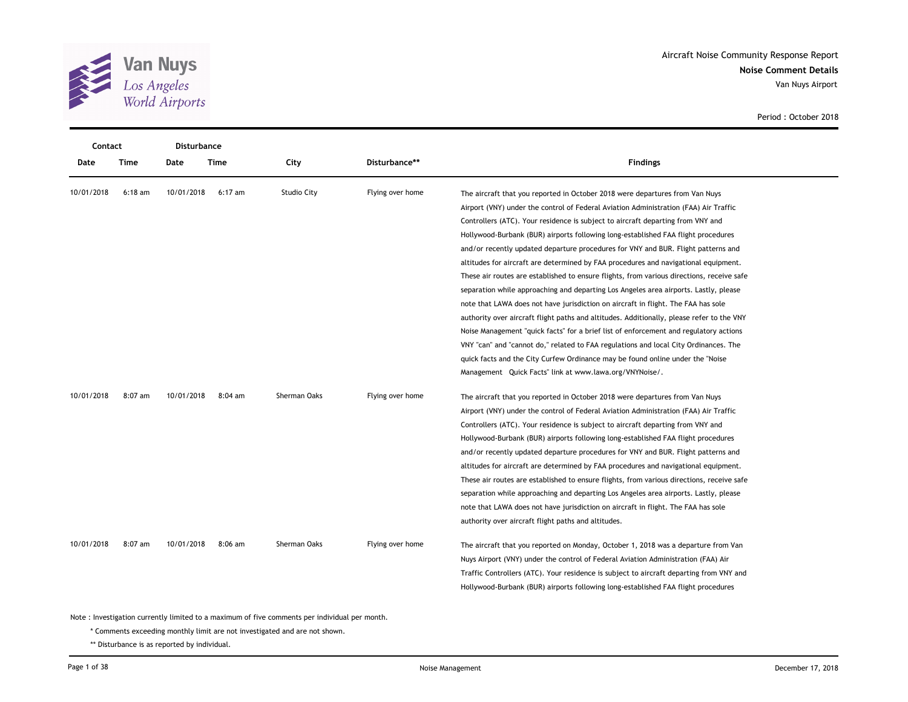Aircraft Noise Community Response Report

**Noise Comment Details**

Van Nuys Airport

Period : October 2018

| Contact Date | Contact Time | Disturbance Date | Disturbance Time | City | Disturbance** | Findings |
|---|---|---|---|---|---|---|
| 10/01/2018 | 6:18 am | 10/01/2018 | 6:17 am | Studio City | Flying over home | The aircraft that you reported in October 2018 were departures from Van Nuys Airport (VNY) under the control of Federal Aviation Administration (FAA) Air Traffic Controllers (ATC). Your residence is subject to aircraft departing from VNY and Hollywood-Burbank (BUR) airports following long-established FAA flight procedures and/or recently updated departure procedures for VNY and BUR. Flight patterns and altitudes for aircraft are determined by FAA procedures and navigational equipment. These air routes are established to ensure flights, from various directions, receive safe separation while approaching and departing Los Angeles area airports. Lastly, please note that LAWA does not have jurisdiction on aircraft in flight. The FAA has sole authority over aircraft flight paths and altitudes. Additionally, please refer to the VNY Noise Management "quick facts" for a brief list of enforcement and regulatory actions VNY "can" and "cannot do," related to FAA regulations and local City Ordinances. The quick facts and the City Curfew Ordinance may be found online under the "Noise Management Quick Facts" link at www.lawa.org/VNYNoise/. |
| 10/01/2018 | 8:07 am | 10/01/2018 | 8:04 am | Sherman Oaks | Flying over home | The aircraft that you reported in October 2018 were departures from Van Nuys Airport (VNY) under the control of Federal Aviation Administration (FAA) Air Traffic Controllers (ATC). Your residence is subject to aircraft departing from VNY and Hollywood-Burbank (BUR) airports following long-established FAA flight procedures and/or recently updated departure procedures for VNY and BUR. Flight patterns and altitudes for aircraft are determined by FAA procedures and navigational equipment. These air routes are established to ensure flights, from various directions, receive safe separation while approaching and departing Los Angeles area airports. Lastly, please note that LAWA does not have jurisdiction on aircraft in flight. The FAA has sole authority over aircraft flight paths and altitudes. |
| 10/01/2018 | 8:07 am | 10/01/2018 | 8:06 am | Sherman Oaks | Flying over home | The aircraft that you reported on Monday, October 1, 2018 was a departure from Van Nuys Airport (VNY) under the control of Federal Aviation Administration (FAA) Air Traffic Controllers (ATC). Your residence is subject to aircraft departing from VNY and Hollywood-Burbank (BUR) airports following long-established FAA flight procedures |

Note : Investigation currently limited to a maximum of five comments per individual per month.

\* Comments exceeding monthly limit are not investigated and are not shown.

\*\* Disturbance is as reported by individual.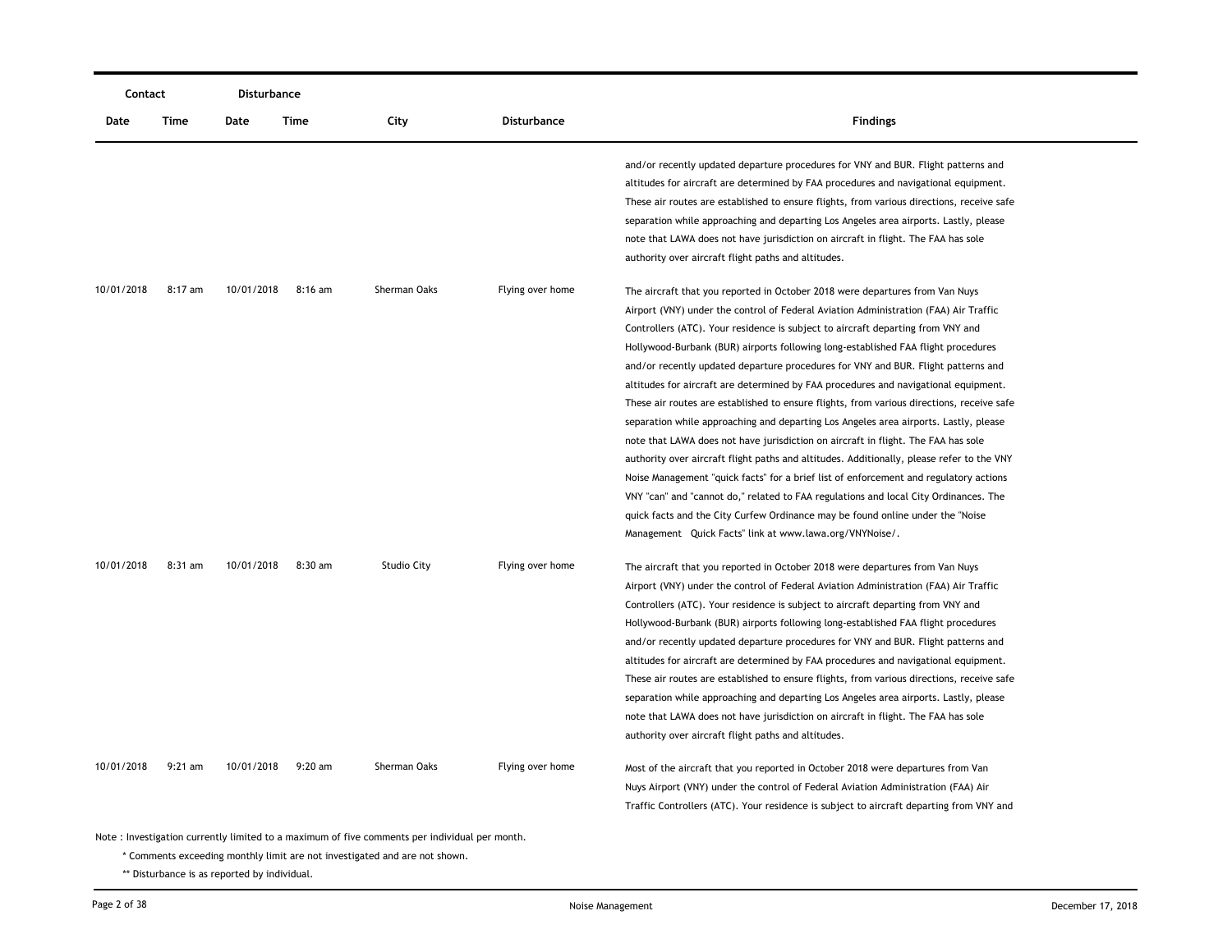| Contact | | Disturbance | | | | |
|---|---|---|---|---|---|---|
| Date | Time | Date | Time | City | Disturbance | Findings |
| | | | | | | and/or recently updated departure procedures for VNY and BUR. Flight patterns and altitudes for aircraft are determined by FAA procedures and navigational equipment. These air routes are established to ensure flights, from various directions, receive safe separation while approaching and departing Los Angeles area airports. Lastly, please note that LAWA does not have jurisdiction on aircraft in flight. The FAA has sole authority over aircraft flight paths and altitudes. |
| 10/01/2018 | 8:17 am | 10/01/2018 | 8:16 am | Sherman Oaks | Flying over home | The aircraft that you reported in October 2018 were departures from Van Nuys Airport (VNY) under the control of Federal Aviation Administration (FAA) Air Traffic Controllers (ATC). Your residence is subject to aircraft departing from VNY and Hollywood-Burbank (BUR) airports following long-established FAA flight procedures and/or recently updated departure procedures for VNY and BUR. Flight patterns and altitudes for aircraft are determined by FAA procedures and navigational equipment. These air routes are established to ensure flights, from various directions, receive safe separation while approaching and departing Los Angeles area airports. Lastly, please note that LAWA does not have jurisdiction on aircraft in flight. The FAA has sole authority over aircraft flight paths and altitudes. Additionally, please refer to the VNY Noise Management "quick facts" for a brief list of enforcement and regulatory actions VNY "can" and "cannot do," related to FAA regulations and local City Ordinances. The quick facts and the City Curfew Ordinance may be found online under the "Noise Management Quick Facts" link at www.lawa.org/VNYNoise/. |
| 10/01/2018 | 8:31 am | 10/01/2018 | 8:30 am | Studio City | Flying over home | The aircraft that you reported in October 2018 were departures from Van Nuys Airport (VNY) under the control of Federal Aviation Administration (FAA) Air Traffic Controllers (ATC). Your residence is subject to aircraft departing from VNY and Hollywood-Burbank (BUR) airports following long-established FAA flight procedures and/or recently updated departure procedures for VNY and BUR. Flight patterns and altitudes for aircraft are determined by FAA procedures and navigational equipment. These air routes are established to ensure flights, from various directions, receive safe separation while approaching and departing Los Angeles area airports. Lastly, please note that LAWA does not have jurisdiction on aircraft in flight. The FAA has sole authority over aircraft flight paths and altitudes. |
| 10/01/2018 | 9:21 am | 10/01/2018 | 9:20 am | Sherman Oaks | Flying over home | Most of the aircraft that you reported in October 2018 were departures from Van Nuys Airport (VNY) under the control of Federal Aviation Administration (FAA) Air Traffic Controllers (ATC). Your residence is subject to aircraft departing from VNY and |

Note : Investigation currently limited to a maximum of five comments per individual per month.

\* Comments exceeding monthly limit are not investigated and are not shown.

\** Disturbance is as reported by individual.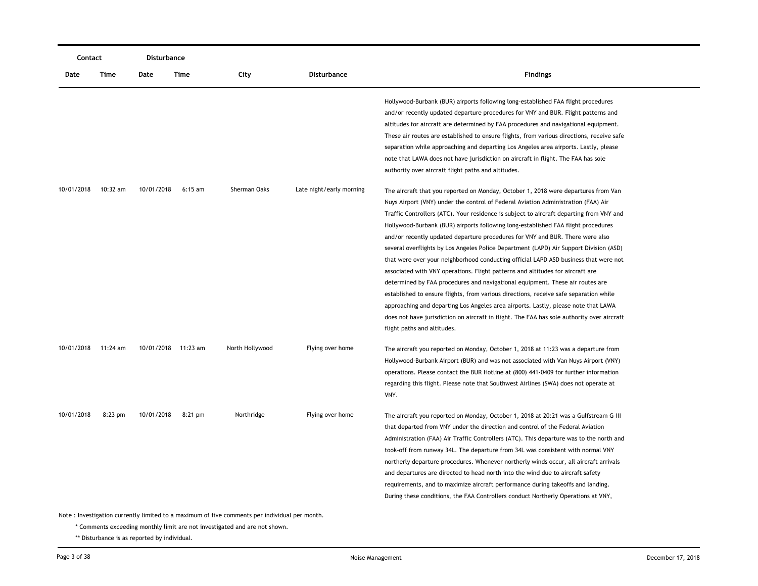| Contact | | Disturbance | | | | |
|---|---|---|---|---|---|---|
| Date | Time | Date | Time | City | Disturbance | Findings |
| | | | | | | Hollywood-Burbank (BUR) airports following long-established FAA flight procedures and/or recently updated departure procedures for VNY and BUR. Flight patterns and altitudes for aircraft are determined by FAA procedures and navigational equipment. These air routes are established to ensure flights, from various directions, receive safe separation while approaching and departing Los Angeles area airports. Lastly, please note that LAWA does not have jurisdiction on aircraft in flight. The FAA has sole authority over aircraft flight paths and altitudes. |
| 10/01/2018 | 10:32 am | 10/01/2018 | 6:15 am | Sherman Oaks | Late night/early morning | The aircraft that you reported on Monday, October 1, 2018 were departures from Van Nuys Airport (VNY) under the control of Federal Aviation Administration (FAA) Air Traffic Controllers (ATC). Your residence is subject to aircraft departing from VNY and Hollywood-Burbank (BUR) airports following long-established FAA flight procedures and/or recently updated departure procedures for VNY and BUR. There were also several overflights by Los Angeles Police Department (LAPD) Air Support Division (ASD) that were over your neighborhood conducting official LAPD ASD business that were not associated with VNY operations. Flight patterns and altitudes for aircraft are determined by FAA procedures and navigational equipment. These air routes are established to ensure flights, from various directions, receive safe separation while approaching and departing Los Angeles area airports. Lastly, please note that LAWA does not have jurisdiction on aircraft in flight. The FAA has sole authority over aircraft flight paths and altitudes. |
| 10/01/2018 | 11:24 am | 10/01/2018 | 11:23 am | North Hollywood | Flying over home | The aircraft you reported on Monday, October 1, 2018 at 11:23 was a departure from Hollywood-Burbank Airport (BUR) and was not associated with Van Nuys Airport (VNY) operations. Please contact the BUR Hotline at (800) 441-0409 for further information regarding this flight. Please note that Southwest Airlines (SWA) does not operate at VNY. |
| 10/01/2018 | 8:23 pm | 10/01/2018 | 8:21 pm | Northridge | Flying over home | The aircraft you reported on Monday, October 1, 2018 at 20:21 was a Gulfstream G-III that departed from VNY under the direction and control of the Federal Aviation Administration (FAA) Air Traffic Controllers (ATC). This departure was to the north and took-off from runway 34L. The departure from 34L was consistent with normal VNY northerly departure procedures. Whenever northerly winds occur, all aircraft arrivals and departures are directed to head north into the wind due to aircraft safety requirements, and to maximize aircraft performance during takeoffs and landing. During these conditions, the FAA Controllers conduct Northerly Operations at VNY, |

Note : Investigation currently limited to a maximum of five comments per individual per month.

\* Comments exceeding monthly limit are not investigated and are not shown.

\*\* Disturbance is as reported by individual.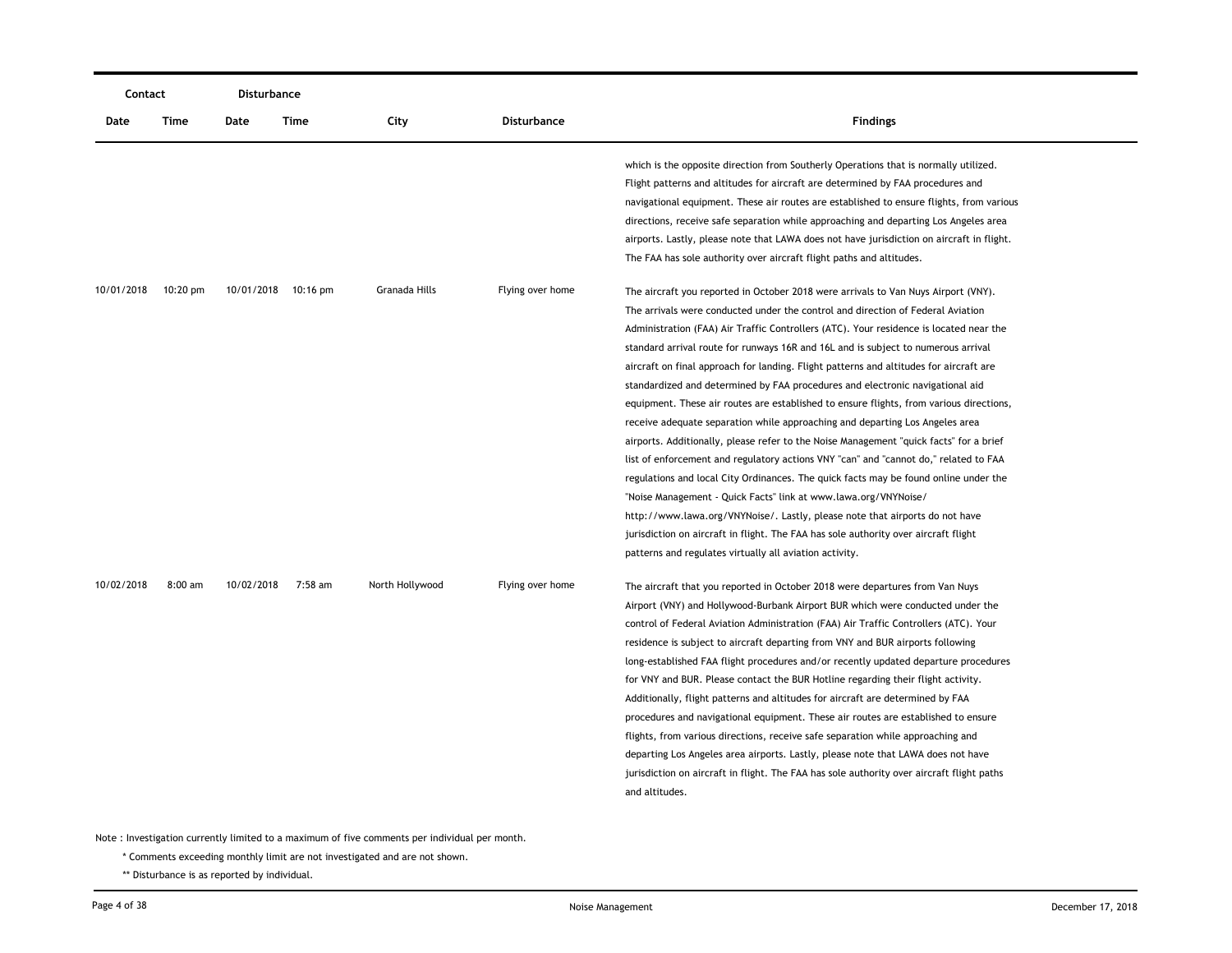| Contact | | Disturbance | | | | |
|---|---|---|---|---|---|---|
| Date | Time | Date | Time | City | Disturbance | Findings |
| | | | | | | which is the opposite direction from Southerly Operations that is normally utilized. Flight patterns and altitudes for aircraft are determined by FAA procedures and navigational equipment. These air routes are established to ensure flights, from various directions, receive safe separation while approaching and departing Los Angeles area airports. Lastly, please note that LAWA does not have jurisdiction on aircraft in flight. The FAA has sole authority over aircraft flight paths and altitudes. |
| 10/01/2018 | 10:20 pm | 10/01/2018 | 10:16 pm | Granada Hills | Flying over home | The aircraft you reported in October 2018 were arrivals to Van Nuys Airport (VNY). The arrivals were conducted under the control and direction of Federal Aviation Administration (FAA) Air Traffic Controllers (ATC). Your residence is located near the standard arrival route for runways 16R and 16L and is subject to numerous arrival aircraft on final approach for landing. Flight patterns and altitudes for aircraft are standardized and determined by FAA procedures and electronic navigational aid equipment. These air routes are established to ensure flights, from various directions, receive adequate separation while approaching and departing Los Angeles area airports. Additionally, please refer to the Noise Management "quick facts" for a brief list of enforcement and regulatory actions VNY "can" and "cannot do," related to FAA regulations and local City Ordinances. The quick facts may be found online under the "Noise Management - Quick Facts" link at www.lawa.org/VNYNoise/ http://www.lawa.org/VNYNoise/. Lastly, please note that airports do not have jurisdiction on aircraft in flight. The FAA has sole authority over aircraft flight patterns and regulates virtually all aviation activity. |
| 10/02/2018 | 8:00 am | 10/02/2018 | 7:58 am | North Hollywood | Flying over home | The aircraft that you reported in October 2018 were departures from Van Nuys Airport (VNY) and Hollywood-Burbank Airport BUR which were conducted under the control of Federal Aviation Administration (FAA) Air Traffic Controllers (ATC). Your residence is subject to aircraft departing from VNY and BUR airports following long-established FAA flight procedures and/or recently updated departure procedures for VNY and BUR. Please contact the BUR Hotline regarding their flight activity. Additionally, flight patterns and altitudes for aircraft are determined by FAA procedures and navigational equipment. These air routes are established to ensure flights, from various directions, receive safe separation while approaching and departing Los Angeles area airports. Lastly, please note that LAWA does not have jurisdiction on aircraft in flight. The FAA has sole authority over aircraft flight paths and altitudes. |

Note : Investigation currently limited to a maximum of five comments per individual per month.

\* Comments exceeding monthly limit are not investigated and are not shown.

\*\* Disturbance is as reported by individual.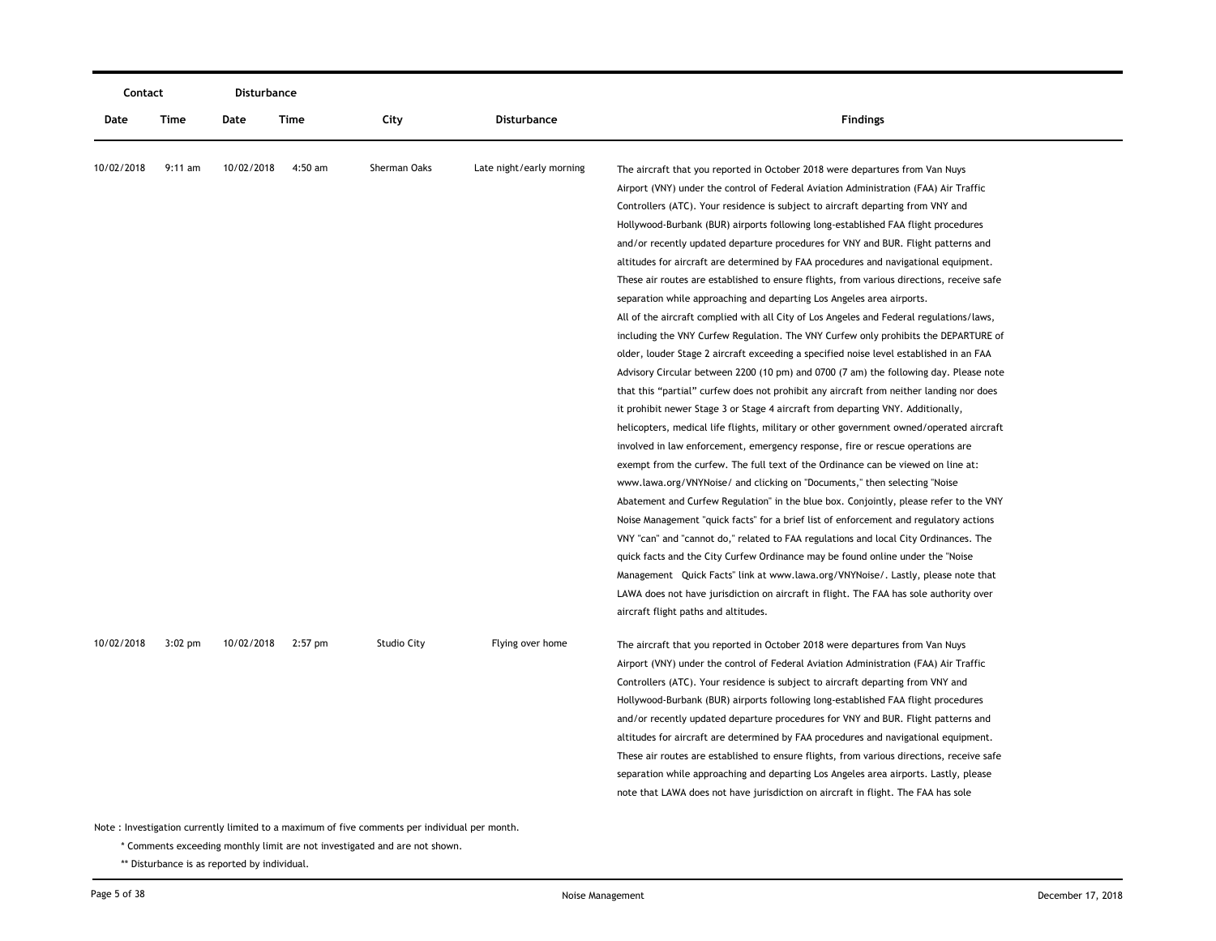| Contact | | Disturbance | | | | |
|---|---|---|---|---|---|---|
| Date | Time | Date | Time | City | Disturbance | Findings |
| 10/02/2018 | 9:11 am | 10/02/2018 | 4:50 am | Sherman Oaks | Late night/early morning | The aircraft that you reported in October 2018 were departures from Van Nuys Airport (VNY) under the control of Federal Aviation Administration (FAA) Air Traffic Controllers (ATC). Your residence is subject to aircraft departing from VNY and Hollywood-Burbank (BUR) airports following long-established FAA flight procedures and/or recently updated departure procedures for VNY and BUR. Flight patterns and altitudes for aircraft are determined by FAA procedures and navigational equipment. These air routes are established to ensure flights, from various directions, receive safe separation while approaching and departing Los Angeles area airports.<br>All of the aircraft complied with all City of Los Angeles and Federal regulations/laws, including the VNY Curfew Regulation. The VNY Curfew only prohibits the DEPARTURE of older, louder Stage 2 aircraft exceeding a specified noise level established in an FAA Advisory Circular between 2200 (10 pm) and 0700 (7 am) the following day. Please note that this "partial" curfew does not prohibit any aircraft from neither landing nor does it prohibit newer Stage 3 or Stage 4 aircraft from departing VNY. Additionally, helicopters, medical life flights, military or other government owned/operated aircraft involved in law enforcement, emergency response, fire or rescue operations are exempt from the curfew. The full text of the Ordinance can be viewed on line at: www.lawa.org/VNYNoise/ and clicking on "Documents," then selecting "Noise Abatement and Curfew Regulation" in the blue box. Conjointly, please refer to the VNY Noise Management "quick facts" for a brief list of enforcement and regulatory actions VNY "can" and "cannot do," related to FAA regulations and local City Ordinances. The quick facts and the City Curfew Ordinance may be found online under the "Noise Management Quick Facts" link at www.lawa.org/VNYNoise/. Lastly, please note that LAWA does not have jurisdiction on aircraft in flight. The FAA has sole authority over aircraft flight paths and altitudes. |
| 10/02/2018 | 3:02 pm | 10/02/2018 | 2:57 pm | Studio City | Flying over home | The aircraft that you reported in October 2018 were departures from Van Nuys Airport (VNY) under the control of Federal Aviation Administration (FAA) Air Traffic Controllers (ATC). Your residence is subject to aircraft departing from VNY and Hollywood-Burbank (BUR) airports following long-established FAA flight procedures and/or recently updated departure procedures for VNY and BUR. Flight patterns and altitudes for aircraft are determined by FAA procedures and navigational equipment. These air routes are established to ensure flights, from various directions, receive safe separation while approaching and departing Los Angeles area airports. Lastly, please note that LAWA does not have jurisdiction on aircraft in flight. The FAA has sole |

Note : Investigation currently limited to a maximum of five comments per individual per month.

* Comments exceeding monthly limit are not investigated and are not shown.

** Disturbance is as reported by individual.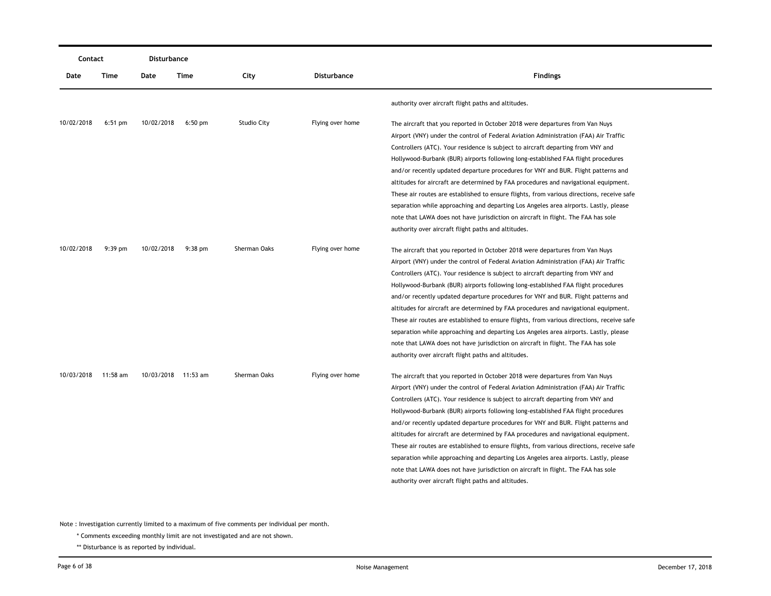| Contact | | Disturbance | | | | |
|---|---|---|---|---|---|---|
| Date | Time | Date | Time | City | Disturbance | Findings |
| | | | | | | authority over aircraft flight paths and altitudes. |
| 10/02/2018 | 6:51 pm | 10/02/2018 | 6:50 pm | Studio City | Flying over home | The aircraft that you reported in October 2018 were departures from Van Nuys Airport (VNY) under the control of Federal Aviation Administration (FAA) Air Traffic Controllers (ATC). Your residence is subject to aircraft departing from VNY and Hollywood-Burbank (BUR) airports following long-established FAA flight procedures and/or recently updated departure procedures for VNY and BUR. Flight patterns and altitudes for aircraft are determined by FAA procedures and navigational equipment. These air routes are established to ensure flights, from various directions, receive safe separation while approaching and departing Los Angeles area airports. Lastly, please note that LAWA does not have jurisdiction on aircraft in flight. The FAA has sole authority over aircraft flight paths and altitudes. |
| 10/02/2018 | 9:39 pm | 10/02/2018 | 9:38 pm | Sherman Oaks | Flying over home | The aircraft that you reported in October 2018 were departures from Van Nuys Airport (VNY) under the control of Federal Aviation Administration (FAA) Air Traffic Controllers (ATC). Your residence is subject to aircraft departing from VNY and Hollywood-Burbank (BUR) airports following long-established FAA flight procedures and/or recently updated departure procedures for VNY and BUR. Flight patterns and altitudes for aircraft are determined by FAA procedures and navigational equipment. These air routes are established to ensure flights, from various directions, receive safe separation while approaching and departing Los Angeles area airports. Lastly, please note that LAWA does not have jurisdiction on aircraft in flight. The FAA has sole authority over aircraft flight paths and altitudes. |
| 10/03/2018 | 11:58 am | 10/03/2018 | 11:53 am | Sherman Oaks | Flying over home | The aircraft that you reported in October 2018 were departures from Van Nuys Airport (VNY) under the control of Federal Aviation Administration (FAA) Air Traffic Controllers (ATC). Your residence is subject to aircraft departing from VNY and Hollywood-Burbank (BUR) airports following long-established FAA flight procedures and/or recently updated departure procedures for VNY and BUR. Flight patterns and altitudes for aircraft are determined by FAA procedures and navigational equipment. These air routes are established to ensure flights, from various directions, receive safe separation while approaching and departing Los Angeles area airports. Lastly, please note that LAWA does not have jurisdiction on aircraft in flight. The FAA has sole authority over aircraft flight paths and altitudes. |

Note : Investigation currently limited to a maximum of five comments per individual per month.

\* Comments exceeding monthly limit are not investigated and are not shown.

\*\* Disturbance is as reported by individual.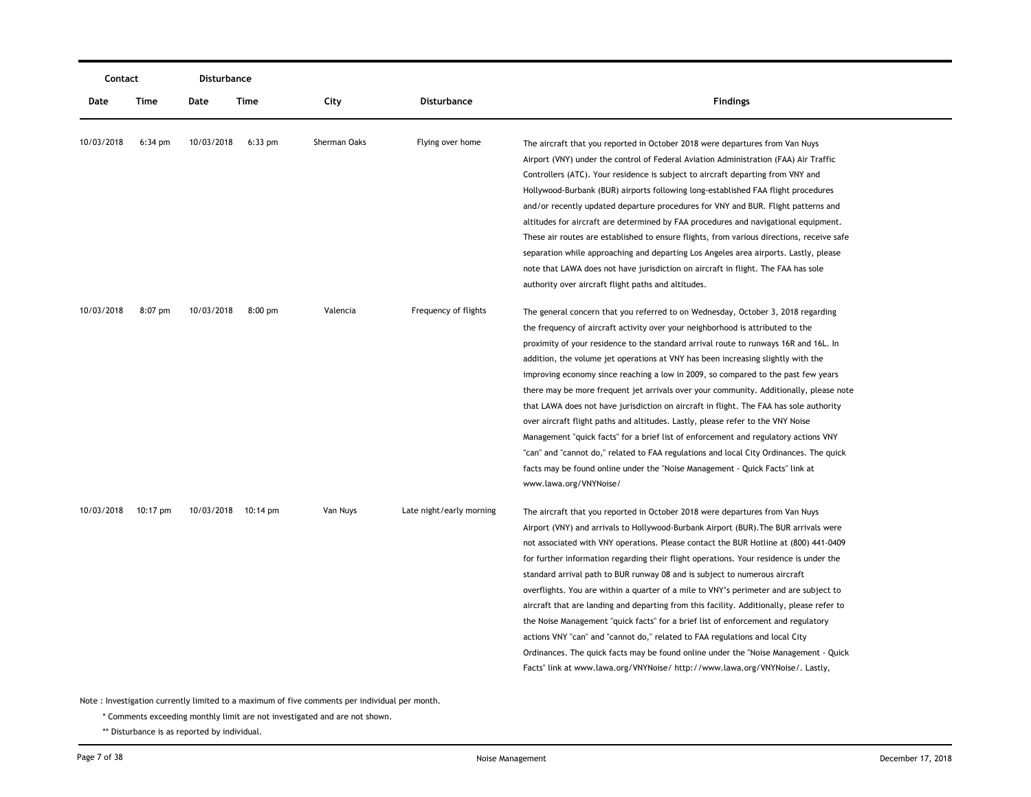| Contact | | Disturbance | | | | |
|---|---|---|---|---|---|---|
| Date | Time | Date | Time | City | Disturbance | Findings |
| 10/03/2018 | 6:34 pm | 10/03/2018 | 6:33 pm | Sherman Oaks | Flying over home | The aircraft that you reported in October 2018 were departures from Van Nuys Airport (VNY) under the control of Federal Aviation Administration (FAA) Air Traffic Controllers (ATC). Your residence is subject to aircraft departing from VNY and Hollywood-Burbank (BUR) airports following long-established FAA flight procedures and/or recently updated departure procedures for VNY and BUR. Flight patterns and altitudes for aircraft are determined by FAA procedures and navigational equipment. These air routes are established to ensure flights, from various directions, receive safe separation while approaching and departing Los Angeles area airports. Lastly, please note that LAWA does not have jurisdiction on aircraft in flight. The FAA has sole authority over aircraft flight paths and altitudes. |
| 10/03/2018 | 8:07 pm | 10/03/2018 | 8:00 pm | Valencia | Frequency of flights | The general concern that you referred to on Wednesday, October 3, 2018 regarding the frequency of aircraft activity over your neighborhood is attributed to the proximity of your residence to the standard arrival route to runways 16R and 16L. In addition, the volume jet operations at VNY has been increasing slightly with the improving economy since reaching a low in 2009, so compared to the past few years there may be more frequent jet arrivals over your community. Additionally, please note that LAWA does not have jurisdiction on aircraft in flight. The FAA has sole authority over aircraft flight paths and altitudes. Lastly, please refer to the VNY Noise Management "quick facts" for a brief list of enforcement and regulatory actions VNY "can" and "cannot do," related to FAA regulations and local City Ordinances. The quick facts may be found online under the "Noise Management - Quick Facts" link at www.lawa.org/VNYNoise/ |
| 10/03/2018 | 10:17 pm | 10/03/2018 | 10:14 pm | Van Nuys | Late night/early morning | The aircraft that you reported in October 2018 were departures from Van Nuys Airport (VNY) and arrivals to Hollywood-Burbank Airport (BUR).The BUR arrivals were not associated with VNY operations. Please contact the BUR Hotline at (800) 441-0409 for further information regarding their flight operations. Your residence is under the standard arrival path to BUR runway 08 and is subject to numerous aircraft overflights. You are within a quarter of a mile to VNY's perimeter and are subject to aircraft that are landing and departing from this facility. Additionally, please refer to the Noise Management "quick facts" for a brief list of enforcement and regulatory actions VNY "can" and "cannot do," related to FAA regulations and local City Ordinances. The quick facts may be found online under the "Noise Management - Quick Facts" link at www.lawa.org/VNYNoise/ http://www.lawa.org/VNYNoise/. Lastly, |

Note : Investigation currently limited to a maximum of five comments per individual per month.

\* Comments exceeding monthly limit are not investigated and are not shown.

\*\* Disturbance is as reported by individual.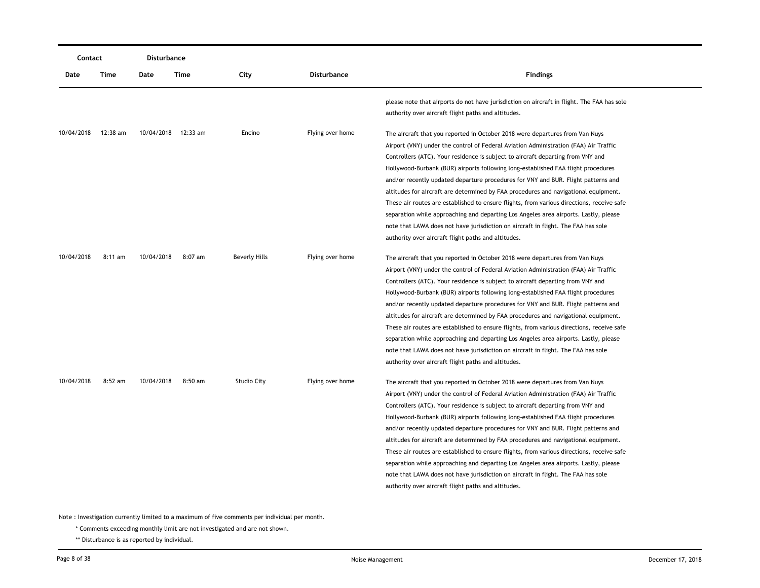| Contact | | Disturbance | | | | |
|---|---|---|---|---|---|---|
| Date | Time | Date | Time | City | Disturbance | Findings |
| | | | | | | please note that airports do not have jurisdiction on aircraft in flight. The FAA has sole authority over aircraft flight paths and altitudes. |
| 10/04/2018 | 12:38 am | 10/04/2018 | 12:33 am | Encino | Flying over home | The aircraft that you reported in October 2018 were departures from Van Nuys Airport (VNY) under the control of Federal Aviation Administration (FAA) Air Traffic Controllers (ATC). Your residence is subject to aircraft departing from VNY and Hollywood-Burbank (BUR) airports following long-established FAA flight procedures and/or recently updated departure procedures for VNY and BUR. Flight patterns and altitudes for aircraft are determined by FAA procedures and navigational equipment. These air routes are established to ensure flights, from various directions, receive safe separation while approaching and departing Los Angeles area airports. Lastly, please note that LAWA does not have jurisdiction on aircraft in flight. The FAA has sole authority over aircraft flight paths and altitudes. |
| 10/04/2018 | 8:11 am | 10/04/2018 | 8:07 am | Beverly Hills | Flying over home | The aircraft that you reported in October 2018 were departures from Van Nuys Airport (VNY) under the control of Federal Aviation Administration (FAA) Air Traffic Controllers (ATC). Your residence is subject to aircraft departing from VNY and Hollywood-Burbank (BUR) airports following long-established FAA flight procedures and/or recently updated departure procedures for VNY and BUR. Flight patterns and altitudes for aircraft are determined by FAA procedures and navigational equipment. These air routes are established to ensure flights, from various directions, receive safe separation while approaching and departing Los Angeles area airports. Lastly, please note that LAWA does not have jurisdiction on aircraft in flight. The FAA has sole authority over aircraft flight paths and altitudes. |
| 10/04/2018 | 8:52 am | 10/04/2018 | 8:50 am | Studio City | Flying over home | The aircraft that you reported in October 2018 were departures from Van Nuys Airport (VNY) under the control of Federal Aviation Administration (FAA) Air Traffic Controllers (ATC). Your residence is subject to aircraft departing from VNY and Hollywood-Burbank (BUR) airports following long-established FAA flight procedures and/or recently updated departure procedures for VNY and BUR. Flight patterns and altitudes for aircraft are determined by FAA procedures and navigational equipment. These air routes are established to ensure flights, from various directions, receive safe separation while approaching and departing Los Angeles area airports. Lastly, please note that LAWA does not have jurisdiction on aircraft in flight. The FAA has sole authority over aircraft flight paths and altitudes. |

Note : Investigation currently limited to a maximum of five comments per individual per month.

\* Comments exceeding monthly limit are not investigated and are not shown.

\*\* Disturbance is as reported by individual.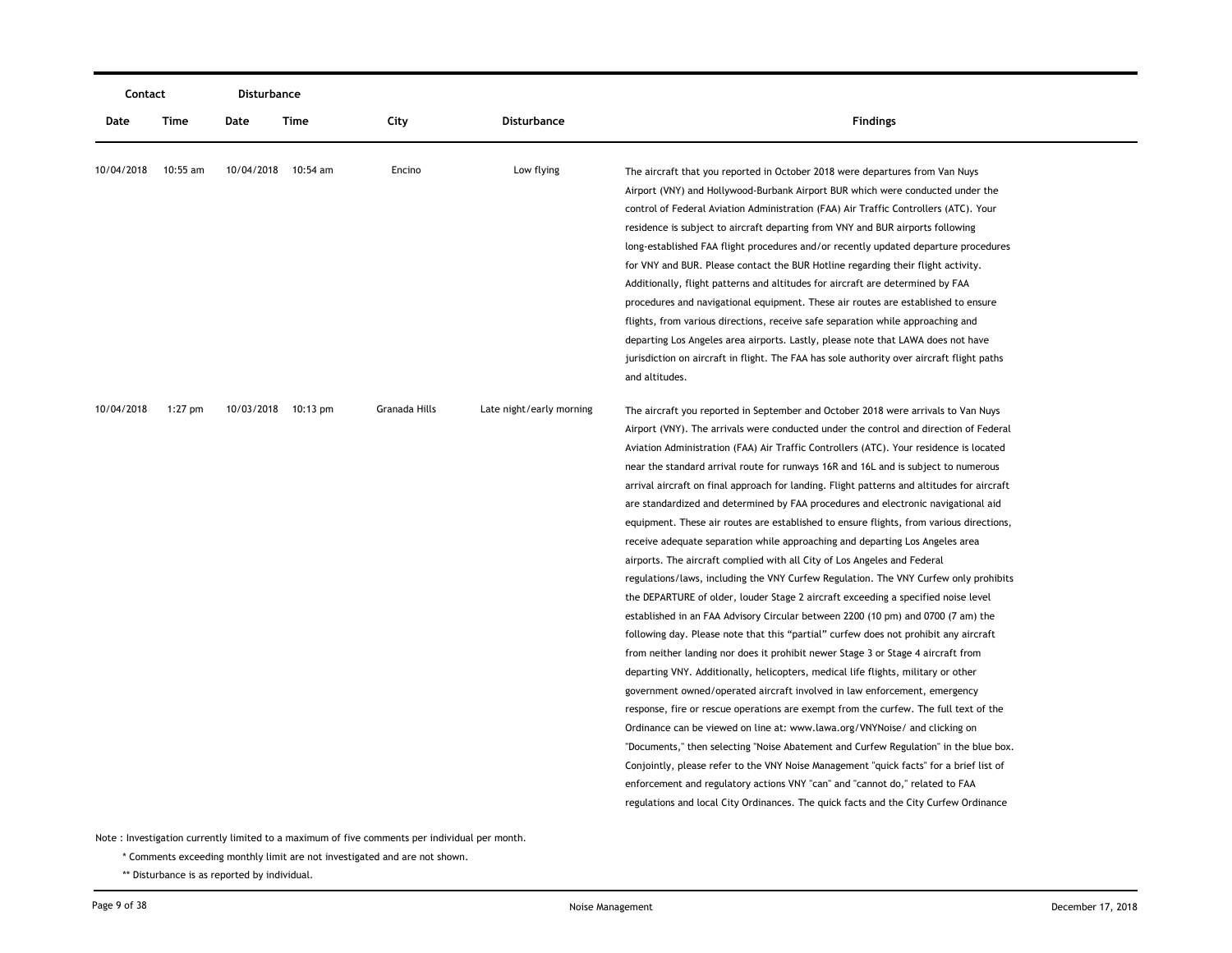| Contact | | Disturbance | | | | |
|---|---|---|---|---|---|---|
| Date | Time | Date | Time | City | Disturbance | Findings |
| 10/04/2018 | 10:55 am | 10/04/2018 | 10:54 am | Encino | Low flying | The aircraft that you reported in October 2018 were departures from Van Nuys Airport (VNY) and Hollywood-Burbank Airport BUR which were conducted under the control of Federal Aviation Administration (FAA) Air Traffic Controllers (ATC). Your residence is subject to aircraft departing from VNY and BUR airports following long-established FAA flight procedures and/or recently updated departure procedures for VNY and BUR. Please contact the BUR Hotline regarding their flight activity. Additionally, flight patterns and altitudes for aircraft are determined by FAA procedures and navigational equipment. These air routes are established to ensure flights, from various directions, receive safe separation while approaching and departing Los Angeles area airports. Lastly, please note that LAWA does not have jurisdiction on aircraft in flight. The FAA has sole authority over aircraft flight paths and altitudes. |
| 10/04/2018 | 1:27 pm | 10/03/2018 | 10:13 pm | Granada Hills | Late night/early morning | The aircraft you reported in September and October 2018 were arrivals to Van Nuys Airport (VNY). The arrivals were conducted under the control and direction of Federal Aviation Administration (FAA) Air Traffic Controllers (ATC). Your residence is located near the standard arrival route for runways 16R and 16L and is subject to numerous arrival aircraft on final approach for landing. Flight patterns and altitudes for aircraft are standardized and determined by FAA procedures and electronic navigational aid equipment. These air routes are established to ensure flights, from various directions, receive adequate separation while approaching and departing Los Angeles area airports. The aircraft complied with all City of Los Angeles and Federal regulations/laws, including the VNY Curfew Regulation. The VNY Curfew only prohibits the DEPARTURE of older, louder Stage 2 aircraft exceeding a specified noise level established in an FAA Advisory Circular between 2200 (10 pm) and 0700 (7 am) the following day. Please note that this "partial" curfew does not prohibit any aircraft from neither landing nor does it prohibit newer Stage 3 or Stage 4 aircraft from departing VNY. Additionally, helicopters, medical life flights, military or other government owned/operated aircraft involved in law enforcement, emergency response, fire or rescue operations are exempt from the curfew. The full text of the Ordinance can be viewed on line at: www.lawa.org/VNYNoise/ and clicking on "Documents," then selecting "Noise Abatement and Curfew Regulation" in the blue box. Conjointly, please refer to the VNY Noise Management "quick facts" for a brief list of enforcement and regulatory actions VNY "can" and "cannot do," related to FAA regulations and local City Ordinances. The quick facts and the City Curfew Ordinance |

Note : Investigation currently limited to a maximum of five comments per individual per month.

\* Comments exceeding monthly limit are not investigated and are not shown.

\** Disturbance is as reported by individual.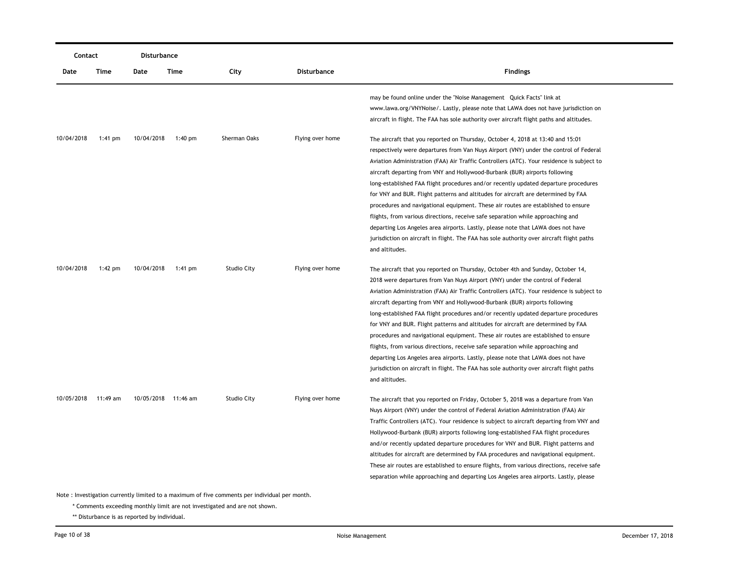| Contact | | Disturbance | | | | |
|---|---|---|---|---|---|---|
| Date | Time | Date | Time | City | Disturbance | Findings |
| | | | | | | may be found online under the "Noise Management Quick Facts" link at www.lawa.org/VNYNoise/. Lastly, please note that LAWA does not have jurisdiction on aircraft in flight. The FAA has sole authority over aircraft flight paths and altitudes. |
| 10/04/2018 | 1:41 pm | 10/04/2018 | 1:40 pm | Sherman Oaks | Flying over home | The aircraft that you reported on Thursday, October 4, 2018 at 13:40 and 15:01 respectively were departures from Van Nuys Airport (VNY) under the control of Federal Aviation Administration (FAA) Air Traffic Controllers (ATC). Your residence is subject to aircraft departing from VNY and Hollywood-Burbank (BUR) airports following long-established FAA flight procedures and/or recently updated departure procedures for VNY and BUR. Flight patterns and altitudes for aircraft are determined by FAA procedures and navigational equipment. These air routes are established to ensure flights, from various directions, receive safe separation while approaching and departing Los Angeles area airports. Lastly, please note that LAWA does not have jurisdiction on aircraft in flight. The FAA has sole authority over aircraft flight paths and altitudes. |
| 10/04/2018 | 1:42 pm | 10/04/2018 | 1:41 pm | Studio City | Flying over home | The aircraft that you reported on Thursday, October 4th and Sunday, October 14, 2018 were departures from Van Nuys Airport (VNY) under the control of Federal Aviation Administration (FAA) Air Traffic Controllers (ATC). Your residence is subject to aircraft departing from VNY and Hollywood-Burbank (BUR) airports following long-established FAA flight procedures and/or recently updated departure procedures for VNY and BUR. Flight patterns and altitudes for aircraft are determined by FAA procedures and navigational equipment. These air routes are established to ensure flights, from various directions, receive safe separation while approaching and departing Los Angeles area airports. Lastly, please note that LAWA does not have jurisdiction on aircraft in flight. The FAA has sole authority over aircraft flight paths and altitudes. |
| 10/05/2018 | 11:49 am | 10/05/2018 | 11:46 am | Studio City | Flying over home | The aircraft that you reported on Friday, October 5, 2018 was a departure from Van Nuys Airport (VNY) under the control of Federal Aviation Administration (FAA) Air Traffic Controllers (ATC). Your residence is subject to aircraft departing from VNY and Hollywood-Burbank (BUR) airports following long-established FAA flight procedures and/or recently updated departure procedures for VNY and BUR. Flight patterns and altitudes for aircraft are determined by FAA procedures and navigational equipment. These air routes are established to ensure flights, from various directions, receive safe separation while approaching and departing Los Angeles area airports. Lastly, please |

Note : Investigation currently limited to a maximum of five comments per individual per month.

\* Comments exceeding monthly limit are not investigated and are not shown.

\*\* Disturbance is as reported by individual.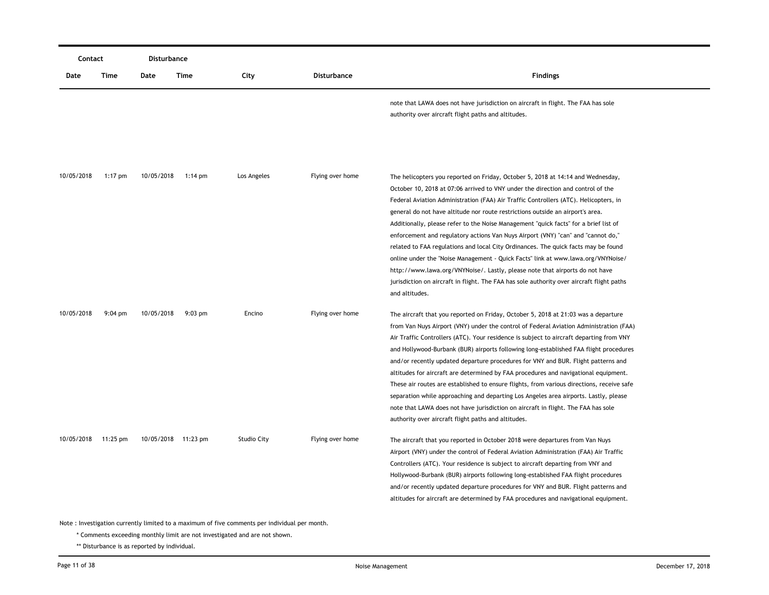| Contact | | Disturbance | | | | |
|---|---|---|---|---|---|---|
| Date | Time | Date | Time | City | Disturbance | Findings |
| | | | | | | note that LAWA does not have jurisdiction on aircraft in flight. The FAA has sole authority over aircraft flight paths and altitudes. |
| 10/05/2018 | 1:17 pm | 10/05/2018 | 1:14 pm | Los Angeles | Flying over home | The helicopters you reported on Friday, October 5, 2018 at 14:14 and Wednesday, October 10, 2018 at 07:06 arrived to VNY under the direction and control of the Federal Aviation Administration (FAA) Air Traffic Controllers (ATC). Helicopters, in general do not have altitude nor route restrictions outside an airport's area. Additionally, please refer to the Noise Management "quick facts" for a brief list of enforcement and regulatory actions Van Nuys Airport (VNY) "can" and "cannot do," related to FAA regulations and local City Ordinances. The quick facts may be found online under the "Noise Management - Quick Facts" link at www.lawa.org/VNYNoise/ http://www.lawa.org/VNYNoise/. Lastly, please note that airports do not have jurisdiction on aircraft in flight. The FAA has sole authority over aircraft flight paths and altitudes. |
| 10/05/2018 | 9:04 pm | 10/05/2018 | 9:03 pm | Encino | Flying over home | The aircraft that you reported on Friday, October 5, 2018 at 21:03 was a departure from Van Nuys Airport (VNY) under the control of Federal Aviation Administration (FAA) Air Traffic Controllers (ATC). Your residence is subject to aircraft departing from VNY and Hollywood-Burbank (BUR) airports following long-established FAA flight procedures and/or recently updated departure procedures for VNY and BUR. Flight patterns and altitudes for aircraft are determined by FAA procedures and navigational equipment. These air routes are established to ensure flights, from various directions, receive safe separation while approaching and departing Los Angeles area airports. Lastly, please note that LAWA does not have jurisdiction on aircraft in flight. The FAA has sole authority over aircraft flight paths and altitudes. |
| 10/05/2018 | 11:25 pm | 10/05/2018 | 11:23 pm | Studio City | Flying over home | The aircraft that you reported in October 2018 were departures from Van Nuys Airport (VNY) under the control of Federal Aviation Administration (FAA) Air Traffic Controllers (ATC). Your residence is subject to aircraft departing from VNY and Hollywood-Burbank (BUR) airports following long-established FAA flight procedures and/or recently updated departure procedures for VNY and BUR. Flight patterns and altitudes for aircraft are determined by FAA procedures and navigational equipment. |

Note : Investigation currently limited to a maximum of five comments per individual per month.

\* Comments exceeding monthly limit are not investigated and are not shown.

\*\* Disturbance is as reported by individual.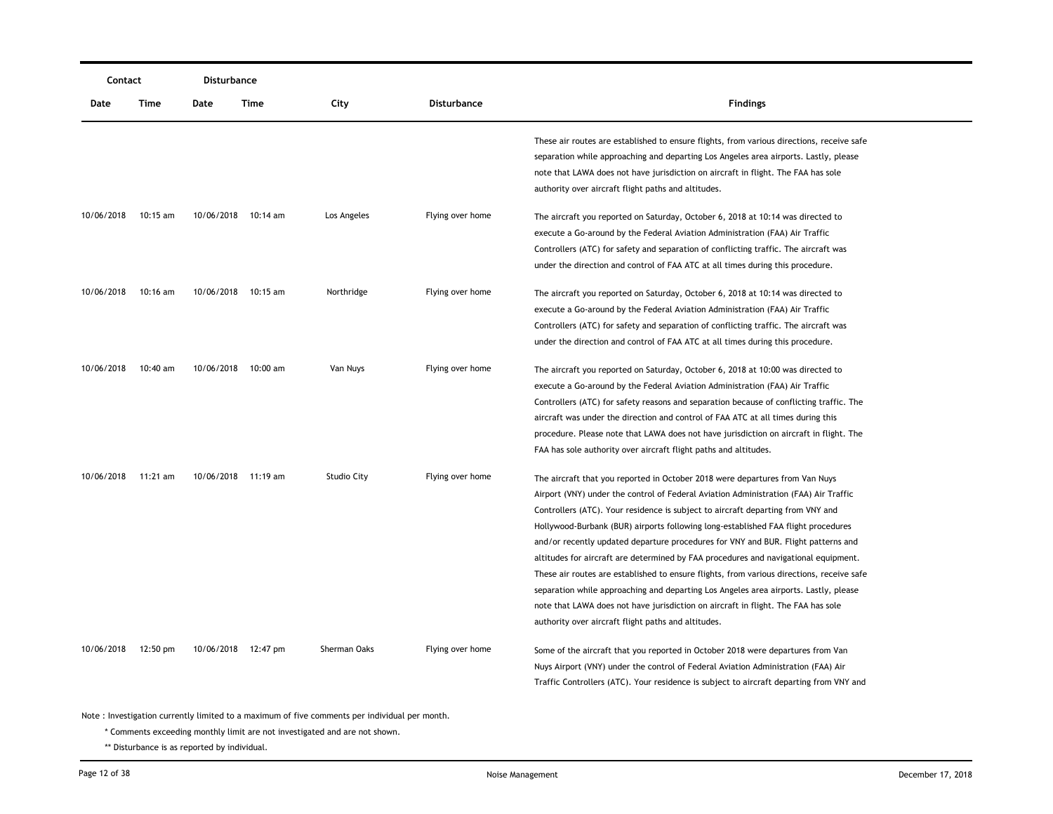| Contact | | Disturbance | | | | |
|---|---|---|---|---|---|---|
| Date | Time | Date | Time | City | Disturbance | Findings |
| | | | | | | These air routes are established to ensure flights, from various directions, receive safe separation while approaching and departing Los Angeles area airports. Lastly, please note that LAWA does not have jurisdiction on aircraft in flight. The FAA has sole authority over aircraft flight paths and altitudes. |
| 10/06/2018 | 10:15 am | 10/06/2018 | 10:14 am | Los Angeles | Flying over home | The aircraft you reported on Saturday, October 6, 2018 at 10:14 was directed to execute a Go-around by the Federal Aviation Administration (FAA) Air Traffic Controllers (ATC) for safety and separation of conflicting traffic. The aircraft was under the direction and control of FAA ATC at all times during this procedure. |
| 10/06/2018 | 10:16 am | 10/06/2018 | 10:15 am | Northridge | Flying over home | The aircraft you reported on Saturday, October 6, 2018 at 10:14 was directed to execute a Go-around by the Federal Aviation Administration (FAA) Air Traffic Controllers (ATC) for safety and separation of conflicting traffic. The aircraft was under the direction and control of FAA ATC at all times during this procedure. |
| 10/06/2018 | 10:40 am | 10/06/2018 | 10:00 am | Van Nuys | Flying over home | The aircraft you reported on Saturday, October 6, 2018 at 10:00 was directed to execute a Go-around by the Federal Aviation Administration (FAA) Air Traffic Controllers (ATC) for safety reasons and separation because of conflicting traffic. The aircraft was under the direction and control of FAA ATC at all times during this procedure. Please note that LAWA does not have jurisdiction on aircraft in flight. The FAA has sole authority over aircraft flight paths and altitudes. |
| 10/06/2018 | 11:21 am | 10/06/2018 | 11:19 am | Studio City | Flying over home | The aircraft that you reported in October 2018 were departures from Van Nuys Airport (VNY) under the control of Federal Aviation Administration (FAA) Air Traffic Controllers (ATC). Your residence is subject to aircraft departing from VNY and Hollywood-Burbank (BUR) airports following long-established FAA flight procedures and/or recently updated departure procedures for VNY and BUR. Flight patterns and altitudes for aircraft are determined by FAA procedures and navigational equipment. These air routes are established to ensure flights, from various directions, receive safe separation while approaching and departing Los Angeles area airports. Lastly, please note that LAWA does not have jurisdiction on aircraft in flight. The FAA has sole authority over aircraft flight paths and altitudes. |
| 10/06/2018 | 12:50 pm | 10/06/2018 | 12:47 pm | Sherman Oaks | Flying over home | Some of the aircraft that you reported in October 2018 were departures from Van Nuys Airport (VNY) under the control of Federal Aviation Administration (FAA) Air Traffic Controllers (ATC). Your residence is subject to aircraft departing from VNY and |

Note : Investigation currently limited to a maximum of five comments per individual per month.

\* Comments exceeding monthly limit are not investigated and are not shown.

\*\* Disturbance is as reported by individual.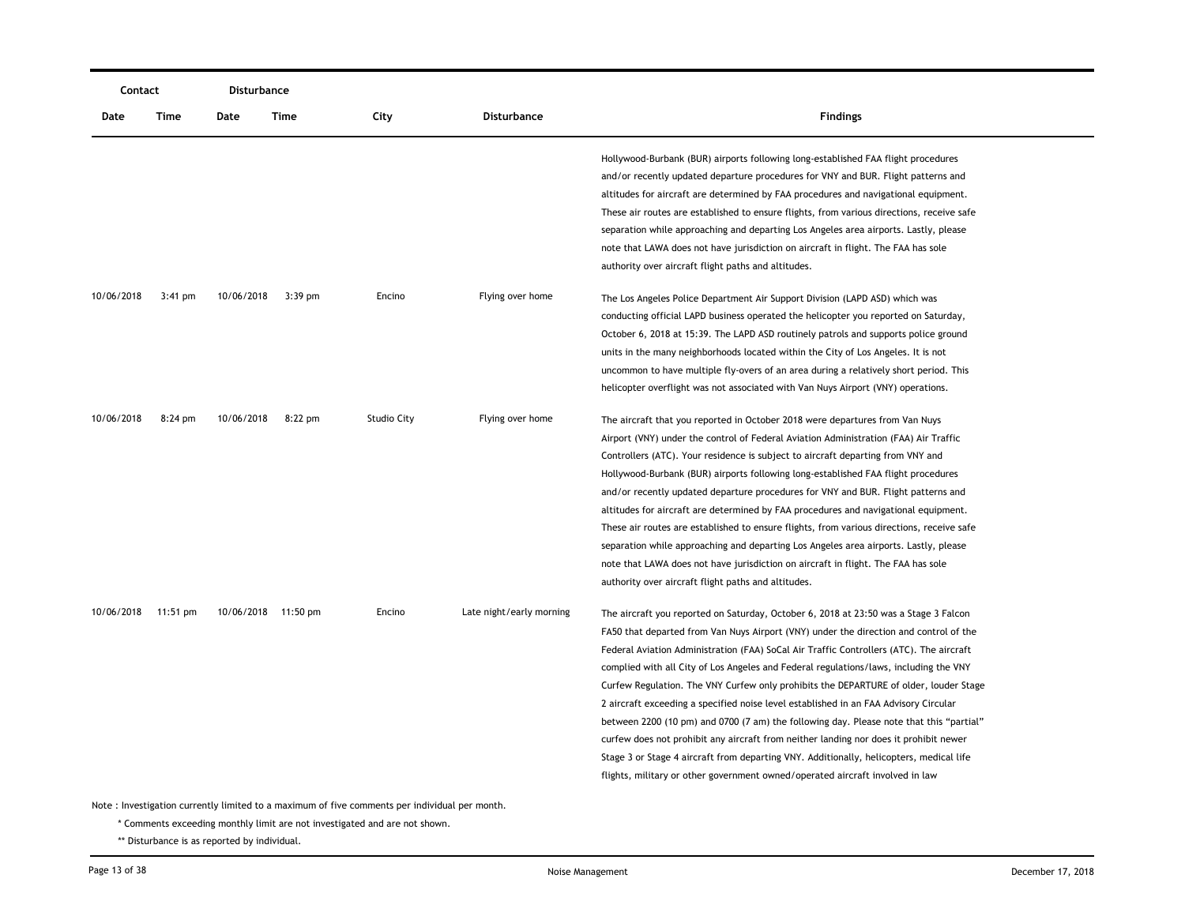| Contact | | Disturbance | | | | |
|---|---|---|---|---|---|---|
| Date | Time | Date | Time | City | Disturbance | Findings |
| | | | | | | Hollywood-Burbank (BUR) airports following long-established FAA flight procedures and/or recently updated departure procedures for VNY and BUR. Flight patterns and altitudes for aircraft are determined by FAA procedures and navigational equipment. These air routes are established to ensure flights, from various directions, receive safe separation while approaching and departing Los Angeles area airports. Lastly, please note that LAWA does not have jurisdiction on aircraft in flight. The FAA has sole authority over aircraft flight paths and altitudes. |
| 10/06/2018 | 3:41 pm | 10/06/2018 | 3:39 pm | Encino | Flying over home | The Los Angeles Police Department Air Support Division (LAPD ASD) which was conducting official LAPD business operated the helicopter you reported on Saturday, October 6, 2018 at 15:39. The LAPD ASD routinely patrols and supports police ground units in the many neighborhoods located within the City of Los Angeles. It is not uncommon to have multiple fly-overs of an area during a relatively short period. This helicopter overflight was not associated with Van Nuys Airport (VNY) operations. |
| 10/06/2018 | 8:24 pm | 10/06/2018 | 8:22 pm | Studio City | Flying over home | The aircraft that you reported in October 2018 were departures from Van Nuys Airport (VNY) under the control of Federal Aviation Administration (FAA) Air Traffic Controllers (ATC). Your residence is subject to aircraft departing from VNY and Hollywood-Burbank (BUR) airports following long-established FAA flight procedures and/or recently updated departure procedures for VNY and BUR. Flight patterns and altitudes for aircraft are determined by FAA procedures and navigational equipment. These air routes are established to ensure flights, from various directions, receive safe separation while approaching and departing Los Angeles area airports. Lastly, please note that LAWA does not have jurisdiction on aircraft in flight. The FAA has sole authority over aircraft flight paths and altitudes. |
| 10/06/2018 | 11:51 pm | 10/06/2018 | 11:50 pm | Encino | Late night/early morning | The aircraft you reported on Saturday, October 6, 2018 at 23:50 was a Stage 3 Falcon FA50 that departed from Van Nuys Airport (VNY) under the direction and control of the Federal Aviation Administration (FAA) SoCal Air Traffic Controllers (ATC). The aircraft complied with all City of Los Angeles and Federal regulations/laws, including the VNY Curfew Regulation. The VNY Curfew only prohibits the DEPARTURE of older, louder Stage 2 aircraft exceeding a specified noise level established in an FAA Advisory Circular between 2200 (10 pm) and 0700 (7 am) the following day. Please note that this "partial" curfew does not prohibit any aircraft from neither landing nor does it prohibit newer Stage 3 or Stage 4 aircraft from departing VNY. Additionally, helicopters, medical life flights, military or other government owned/operated aircraft involved in law |

Note : Investigation currently limited to a maximum of five comments per individual per month.

\* Comments exceeding monthly limit are not investigated and are not shown.

\*\* Disturbance is as reported by individual.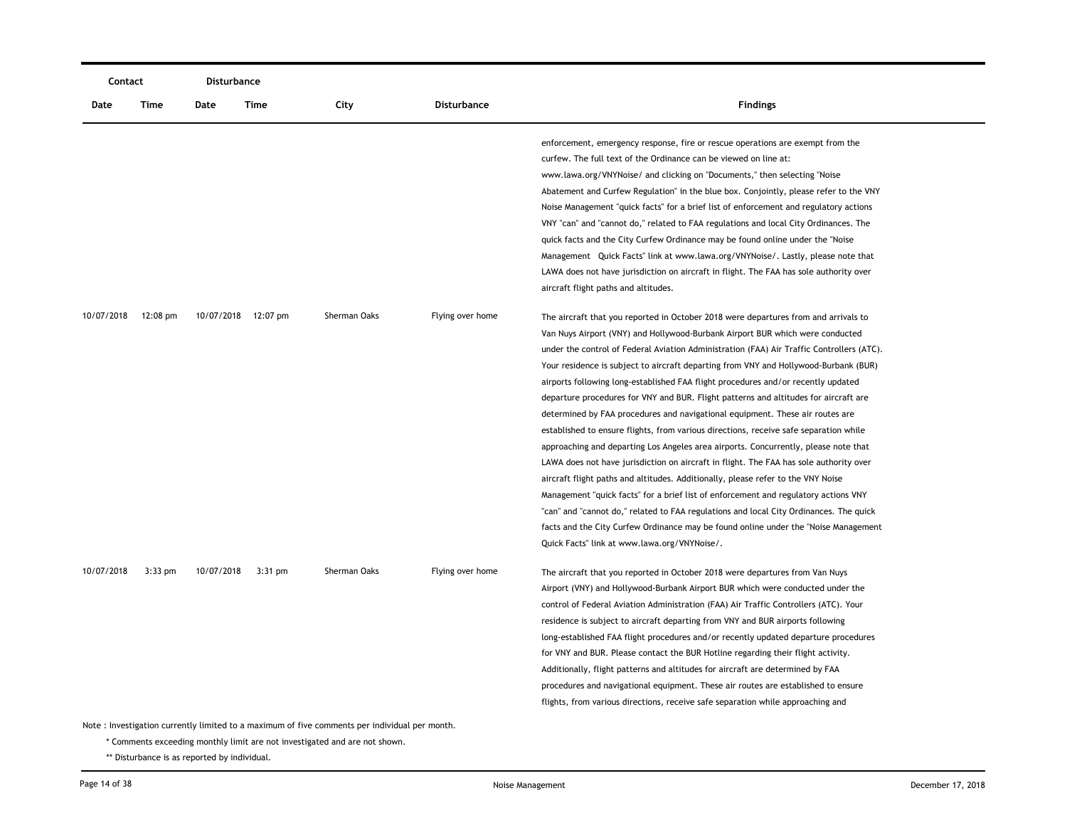| Contact | | Disturbance | | | | |
|---|---|---|---|---|---|---|
| Date | Time | Date | Time | City | Disturbance | Findings |
| | | | | | | enforcement, emergency response, fire or rescue operations are exempt from the curfew. The full text of the Ordinance can be viewed on line at: www.lawa.org/VNYNoise/ and clicking on "Documents," then selecting "Noise Abatement and Curfew Regulation" in the blue box. Conjointly, please refer to the VNY Noise Management "quick facts" for a brief list of enforcement and regulatory actions VNY "can" and "cannot do," related to FAA regulations and local City Ordinances. The quick facts and the City Curfew Ordinance may be found online under the "Noise Management Quick Facts" link at www.lawa.org/VNYNoise/. Lastly, please note that LAWA does not have jurisdiction on aircraft in flight. The FAA has sole authority over aircraft flight paths and altitudes. |
| 10/07/2018 | 12:08 pm | 10/07/2018 | 12:07 pm | Sherman Oaks | Flying over home | The aircraft that you reported in October 2018 were departures from and arrivals to Van Nuys Airport (VNY) and Hollywood-Burbank Airport BUR which were conducted under the control of Federal Aviation Administration (FAA) Air Traffic Controllers (ATC). Your residence is subject to aircraft departing from VNY and Hollywood-Burbank (BUR) airports following long-established FAA flight procedures and/or recently updated departure procedures for VNY and BUR. Flight patterns and altitudes for aircraft are determined by FAA procedures and navigational equipment. These air routes are established to ensure flights, from various directions, receive safe separation while approaching and departing Los Angeles area airports. Concurrently, please note that LAWA does not have jurisdiction on aircraft in flight. The FAA has sole authority over aircraft flight paths and altitudes. Additionally, please refer to the VNY Noise Management "quick facts" for a brief list of enforcement and regulatory actions VNY "can" and "cannot do," related to FAA regulations and local City Ordinances. The quick facts and the City Curfew Ordinance may be found online under the "Noise Management Quick Facts" link at www.lawa.org/VNYNoise/. |
| 10/07/2018 | 3:33 pm | 10/07/2018 | 3:31 pm | Sherman Oaks | Flying over home | The aircraft that you reported in October 2018 were departures from Van Nuys Airport (VNY) and Hollywood-Burbank Airport BUR which were conducted under the control of Federal Aviation Administration (FAA) Air Traffic Controllers (ATC). Your residence is subject to aircraft departing from VNY and BUR airports following long-established FAA flight procedures and/or recently updated departure procedures for VNY and BUR. Please contact the BUR Hotline regarding their flight activity. Additionally, flight patterns and altitudes for aircraft are determined by FAA procedures and navigational equipment. These air routes are established to ensure flights, from various directions, receive safe separation while approaching and |

Note : Investigation currently limited to a maximum of five comments per individual per month.

\* Comments exceeding monthly limit are not investigated and are not shown.

\*\* Disturbance is as reported by individual.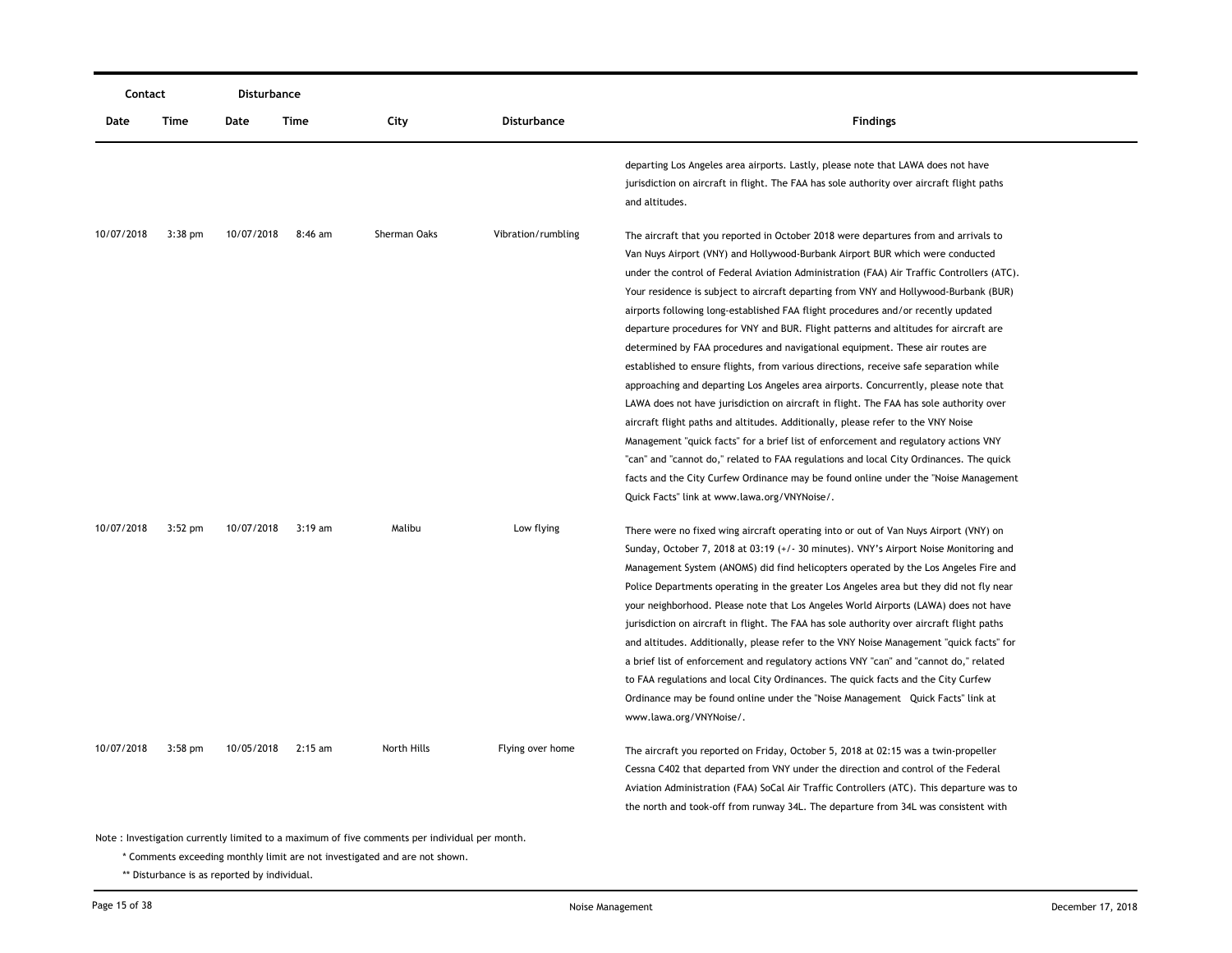| Contact | | Disturbance | | | | |
|---|---|---|---|---|---|---|
| Date | Time | Date | Time | City | Disturbance | Findings |
| | | | | | | departing Los Angeles area airports. Lastly, please note that LAWA does not have jurisdiction on aircraft in flight. The FAA has sole authority over aircraft flight paths and altitudes. |
| 10/07/2018 | 3:38 pm | 10/07/2018 | 8:46 am | Sherman Oaks | Vibration/rumbling | The aircraft that you reported in October 2018 were departures from and arrivals to Van Nuys Airport (VNY) and Hollywood-Burbank Airport BUR which were conducted under the control of Federal Aviation Administration (FAA) Air Traffic Controllers (ATC). Your residence is subject to aircraft departing from VNY and Hollywood-Burbank (BUR) airports following long-established FAA flight procedures and/or recently updated departure procedures for VNY and BUR. Flight patterns and altitudes for aircraft are determined by FAA procedures and navigational equipment. These air routes are established to ensure flights, from various directions, receive safe separation while approaching and departing Los Angeles area airports. Concurrently, please note that LAWA does not have jurisdiction on aircraft in flight. The FAA has sole authority over aircraft flight paths and altitudes. Additionally, please refer to the VNY Noise Management "quick facts" for a brief list of enforcement and regulatory actions VNY "can" and "cannot do," related to FAA regulations and local City Ordinances. The quick facts and the City Curfew Ordinance may be found online under the "Noise Management Quick Facts" link at www.lawa.org/VNYNoise/. |
| 10/07/2018 | 3:52 pm | 10/07/2018 | 3:19 am | Malibu | Low flying | There were no fixed wing aircraft operating into or out of Van Nuys Airport (VNY) on Sunday, October 7, 2018 at 03:19 (+/- 30 minutes). VNY's Airport Noise Monitoring and Management System (ANOMS) did find helicopters operated by the Los Angeles Fire and Police Departments operating in the greater Los Angeles area but they did not fly near your neighborhood. Please note that Los Angeles World Airports (LAWA) does not have jurisdiction on aircraft in flight. The FAA has sole authority over aircraft flight paths and altitudes. Additionally, please refer to the VNY Noise Management "quick facts" for a brief list of enforcement and regulatory actions VNY "can" and "cannot do," related to FAA regulations and local City Ordinances. The quick facts and the City Curfew Ordinance may be found online under the "Noise Management Quick Facts" link at www.lawa.org/VNYNoise/. |
| 10/07/2018 | 3:58 pm | 10/05/2018 | 2:15 am | North Hills | Flying over home | The aircraft you reported on Friday, October 5, 2018 at 02:15 was a twin-propeller Cessna C402 that departed from VNY under the direction and control of the Federal Aviation Administration (FAA) SoCal Air Traffic Controllers (ATC). This departure was to the north and took-off from runway 34L. The departure from 34L was consistent with |

Note : Investigation currently limited to a maximum of five comments per individual per month.

\* Comments exceeding monthly limit are not investigated and are not shown.

\*\* Disturbance is as reported by individual.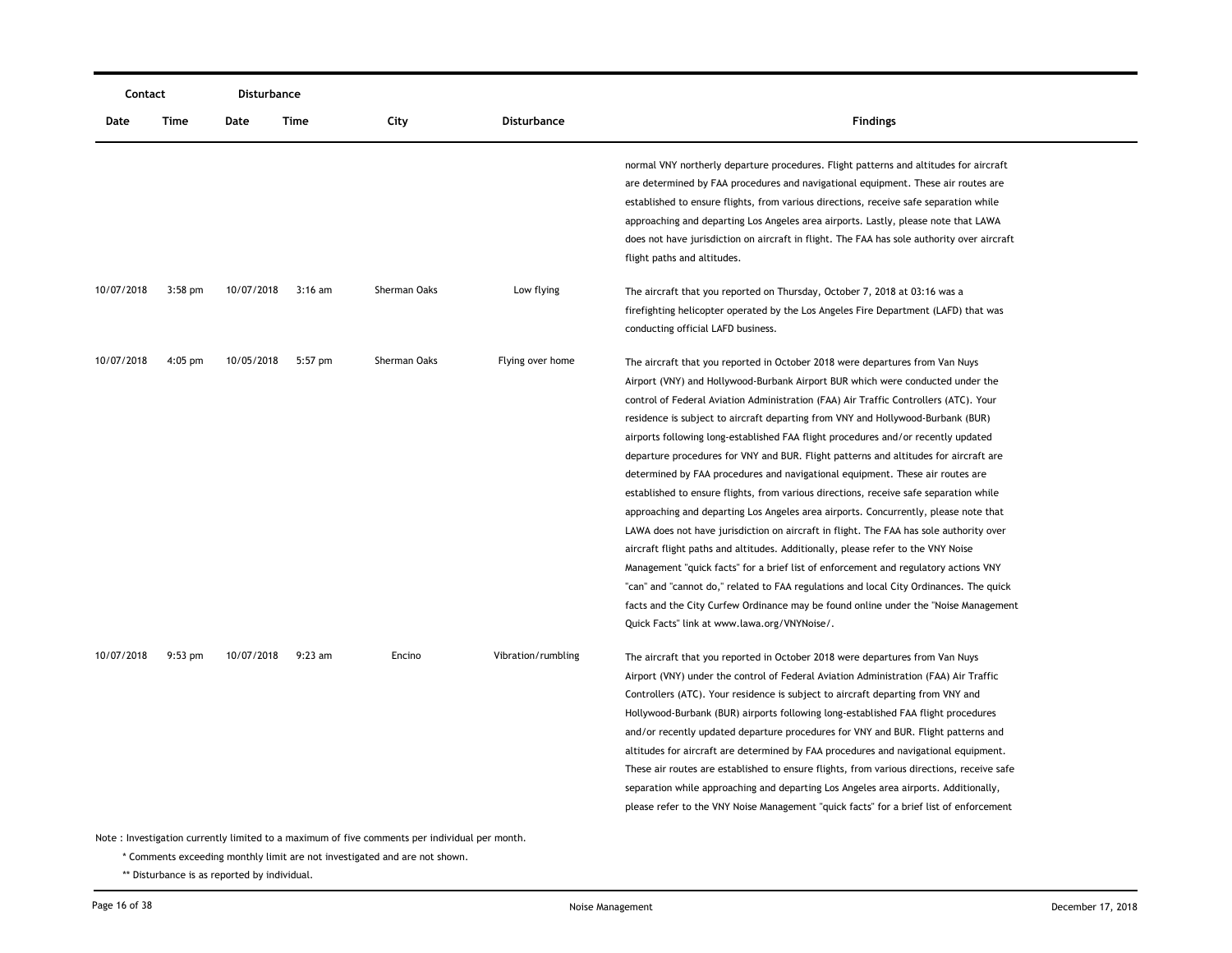| Contact | | Disturbance | | | | |
|---|---|---|---|---|---|---|
| Date | Time | Date | Time | City | Disturbance | Findings |
| | | | | | | normal VNY northerly departure procedures. Flight patterns and altitudes for aircraft are determined by FAA procedures and navigational equipment. These air routes are established to ensure flights, from various directions, receive safe separation while approaching and departing Los Angeles area airports. Lastly, please note that LAWA does not have jurisdiction on aircraft in flight. The FAA has sole authority over aircraft flight paths and altitudes. |
| 10/07/2018 | 3:58 pm | 10/07/2018 | 3:16 am | Sherman Oaks | Low flying | The aircraft that you reported on Thursday, October 7, 2018 at 03:16 was a firefighting helicopter operated by the Los Angeles Fire Department (LAFD) that was conducting official LAFD business. |
| 10/07/2018 | 4:05 pm | 10/05/2018 | 5:57 pm | Sherman Oaks | Flying over home | The aircraft that you reported in October 2018 were departures from Van Nuys Airport (VNY) and Hollywood-Burbank Airport BUR which were conducted under the control of Federal Aviation Administration (FAA) Air Traffic Controllers (ATC). Your residence is subject to aircraft departing from VNY and Hollywood-Burbank (BUR) airports following long-established FAA flight procedures and/or recently updated departure procedures for VNY and BUR. Flight patterns and altitudes for aircraft are determined by FAA procedures and navigational equipment. These air routes are established to ensure flights, from various directions, receive safe separation while approaching and departing Los Angeles area airports. Concurrently, please note that LAWA does not have jurisdiction on aircraft in flight. The FAA has sole authority over aircraft flight paths and altitudes. Additionally, please refer to the VNY Noise Management "quick facts" for a brief list of enforcement and regulatory actions VNY "can" and "cannot do," related to FAA regulations and local City Ordinances. The quick facts and the City Curfew Ordinance may be found online under the "Noise Management Quick Facts" link at www.lawa.org/VNYNoise/. |
| 10/07/2018 | 9:53 pm | 10/07/2018 | 9:23 am | Encino | Vibration/rumbling | The aircraft that you reported in October 2018 were departures from Van Nuys Airport (VNY) under the control of Federal Aviation Administration (FAA) Air Traffic Controllers (ATC). Your residence is subject to aircraft departing from VNY and Hollywood-Burbank (BUR) airports following long-established FAA flight procedures and/or recently updated departure procedures for VNY and BUR. Flight patterns and altitudes for aircraft are determined by FAA procedures and navigational equipment. These air routes are established to ensure flights, from various directions, receive safe separation while approaching and departing Los Angeles area airports. Additionally, please refer to the VNY Noise Management "quick facts" for a brief list of enforcement |

Note : Investigation currently limited to a maximum of five comments per individual per month.

\* Comments exceeding monthly limit are not investigated and are not shown.

\*\* Disturbance is as reported by individual.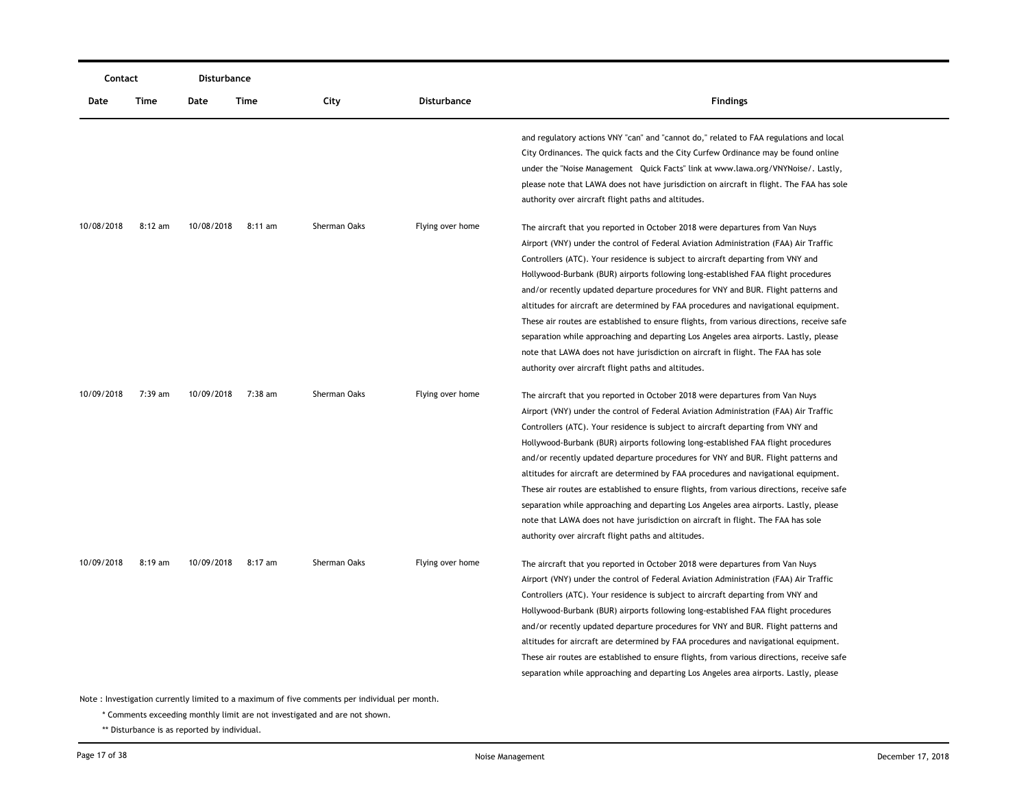| Contact | | Disturbance | | | | |
|---|---|---|---|---|---|---|
| Date | Time | Date | Time | City | Disturbance | Findings |
| | | | | | | and regulatory actions VNY "can" and "cannot do," related to FAA regulations and local City Ordinances. The quick facts and the City Curfew Ordinance may be found online under the "Noise Management Quick Facts" link at www.lawa.org/VNYNoise/. Lastly, please note that LAWA does not have jurisdiction on aircraft in flight. The FAA has sole authority over aircraft flight paths and altitudes. |
| 10/08/2018 | 8:12 am | 10/08/2018 | 8:11 am | Sherman Oaks | Flying over home | The aircraft that you reported in October 2018 were departures from Van Nuys Airport (VNY) under the control of Federal Aviation Administration (FAA) Air Traffic Controllers (ATC). Your residence is subject to aircraft departing from VNY and Hollywood-Burbank (BUR) airports following long-established FAA flight procedures and/or recently updated departure procedures for VNY and BUR. Flight patterns and altitudes for aircraft are determined by FAA procedures and navigational equipment. These air routes are established to ensure flights, from various directions, receive safe separation while approaching and departing Los Angeles area airports. Lastly, please note that LAWA does not have jurisdiction on aircraft in flight. The FAA has sole authority over aircraft flight paths and altitudes. |
| 10/09/2018 | 7:39 am | 10/09/2018 | 7:38 am | Sherman Oaks | Flying over home | The aircraft that you reported in October 2018 were departures from Van Nuys Airport (VNY) under the control of Federal Aviation Administration (FAA) Air Traffic Controllers (ATC). Your residence is subject to aircraft departing from VNY and Hollywood-Burbank (BUR) airports following long-established FAA flight procedures and/or recently updated departure procedures for VNY and BUR. Flight patterns and altitudes for aircraft are determined by FAA procedures and navigational equipment. These air routes are established to ensure flights, from various directions, receive safe separation while approaching and departing Los Angeles area airports. Lastly, please note that LAWA does not have jurisdiction on aircraft in flight. The FAA has sole authority over aircraft flight paths and altitudes. |
| 10/09/2018 | 8:19 am | 10/09/2018 | 8:17 am | Sherman Oaks | Flying over home | The aircraft that you reported in October 2018 were departures from Van Nuys Airport (VNY) under the control of Federal Aviation Administration (FAA) Air Traffic Controllers (ATC). Your residence is subject to aircraft departing from VNY and Hollywood-Burbank (BUR) airports following long-established FAA flight procedures and/or recently updated departure procedures for VNY and BUR. Flight patterns and altitudes for aircraft are determined by FAA procedures and navigational equipment. These air routes are established to ensure flights, from various directions, receive safe separation while approaching and departing Los Angeles area airports. Lastly, please |

Note : Investigation currently limited to a maximum of five comments per individual per month.

\* Comments exceeding monthly limit are not investigated and are not shown.

\*\* Disturbance is as reported by individual.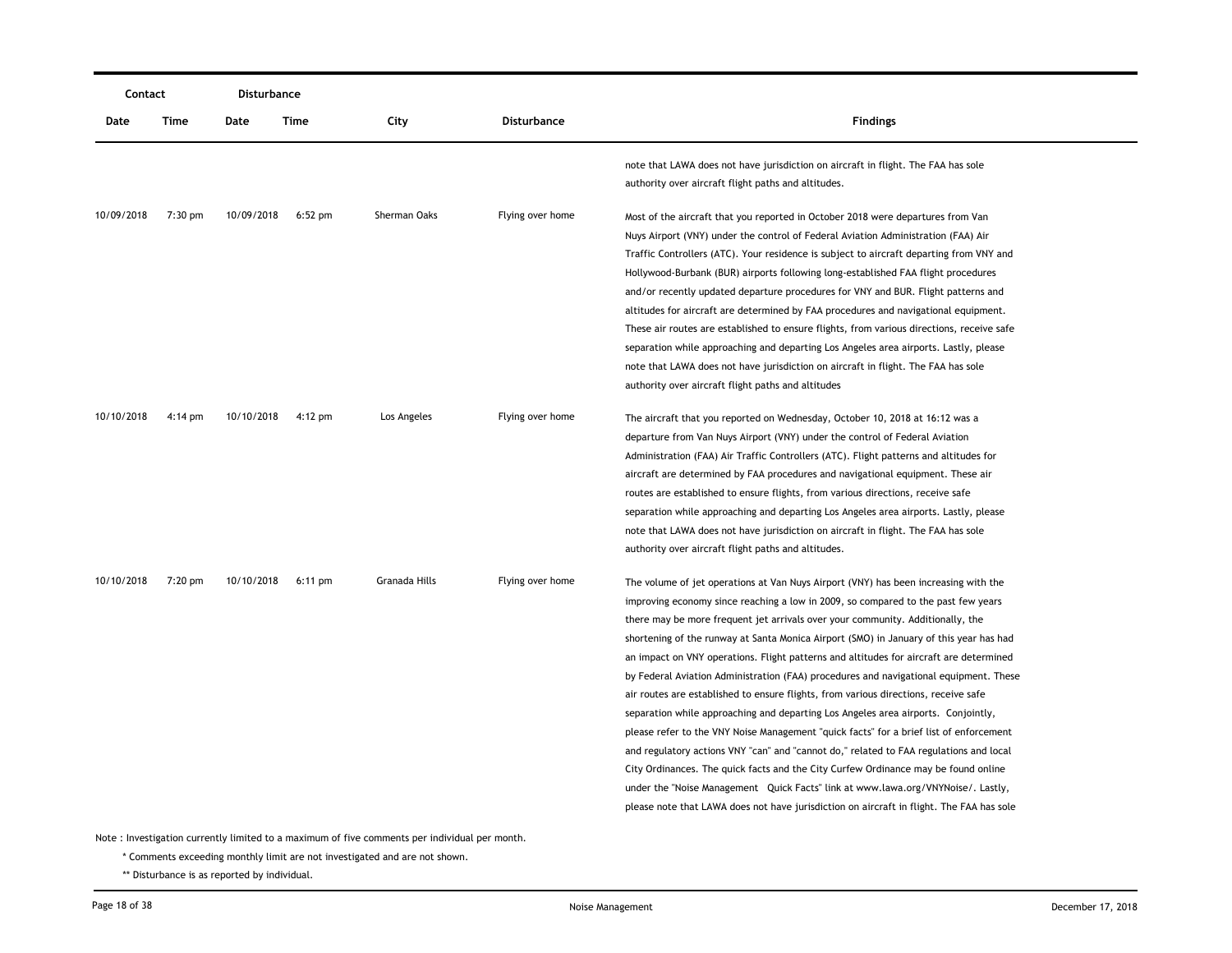| Contact | | Disturbance | | | | |
|---|---|---|---|---|---|---|
| Date | Time | Date | Time | City | Disturbance | Findings |
| | | | | | | note that LAWA does not have jurisdiction on aircraft in flight. The FAA has sole authority over aircraft flight paths and altitudes. |
| 10/09/2018 | 7:30 pm | 10/09/2018 | 6:52 pm | Sherman Oaks | Flying over home | Most of the aircraft that you reported in October 2018 were departures from Van Nuys Airport (VNY) under the control of Federal Aviation Administration (FAA) Air Traffic Controllers (ATC). Your residence is subject to aircraft departing from VNY and Hollywood-Burbank (BUR) airports following long-established FAA flight procedures and/or recently updated departure procedures for VNY and BUR. Flight patterns and altitudes for aircraft are determined by FAA procedures and navigational equipment. These air routes are established to ensure flights, from various directions, receive safe separation while approaching and departing Los Angeles area airports. Lastly, please note that LAWA does not have jurisdiction on aircraft in flight. The FAA has sole authority over aircraft flight paths and altitudes |
| 10/10/2018 | 4:14 pm | 10/10/2018 | 4:12 pm | Los Angeles | Flying over home | The aircraft that you reported on Wednesday, October 10, 2018 at 16:12 was a departure from Van Nuys Airport (VNY) under the control of Federal Aviation Administration (FAA) Air Traffic Controllers (ATC). Flight patterns and altitudes for aircraft are determined by FAA procedures and navigational equipment. These air routes are established to ensure flights, from various directions, receive safe separation while approaching and departing Los Angeles area airports. Lastly, please note that LAWA does not have jurisdiction on aircraft in flight. The FAA has sole authority over aircraft flight paths and altitudes. |
| 10/10/2018 | 7:20 pm | 10/10/2018 | 6:11 pm | Granada Hills | Flying over home | The volume of jet operations at Van Nuys Airport (VNY) has been increasing with the improving economy since reaching a low in 2009, so compared to the past few years there may be more frequent jet arrivals over your community. Additionally, the shortening of the runway at Santa Monica Airport (SMO) in January of this year has had an impact on VNY operations. Flight patterns and altitudes for aircraft are determined by Federal Aviation Administration (FAA) procedures and navigational equipment. These air routes are established to ensure flights, from various directions, receive safe separation while approaching and departing Los Angeles area airports. Conjointly, please refer to the VNY Noise Management "quick facts" for a brief list of enforcement and regulatory actions VNY "can" and "cannot do," related to FAA regulations and local City Ordinances. The quick facts and the City Curfew Ordinance may be found online under the "Noise Management Quick Facts" link at www.lawa.org/VNYNoise/. Lastly, please note that LAWA does not have jurisdiction on aircraft in flight. The FAA has sole |

Note : Investigation currently limited to a maximum of five comments per individual per month.

\* Comments exceeding monthly limit are not investigated and are not shown.

\*\* Disturbance is as reported by individual.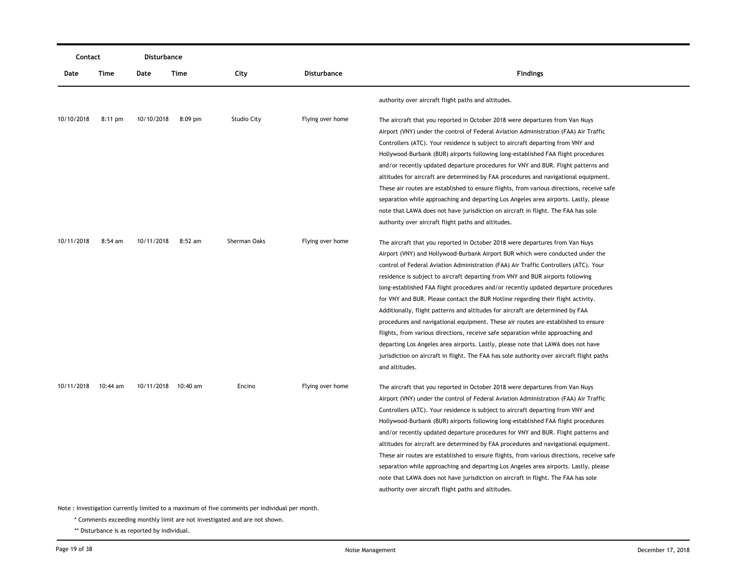| Contact | | Disturbance | | | | |
|---|---|---|---|---|---|---|
| Date | Time | Date | Time | City | Disturbance | Findings |
| | | | | | | authority over aircraft flight paths and altitudes. |
| 10/10/2018 | 8:11 pm | 10/10/2018 | 8:09 pm | Studio City | Flying over home | The aircraft that you reported in October 2018 were departures from Van Nuys Airport (VNY) under the control of Federal Aviation Administration (FAA) Air Traffic Controllers (ATC). Your residence is subject to aircraft departing from VNY and Hollywood-Burbank (BUR) airports following long-established FAA flight procedures and/or recently updated departure procedures for VNY and BUR. Flight patterns and altitudes for aircraft are determined by FAA procedures and navigational equipment. These air routes are established to ensure flights, from various directions, receive safe separation while approaching and departing Los Angeles area airports. Lastly, please note that LAWA does not have jurisdiction on aircraft in flight. The FAA has sole authority over aircraft flight paths and altitudes. |
| 10/11/2018 | 8:54 am | 10/11/2018 | 8:52 am | Sherman Oaks | Flying over home | The aircraft that you reported in October 2018 were departures from Van Nuys Airport (VNY) and Hollywood-Burbank Airport BUR which were conducted under the control of Federal Aviation Administration (FAA) Air Traffic Controllers (ATC). Your residence is subject to aircraft departing from VNY and BUR airports following long-established FAA flight procedures and/or recently updated departure procedures for VNY and BUR. Please contact the BUR Hotline regarding their flight activity. Additionally, flight patterns and altitudes for aircraft are determined by FAA procedures and navigational equipment. These air routes are established to ensure flights, from various directions, receive safe separation while approaching and departing Los Angeles area airports. Lastly, please note that LAWA does not have jurisdiction on aircraft in flight. The FAA has sole authority over aircraft flight paths and altitudes. |
| 10/11/2018 | 10:44 am | 10/11/2018 | 10:40 am | Encino | Flying over home | The aircraft that you reported in October 2018 were departures from Van Nuys Airport (VNY) under the control of Federal Aviation Administration (FAA) Air Traffic Controllers (ATC). Your residence is subject to aircraft departing from VNY and Hollywood-Burbank (BUR) airports following long-established FAA flight procedures and/or recently updated departure procedures for VNY and BUR. Flight patterns and altitudes for aircraft are determined by FAA procedures and navigational equipment. These air routes are established to ensure flights, from various directions, receive safe separation while approaching and departing Los Angeles area airports. Lastly, please note that LAWA does not have jurisdiction on aircraft in flight. The FAA has sole authority over aircraft flight paths and altitudes. |

Note : Investigation currently limited to a maximum of five comments per individual per month.

\* Comments exceeding monthly limit are not investigated and are not shown.

\*\* Disturbance is as reported by individual.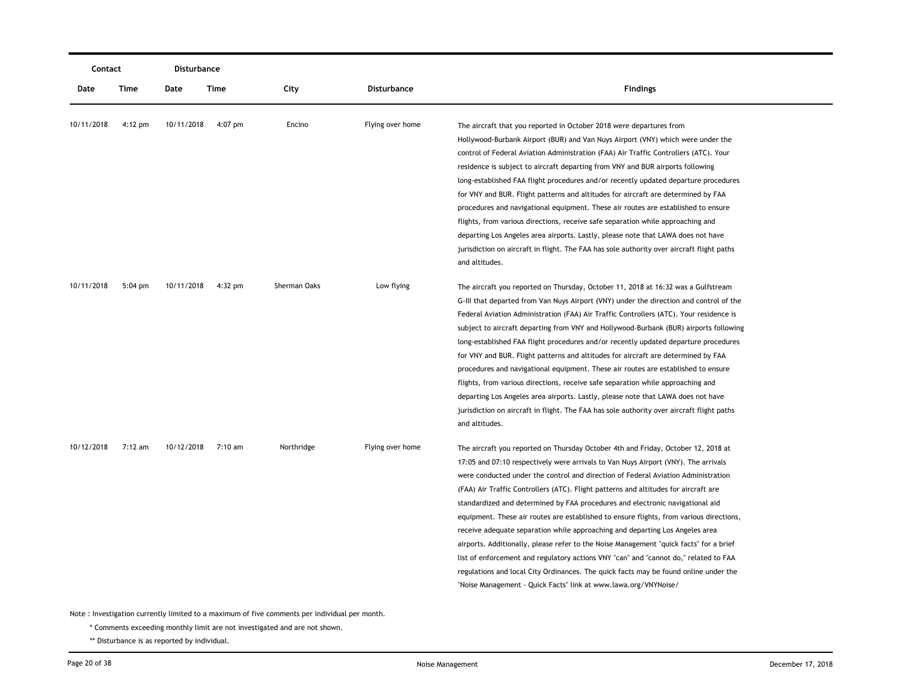| Contact | | Disturbance | | | | |
|---|---|---|---|---|---|---|
| Date | Time | Date | Time | City | Disturbance | Findings |
| 10/11/2018 | 4:12 pm | 10/11/2018 | 4:07 pm | Encino | Flying over home | The aircraft that you reported in October 2018 were departures from Hollywood-Burbank Airport (BUR) and Van Nuys Airport (VNY) which were under the control of Federal Aviation Administration (FAA) Air Traffic Controllers (ATC). Your residence is subject to aircraft departing from VNY and BUR airports following long-established FAA flight procedures and/or recently updated departure procedures for VNY and BUR. Flight patterns and altitudes for aircraft are determined by FAA procedures and navigational equipment. These air routes are established to ensure flights, from various directions, receive safe separation while approaching and departing Los Angeles area airports. Lastly, please note that LAWA does not have jurisdiction on aircraft in flight. The FAA has sole authority over aircraft flight paths and altitudes. |
| 10/11/2018 | 5:04 pm | 10/11/2018 | 4:32 pm | Sherman Oaks | Low flying | The aircraft you reported on Thursday, October 11, 2018 at 16:32 was a Gulfstream G-III that departed from Van Nuys Airport (VNY) under the direction and control of the Federal Aviation Administration (FAA) Air Traffic Controllers (ATC). Your residence is subject to aircraft departing from VNY and Hollywood-Burbank (BUR) airports following long-established FAA flight procedures and/or recently updated departure procedures for VNY and BUR. Flight patterns and altitudes for aircraft are determined by FAA procedures and navigational equipment. These air routes are established to ensure flights, from various directions, receive safe separation while approaching and departing Los Angeles area airports. Lastly, please note that LAWA does not have jurisdiction on aircraft in flight. The FAA has sole authority over aircraft flight paths and altitudes. |
| 10/12/2018 | 7:12 am | 10/12/2018 | 7:10 am | Northridge | Flying over home | The aircraft you reported on Thursday October 4th and Friday, October 12, 2018 at 17:05 and 07:10 respectively were arrivals to Van Nuys Airport (VNY). The arrivals were conducted under the control and direction of Federal Aviation Administration (FAA) Air Traffic Controllers (ATC). Flight patterns and altitudes for aircraft are standardized and determined by FAA procedures and electronic navigational aid equipment. These air routes are established to ensure flights, from various directions, receive adequate separation while approaching and departing Los Angeles area airports. Additionally, please refer to the Noise Management "quick facts" for a brief list of enforcement and regulatory actions VNY "can" and "cannot do," related to FAA regulations and local City Ordinances. The quick facts may be found online under the "Noise Management - Quick Facts" link at www.lawa.org/VNYNoise/ |

Note : Investigation currently limited to a maximum of five comments per individual per month.

\* Comments exceeding monthly limit are not investigated and are not shown.

\*\* Disturbance is as reported by individual.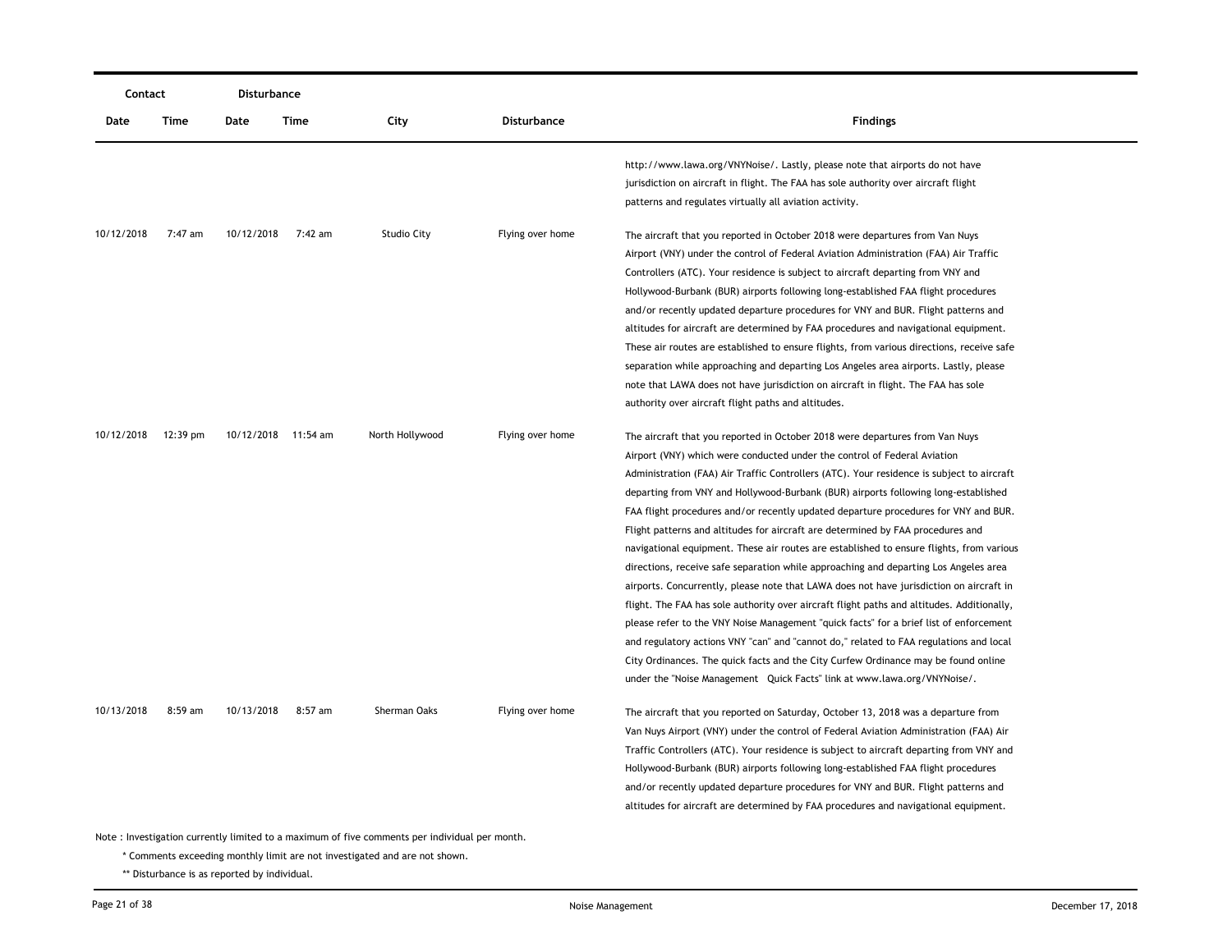| Contact | | Disturbance | | | | |
|---|---|---|---|---|---|---|
| Date | Time | Date | Time | City | Disturbance | Findings |
| | | | | | | http://www.lawa.org/VNYNoise/. Lastly, please note that airports do not have jurisdiction on aircraft in flight. The FAA has sole authority over aircraft flight patterns and regulates virtually all aviation activity. |
| 10/12/2018 | 7:47 am | 10/12/2018 | 7:42 am | Studio City | Flying over home | The aircraft that you reported in October 2018 were departures from Van Nuys Airport (VNY) under the control of Federal Aviation Administration (FAA) Air Traffic Controllers (ATC). Your residence is subject to aircraft departing from VNY and Hollywood-Burbank (BUR) airports following long-established FAA flight procedures and/or recently updated departure procedures for VNY and BUR. Flight patterns and altitudes for aircraft are determined by FAA procedures and navigational equipment. These air routes are established to ensure flights, from various directions, receive safe separation while approaching and departing Los Angeles area airports. Lastly, please note that LAWA does not have jurisdiction on aircraft in flight. The FAA has sole authority over aircraft flight paths and altitudes. |
| 10/12/2018 | 12:39 pm | 10/12/2018 | 11:54 am | North Hollywood | Flying over home | The aircraft that you reported in October 2018 were departures from Van Nuys Airport (VNY) which were conducted under the control of Federal Aviation Administration (FAA) Air Traffic Controllers (ATC). Your residence is subject to aircraft departing from VNY and Hollywood-Burbank (BUR) airports following long-established FAA flight procedures and/or recently updated departure procedures for VNY and BUR. Flight patterns and altitudes for aircraft are determined by FAA procedures and navigational equipment. These air routes are established to ensure flights, from various directions, receive safe separation while approaching and departing Los Angeles area airports. Concurrently, please note that LAWA does not have jurisdiction on aircraft in flight. The FAA has sole authority over aircraft flight paths and altitudes. Additionally, please refer to the VNY Noise Management "quick facts" for a brief list of enforcement and regulatory actions VNY "can" and "cannot do," related to FAA regulations and local City Ordinances. The quick facts and the City Curfew Ordinance may be found online under the "Noise Management Quick Facts" link at www.lawa.org/VNYNoise/. |
| 10/13/2018 | 8:59 am | 10/13/2018 | 8:57 am | Sherman Oaks | Flying over home | The aircraft that you reported on Saturday, October 13, 2018 was a departure from Van Nuys Airport (VNY) under the control of Federal Aviation Administration (FAA) Air Traffic Controllers (ATC). Your residence is subject to aircraft departing from VNY and Hollywood-Burbank (BUR) airports following long-established FAA flight procedures and/or recently updated departure procedures for VNY and BUR. Flight patterns and altitudes for aircraft are determined by FAA procedures and navigational equipment. |

Note : Investigation currently limited to a maximum of five comments per individual per month.

\* Comments exceeding monthly limit are not investigated and are not shown.

\*\* Disturbance is as reported by individual.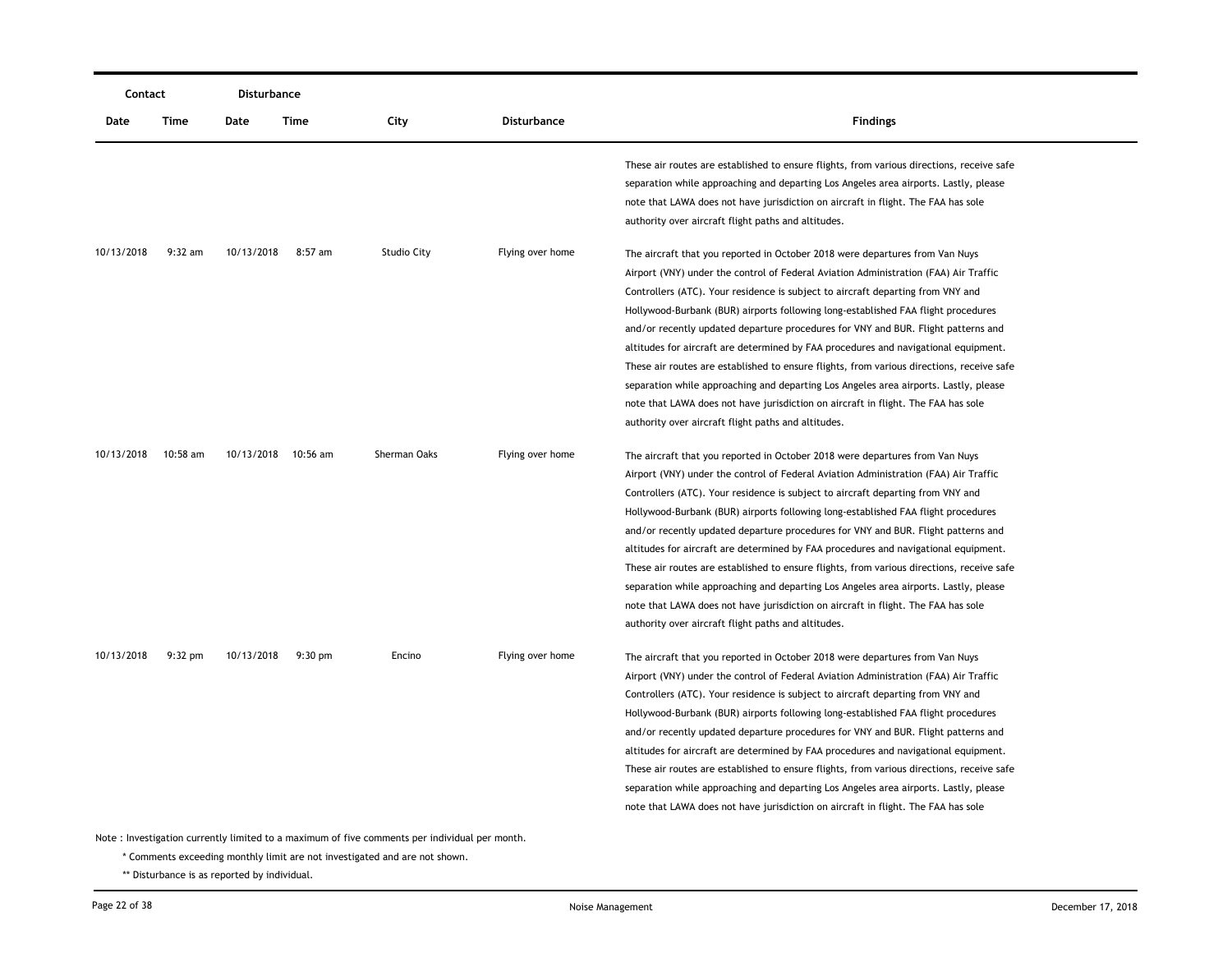| Contact | | Disturbance | | | | |
|---|---|---|---|---|---|---|
| Date | Time | Date | Time | City | Disturbance | Findings |
| | | | | | | These air routes are established to ensure flights, from various directions, receive safe separation while approaching and departing Los Angeles area airports. Lastly, please note that LAWA does not have jurisdiction on aircraft in flight. The FAA has sole authority over aircraft flight paths and altitudes. |
| 10/13/2018 | 9:32 am | 10/13/2018 | 8:57 am | Studio City | Flying over home | The aircraft that you reported in October 2018 were departures from Van Nuys Airport (VNY) under the control of Federal Aviation Administration (FAA) Air Traffic Controllers (ATC). Your residence is subject to aircraft departing from VNY and Hollywood-Burbank (BUR) airports following long-established FAA flight procedures and/or recently updated departure procedures for VNY and BUR. Flight patterns and altitudes for aircraft are determined by FAA procedures and navigational equipment. These air routes are established to ensure flights, from various directions, receive safe separation while approaching and departing Los Angeles area airports. Lastly, please note that LAWA does not have jurisdiction on aircraft in flight. The FAA has sole authority over aircraft flight paths and altitudes. |
| 10/13/2018 | 10:58 am | 10/13/2018 | 10:56 am | Sherman Oaks | Flying over home | The aircraft that you reported in October 2018 were departures from Van Nuys Airport (VNY) under the control of Federal Aviation Administration (FAA) Air Traffic Controllers (ATC). Your residence is subject to aircraft departing from VNY and Hollywood-Burbank (BUR) airports following long-established FAA flight procedures and/or recently updated departure procedures for VNY and BUR. Flight patterns and altitudes for aircraft are determined by FAA procedures and navigational equipment. These air routes are established to ensure flights, from various directions, receive safe separation while approaching and departing Los Angeles area airports. Lastly, please note that LAWA does not have jurisdiction on aircraft in flight. The FAA has sole authority over aircraft flight paths and altitudes. |
| 10/13/2018 | 9:32 pm | 10/13/2018 | 9:30 pm | Encino | Flying over home | The aircraft that you reported in October 2018 were departures from Van Nuys Airport (VNY) under the control of Federal Aviation Administration (FAA) Air Traffic Controllers (ATC). Your residence is subject to aircraft departing from VNY and Hollywood-Burbank (BUR) airports following long-established FAA flight procedures and/or recently updated departure procedures for VNY and BUR. Flight patterns and altitudes for aircraft are determined by FAA procedures and navigational equipment. These air routes are established to ensure flights, from various directions, receive safe separation while approaching and departing Los Angeles area airports. Lastly, please note that LAWA does not have jurisdiction on aircraft in flight. The FAA has sole |

Note : Investigation currently limited to a maximum of five comments per individual per month.

* Comments exceeding monthly limit are not investigated and are not shown.

** Disturbance is as reported by individual.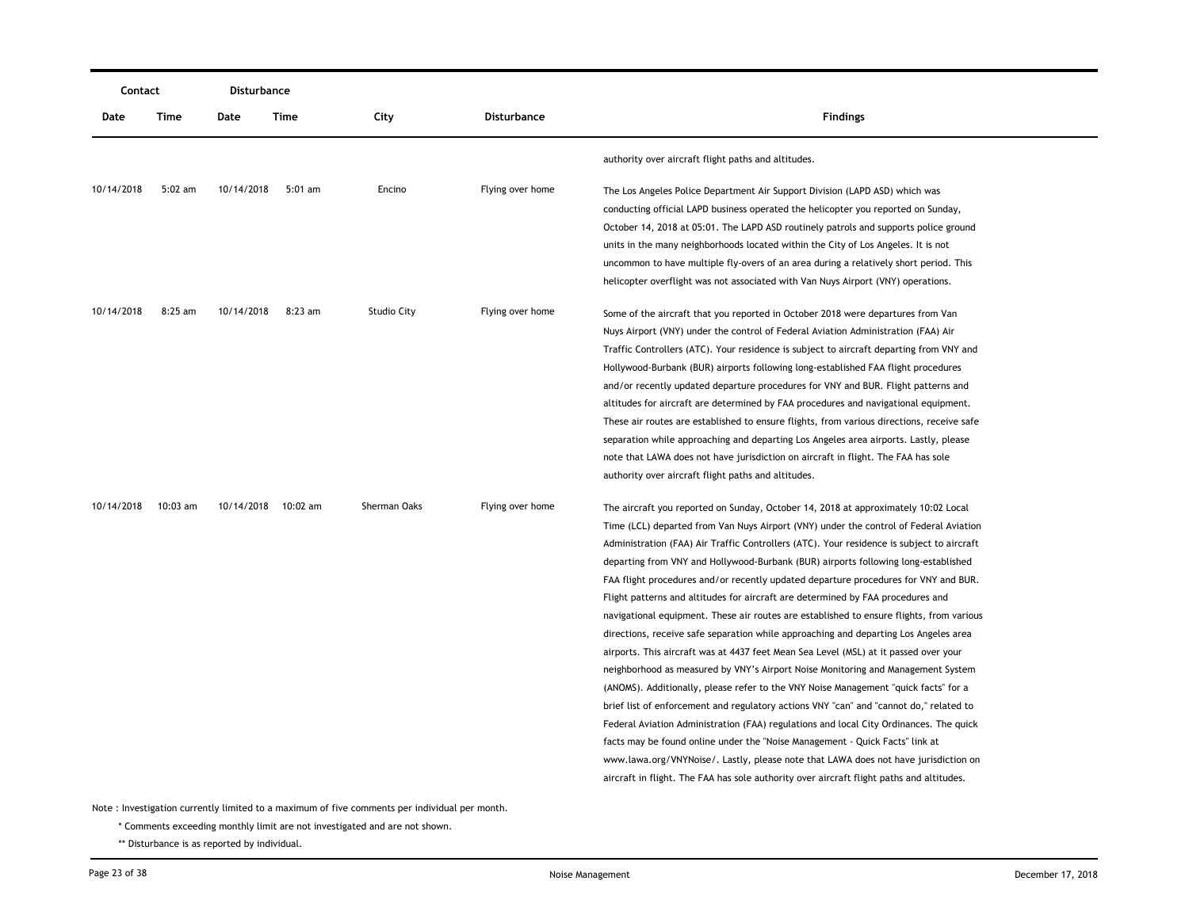| Contact | | Disturbance | | | | |
|---|---|---|---|---|---|---|
| Date | Time | Date | Time | City | Disturbance | Findings |
| | | | | | | authority over aircraft flight paths and altitudes. |
| 10/14/2018 | 5:02 am | 10/14/2018 | 5:01 am | Encino | Flying over home | The Los Angeles Police Department Air Support Division (LAPD ASD) which was conducting official LAPD business operated the helicopter you reported on Sunday, October 14, 2018 at 05:01. The LAPD ASD routinely patrols and supports police ground units in the many neighborhoods located within the City of Los Angeles. It is not uncommon to have multiple fly-overs of an area during a relatively short period. This helicopter overflight was not associated with Van Nuys Airport (VNY) operations. |
| 10/14/2018 | 8:25 am | 10/14/2018 | 8:23 am | Studio City | Flying over home | Some of the aircraft that you reported in October 2018 were departures from Van Nuys Airport (VNY) under the control of Federal Aviation Administration (FAA) Air Traffic Controllers (ATC). Your residence is subject to aircraft departing from VNY and Hollywood-Burbank (BUR) airports following long-established FAA flight procedures and/or recently updated departure procedures for VNY and BUR. Flight patterns and altitudes for aircraft are determined by FAA procedures and navigational equipment. These air routes are established to ensure flights, from various directions, receive safe separation while approaching and departing Los Angeles area airports. Lastly, please note that LAWA does not have jurisdiction on aircraft in flight. The FAA has sole authority over aircraft flight paths and altitudes. |
| 10/14/2018 | 10:03 am | 10/14/2018 | 10:02 am | Sherman Oaks | Flying over home | The aircraft you reported on Sunday, October 14, 2018 at approximately 10:02 Local Time (LCL) departed from Van Nuys Airport (VNY) under the control of Federal Aviation Administration (FAA) Air Traffic Controllers (ATC). Your residence is subject to aircraft departing from VNY and Hollywood-Burbank (BUR) airports following long-established FAA flight procedures and/or recently updated departure procedures for VNY and BUR. Flight patterns and altitudes for aircraft are determined by FAA procedures and navigational equipment. These air routes are established to ensure flights, from various directions, receive safe separation while approaching and departing Los Angeles area airports. This aircraft was at 4437 feet Mean Sea Level (MSL) at it passed over your neighborhood as measured by VNY's Airport Noise Monitoring and Management System (ANOMS). Additionally, please refer to the VNY Noise Management "quick facts" for a brief list of enforcement and regulatory actions VNY "can" and "cannot do," related to Federal Aviation Administration (FAA) regulations and local City Ordinances. The quick facts may be found online under the "Noise Management - Quick Facts" link at www.lawa.org/VNYNoise/. Lastly, please note that LAWA does not have jurisdiction on aircraft in flight. The FAA has sole authority over aircraft flight paths and altitudes. |

Note : Investigation currently limited to a maximum of five comments per individual per month.

\* Comments exceeding monthly limit are not investigated and are not shown.

\*\* Disturbance is as reported by individual.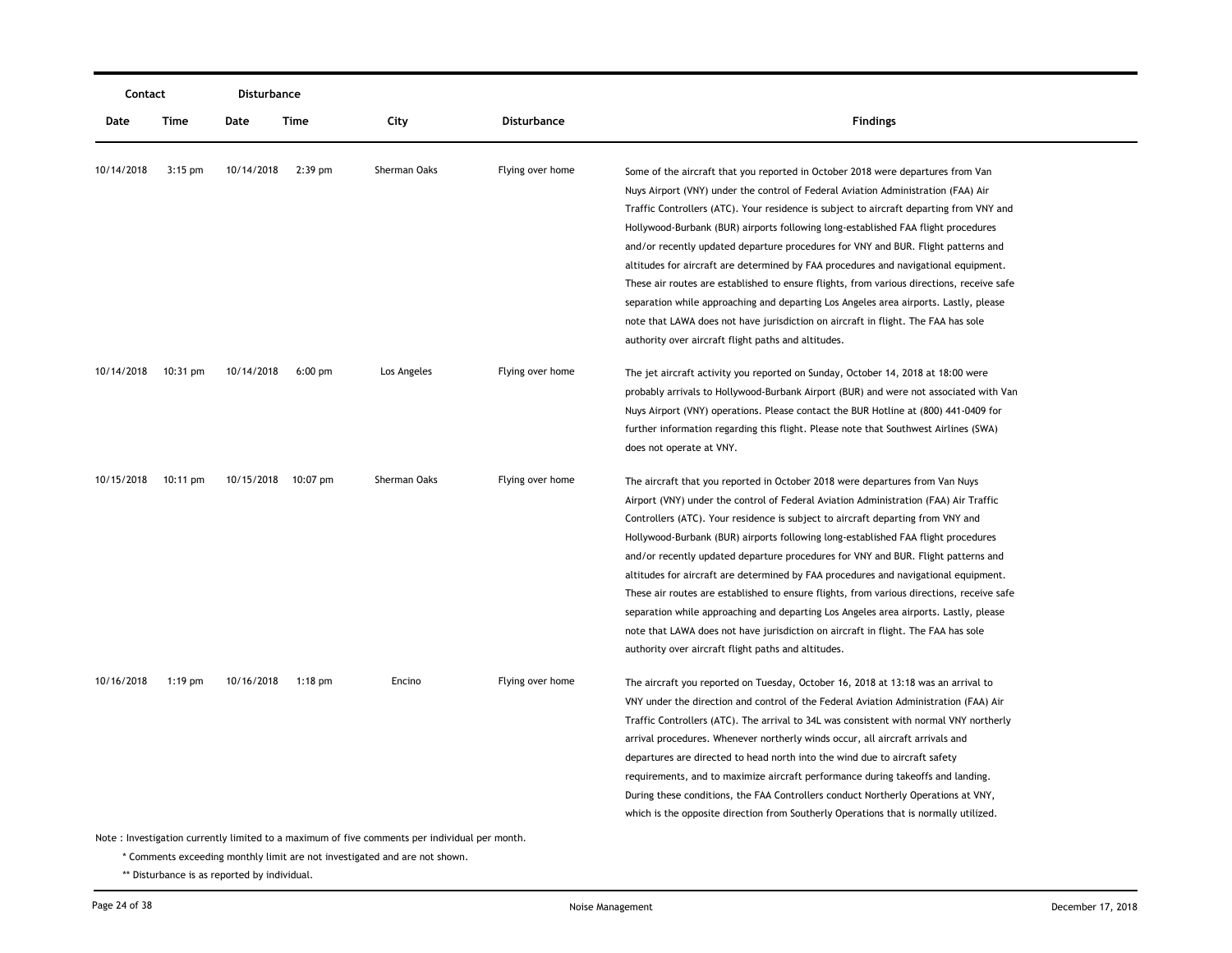| Contact | | Disturbance | | | | |
|---|---|---|---|---|---|---|
| Date | Time | Date | Time | City | Disturbance | Findings |
| 10/14/2018 | 3:15 pm | 10/14/2018 | 2:39 pm | Sherman Oaks | Flying over home | Some of the aircraft that you reported in October 2018 were departures from Van Nuys Airport (VNY) under the control of Federal Aviation Administration (FAA) Air Traffic Controllers (ATC). Your residence is subject to aircraft departing from VNY and Hollywood-Burbank (BUR) airports following long-established FAA flight procedures and/or recently updated departure procedures for VNY and BUR. Flight patterns and altitudes for aircraft are determined by FAA procedures and navigational equipment. These air routes are established to ensure flights, from various directions, receive safe separation while approaching and departing Los Angeles area airports. Lastly, please note that LAWA does not have jurisdiction on aircraft in flight. The FAA has sole authority over aircraft flight paths and altitudes. |
| 10/14/2018 | 10:31 pm | 10/14/2018 | 6:00 pm | Los Angeles | Flying over home | The jet aircraft activity you reported on Sunday, October 14, 2018 at 18:00 were probably arrivals to Hollywood-Burbank Airport (BUR) and were not associated with Van Nuys Airport (VNY) operations. Please contact the BUR Hotline at (800) 441-0409 for further information regarding this flight. Please note that Southwest Airlines (SWA) does not operate at VNY. |
| 10/15/2018 | 10:11 pm | 10/15/2018 | 10:07 pm | Sherman Oaks | Flying over home | The aircraft that you reported in October 2018 were departures from Van Nuys Airport (VNY) under the control of Federal Aviation Administration (FAA) Air Traffic Controllers (ATC). Your residence is subject to aircraft departing from VNY and Hollywood-Burbank (BUR) airports following long-established FAA flight procedures and/or recently updated departure procedures for VNY and BUR. Flight patterns and altitudes for aircraft are determined by FAA procedures and navigational equipment. These air routes are established to ensure flights, from various directions, receive safe separation while approaching and departing Los Angeles area airports. Lastly, please note that LAWA does not have jurisdiction on aircraft in flight. The FAA has sole authority over aircraft flight paths and altitudes. |
| 10/16/2018 | 1:19 pm | 10/16/2018 | 1:18 pm | Encino | Flying over home | The aircraft you reported on Tuesday, October 16, 2018 at 13:18 was an arrival to VNY under the direction and control of the Federal Aviation Administration (FAA) Air Traffic Controllers (ATC). The arrival to 34L was consistent with normal VNY northerly arrival procedures. Whenever northerly winds occur, all aircraft arrivals and departures are directed to head north into the wind due to aircraft safety requirements, and to maximize aircraft performance during takeoffs and landing. During these conditions, the FAA Controllers conduct Northerly Operations at VNY, which is the opposite direction from Southerly Operations that is normally utilized. |

Note : Investigation currently limited to a maximum of five comments per individual per month.

\* Comments exceeding monthly limit are not investigated and are not shown.

\*\* Disturbance is as reported by individual.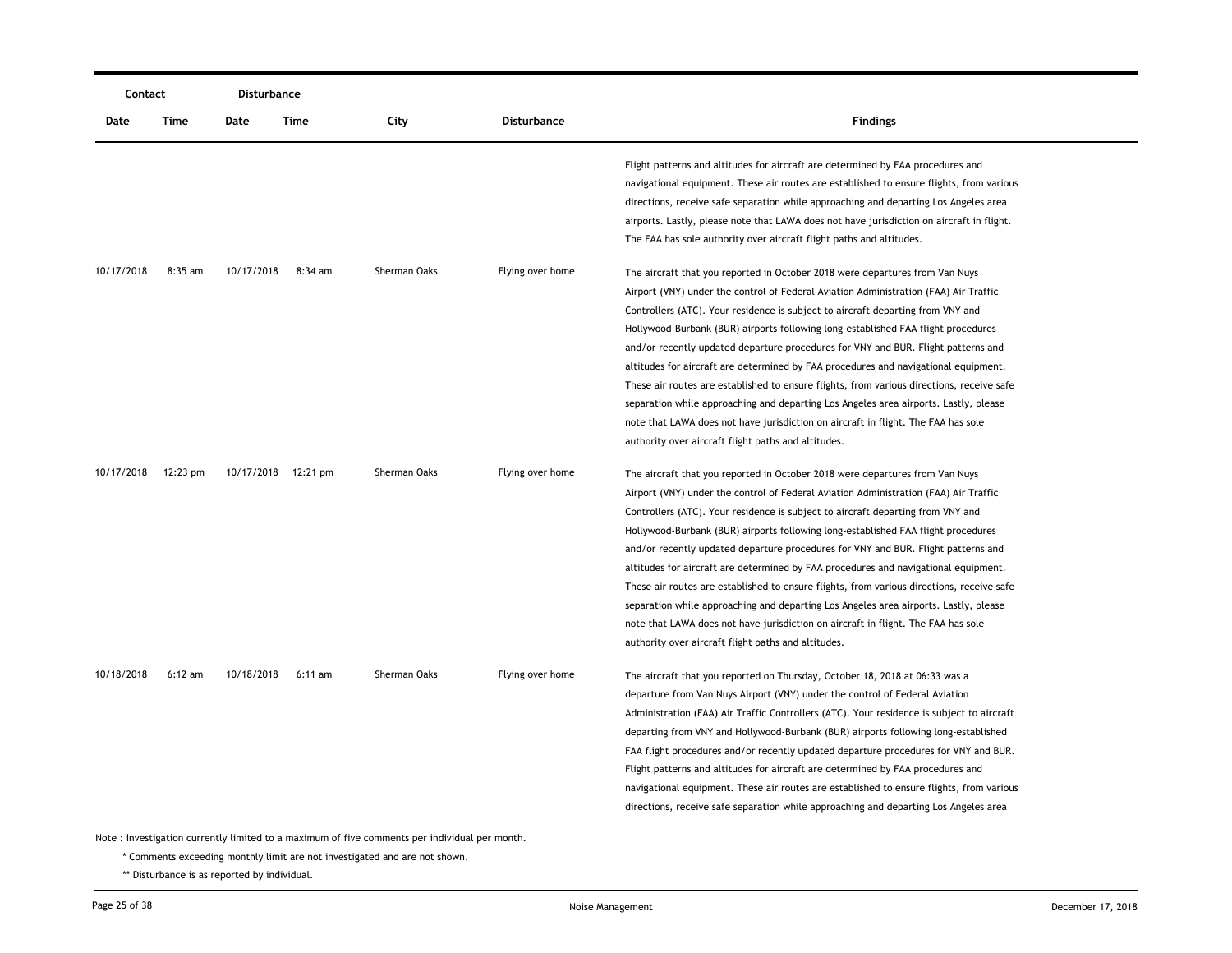| Contact | | Disturbance | | | | |
|---|---|---|---|---|---|---|
| Date | Time | Date | Time | City | Disturbance | Findings |
| | | | | | | Flight patterns and altitudes for aircraft are determined by FAA procedures and navigational equipment. These air routes are established to ensure flights, from various directions, receive safe separation while approaching and departing Los Angeles area airports. Lastly, please note that LAWA does not have jurisdiction on aircraft in flight. The FAA has sole authority over aircraft flight paths and altitudes. |
| 10/17/2018 | 8:35 am | 10/17/2018 | 8:34 am | Sherman Oaks | Flying over home | The aircraft that you reported in October 2018 were departures from Van Nuys Airport (VNY) under the control of Federal Aviation Administration (FAA) Air Traffic Controllers (ATC). Your residence is subject to aircraft departing from VNY and Hollywood-Burbank (BUR) airports following long-established FAA flight procedures and/or recently updated departure procedures for VNY and BUR. Flight patterns and altitudes for aircraft are determined by FAA procedures and navigational equipment. These air routes are established to ensure flights, from various directions, receive safe separation while approaching and departing Los Angeles area airports. Lastly, please note that LAWA does not have jurisdiction on aircraft in flight. The FAA has sole authority over aircraft flight paths and altitudes. |
| 10/17/2018 | 12:23 pm | 10/17/2018 | 12:21 pm | Sherman Oaks | Flying over home | The aircraft that you reported in October 2018 were departures from Van Nuys Airport (VNY) under the control of Federal Aviation Administration (FAA) Air Traffic Controllers (ATC). Your residence is subject to aircraft departing from VNY and Hollywood-Burbank (BUR) airports following long-established FAA flight procedures and/or recently updated departure procedures for VNY and BUR. Flight patterns and altitudes for aircraft are determined by FAA procedures and navigational equipment. These air routes are established to ensure flights, from various directions, receive safe separation while approaching and departing Los Angeles area airports. Lastly, please note that LAWA does not have jurisdiction on aircraft in flight. The FAA has sole authority over aircraft flight paths and altitudes. |
| 10/18/2018 | 6:12 am | 10/18/2018 | 6:11 am | Sherman Oaks | Flying over home | The aircraft that you reported on Thursday, October 18, 2018 at 06:33 was a departure from Van Nuys Airport (VNY) under the control of Federal Aviation Administration (FAA) Air Traffic Controllers (ATC). Your residence is subject to aircraft departing from VNY and Hollywood-Burbank (BUR) airports following long-established FAA flight procedures and/or recently updated departure procedures for VNY and BUR. Flight patterns and altitudes for aircraft are determined by FAA procedures and navigational equipment. These air routes are established to ensure flights, from various directions, receive safe separation while approaching and departing Los Angeles area |

Note : Investigation currently limited to a maximum of five comments per individual per month.

\* Comments exceeding monthly limit are not investigated and are not shown.

\*\* Disturbance is as reported by individual.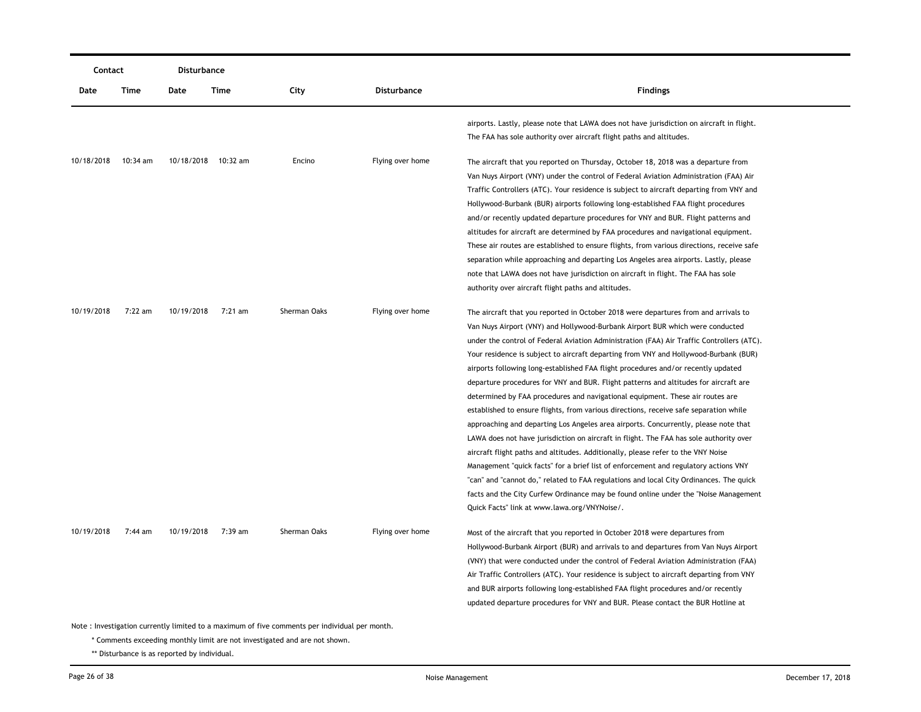| Contact | | Disturbance | | | | |
|---|---|---|---|---|---|---|
| Date | Time | Date | Time | City | Disturbance | Findings |
| | | | | | | airports. Lastly, please note that LAWA does not have jurisdiction on aircraft in flight. The FAA has sole authority over aircraft flight paths and altitudes. |
| 10/18/2018 | 10:34 am | 10/18/2018 | 10:32 am | Encino | Flying over home | The aircraft that you reported on Thursday, October 18, 2018 was a departure from Van Nuys Airport (VNY) under the control of Federal Aviation Administration (FAA) Air Traffic Controllers (ATC). Your residence is subject to aircraft departing from VNY and Hollywood-Burbank (BUR) airports following long-established FAA flight procedures and/or recently updated departure procedures for VNY and BUR. Flight patterns and altitudes for aircraft are determined by FAA procedures and navigational equipment. These air routes are established to ensure flights, from various directions, receive safe separation while approaching and departing Los Angeles area airports. Lastly, please note that LAWA does not have jurisdiction on aircraft in flight. The FAA has sole authority over aircraft flight paths and altitudes. |
| 10/19/2018 | 7:22 am | 10/19/2018 | 7:21 am | Sherman Oaks | Flying over home | The aircraft that you reported in October 2018 were departures from and arrivals to Van Nuys Airport (VNY) and Hollywood-Burbank Airport BUR which were conducted under the control of Federal Aviation Administration (FAA) Air Traffic Controllers (ATC). Your residence is subject to aircraft departing from VNY and Hollywood-Burbank (BUR) airports following long-established FAA flight procedures and/or recently updated departure procedures for VNY and BUR. Flight patterns and altitudes for aircraft are determined by FAA procedures and navigational equipment. These air routes are established to ensure flights, from various directions, receive safe separation while approaching and departing Los Angeles area airports. Concurrently, please note that LAWA does not have jurisdiction on aircraft in flight. The FAA has sole authority over aircraft flight paths and altitudes. Additionally, please refer to the VNY Noise Management "quick facts" for a brief list of enforcement and regulatory actions VNY "can" and "cannot do," related to FAA regulations and local City Ordinances. The quick facts and the City Curfew Ordinance may be found online under the "Noise Management Quick Facts" link at www.lawa.org/VNYNoise/. |
| 10/19/2018 | 7:44 am | 10/19/2018 | 7:39 am | Sherman Oaks | Flying over home | Most of the aircraft that you reported in October 2018 were departures from Hollywood-Burbank Airport (BUR) and arrivals to and departures from Van Nuys Airport (VNY) that were conducted under the control of Federal Aviation Administration (FAA) Air Traffic Controllers (ATC). Your residence is subject to aircraft departing from VNY and BUR airports following long-established FAA flight procedures and/or recently updated departure procedures for VNY and BUR. Please contact the BUR Hotline at |

Note : Investigation currently limited to a maximum of five comments per individual per month.

\* Comments exceeding monthly limit are not investigated and are not shown.

\*\* Disturbance is as reported by individual.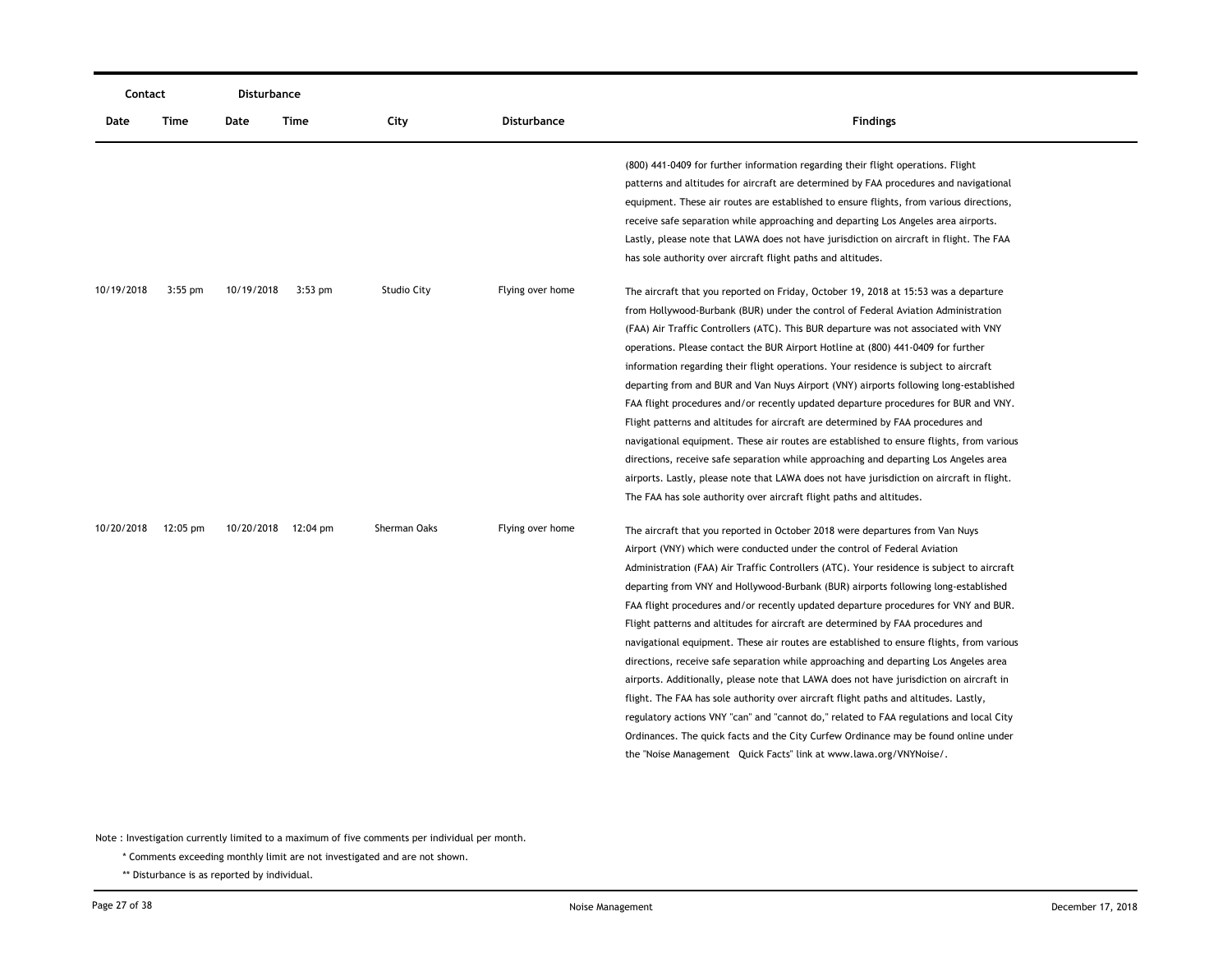| Contact | | Disturbance | | | | |
|---|---|---|---|---|---|---|
| Date | Time | Date | Time | City | Disturbance | Findings |
| | | | | | | (800) 441-0409 for further information regarding their flight operations. Flight patterns and altitudes for aircraft are determined by FAA procedures and navigational equipment. These air routes are established to ensure flights, from various directions, receive safe separation while approaching and departing Los Angeles area airports. Lastly, please note that LAWA does not have jurisdiction on aircraft in flight. The FAA has sole authority over aircraft flight paths and altitudes. |
| 10/19/2018 | 3:55 pm | 10/19/2018 | 3:53 pm | Studio City | Flying over home | The aircraft that you reported on Friday, October 19, 2018 at 15:53 was a departure from Hollywood-Burbank (BUR) under the control of Federal Aviation Administration (FAA) Air Traffic Controllers (ATC). This BUR departure was not associated with VNY operations. Please contact the BUR Airport Hotline at (800) 441-0409 for further information regarding their flight operations. Your residence is subject to aircraft departing from and BUR and Van Nuys Airport (VNY) airports following long-established FAA flight procedures and/or recently updated departure procedures for BUR and VNY. Flight patterns and altitudes for aircraft are determined by FAA procedures and navigational equipment. These air routes are established to ensure flights, from various directions, receive safe separation while approaching and departing Los Angeles area airports. Lastly, please note that LAWA does not have jurisdiction on aircraft in flight. The FAA has sole authority over aircraft flight paths and altitudes. |
| 10/20/2018 | 12:05 pm | 10/20/2018 | 12:04 pm | Sherman Oaks | Flying over home | The aircraft that you reported in October 2018 were departures from Van Nuys Airport (VNY) which were conducted under the control of Federal Aviation Administration (FAA) Air Traffic Controllers (ATC). Your residence is subject to aircraft departing from VNY and Hollywood-Burbank (BUR) airports following long-established FAA flight procedures and/or recently updated departure procedures for VNY and BUR. Flight patterns and altitudes for aircraft are determined by FAA procedures and navigational equipment. These air routes are established to ensure flights, from various directions, receive safe separation while approaching and departing Los Angeles area airports. Additionally, please note that LAWA does not have jurisdiction on aircraft in flight. The FAA has sole authority over aircraft flight paths and altitudes. Lastly, regulatory actions VNY "can" and "cannot do," related to FAA regulations and local City Ordinances. The quick facts and the City Curfew Ordinance may be found online under the "Noise Management Quick Facts" link at www.lawa.org/VNYNoise/. |

Note : Investigation currently limited to a maximum of five comments per individual per month.

\* Comments exceeding monthly limit are not investigated and are not shown.

\*\* Disturbance is as reported by individual.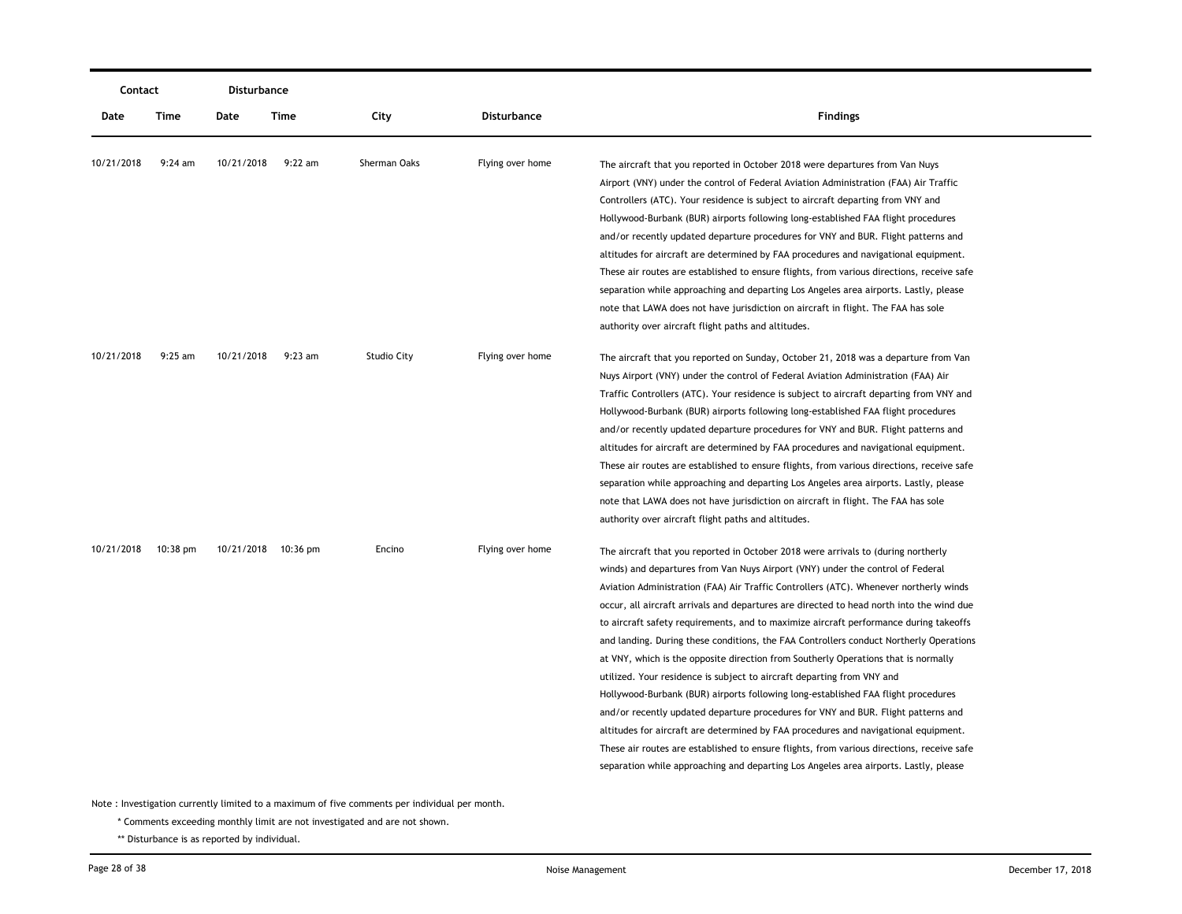| Contact | | Disturbance | | | | |
|---|---|---|---|---|---|---|
| Date | Time | Date | Time | City | Disturbance | Findings |
| 10/21/2018 | 9:24 am | 10/21/2018 | 9:22 am | Sherman Oaks | Flying over home | The aircraft that you reported in October 2018 were departures from Van Nuys Airport (VNY) under the control of Federal Aviation Administration (FAA) Air Traffic Controllers (ATC). Your residence is subject to aircraft departing from VNY and Hollywood-Burbank (BUR) airports following long-established FAA flight procedures and/or recently updated departure procedures for VNY and BUR. Flight patterns and altitudes for aircraft are determined by FAA procedures and navigational equipment. These air routes are established to ensure flights, from various directions, receive safe separation while approaching and departing Los Angeles area airports. Lastly, please note that LAWA does not have jurisdiction on aircraft in flight. The FAA has sole authority over aircraft flight paths and altitudes. |
| 10/21/2018 | 9:25 am | 10/21/2018 | 9:23 am | Studio City | Flying over home | The aircraft that you reported on Sunday, October 21, 2018 was a departure from Van Nuys Airport (VNY) under the control of Federal Aviation Administration (FAA) Air Traffic Controllers (ATC). Your residence is subject to aircraft departing from VNY and Hollywood-Burbank (BUR) airports following long-established FAA flight procedures and/or recently updated departure procedures for VNY and BUR. Flight patterns and altitudes for aircraft are determined by FAA procedures and navigational equipment. These air routes are established to ensure flights, from various directions, receive safe separation while approaching and departing Los Angeles area airports. Lastly, please note that LAWA does not have jurisdiction on aircraft in flight. The FAA has sole authority over aircraft flight paths and altitudes. |
| 10/21/2018 | 10:38 pm | 10/21/2018 | 10:36 pm | Encino | Flying over home | The aircraft that you reported in October 2018 were arrivals to (during northerly winds) and departures from Van Nuys Airport (VNY) under the control of Federal Aviation Administration (FAA) Air Traffic Controllers (ATC). Whenever northerly winds occur, all aircraft arrivals and departures are directed to head north into the wind due to aircraft safety requirements, and to maximize aircraft performance during takeoffs and landing. During these conditions, the FAA Controllers conduct Northerly Operations at VNY, which is the opposite direction from Southerly Operations that is normally utilized. Your residence is subject to aircraft departing from VNY and Hollywood-Burbank (BUR) airports following long-established FAA flight procedures and/or recently updated departure procedures for VNY and BUR. Flight patterns and altitudes for aircraft are determined by FAA procedures and navigational equipment. These air routes are established to ensure flights, from various directions, receive safe separation while approaching and departing Los Angeles area airports. Lastly, please |

Note : Investigation currently limited to a maximum of five comments per individual per month.

\* Comments exceeding monthly limit are not investigated and are not shown.

\*\* Disturbance is as reported by individual.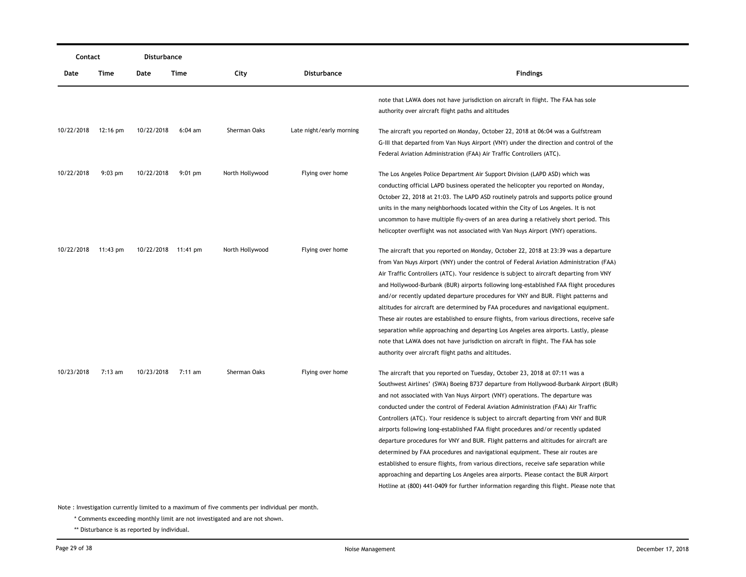| Contact | | Disturbance | | | | |
|---|---|---|---|---|---|---|
| Date | Time | Date | Time | City | Disturbance | Findings |
| | | | | | | note that LAWA does not have jurisdiction on aircraft in flight. The FAA has sole authority over aircraft flight paths and altitudes |
| 10/22/2018 | 12:16 pm | 10/22/2018 | 6:04 am | Sherman Oaks | Late night/early morning | The aircraft you reported on Monday, October 22, 2018 at 06:04 was a Gulfstream G-III that departed from Van Nuys Airport (VNY) under the direction and control of the Federal Aviation Administration (FAA) Air Traffic Controllers (ATC). |
| 10/22/2018 | 9:03 pm | 10/22/2018 | 9:01 pm | North Hollywood | Flying over home | The Los Angeles Police Department Air Support Division (LAPD ASD) which was conducting official LAPD business operated the helicopter you reported on Monday, October 22, 2018 at 21:03. The LAPD ASD routinely patrols and supports police ground units in the many neighborhoods located within the City of Los Angeles. It is not uncommon to have multiple fly-overs of an area during a relatively short period. This helicopter overflight was not associated with Van Nuys Airport (VNY) operations. |
| 10/22/2018 | 11:43 pm | 10/22/2018 | 11:41 pm | North Hollywood | Flying over home | The aircraft that you reported on Monday, October 22, 2018 at 23:39 was a departure from Van Nuys Airport (VNY) under the control of Federal Aviation Administration (FAA) Air Traffic Controllers (ATC). Your residence is subject to aircraft departing from VNY and Hollywood-Burbank (BUR) airports following long-established FAA flight procedures and/or recently updated departure procedures for VNY and BUR. Flight patterns and altitudes for aircraft are determined by FAA procedures and navigational equipment. These air routes are established to ensure flights, from various directions, receive safe separation while approaching and departing Los Angeles area airports. Lastly, please note that LAWA does not have jurisdiction on aircraft in flight. The FAA has sole authority over aircraft flight paths and altitudes. |
| 10/23/2018 | 7:13 am | 10/23/2018 | 7:11 am | Sherman Oaks | Flying over home | The aircraft that you reported on Tuesday, October 23, 2018 at 07:11 was a Southwest Airlines' (SWA) Boeing B737 departure from Hollywood-Burbank Airport (BUR) and not associated with Van Nuys Airport (VNY) operations. The departure was conducted under the control of Federal Aviation Administration (FAA) Air Traffic Controllers (ATC). Your residence is subject to aircraft departing from VNY and BUR airports following long-established FAA flight procedures and/or recently updated departure procedures for VNY and BUR. Flight patterns and altitudes for aircraft are determined by FAA procedures and navigational equipment. These air routes are established to ensure flights, from various directions, receive safe separation while approaching and departing Los Angeles area airports. Please contact the BUR Airport Hotline at (800) 441-0409 for further information regarding this flight. Please note that |

Note : Investigation currently limited to a maximum of five comments per individual per month.

\* Comments exceeding monthly limit are not investigated and are not shown.

\** Disturbance is as reported by individual.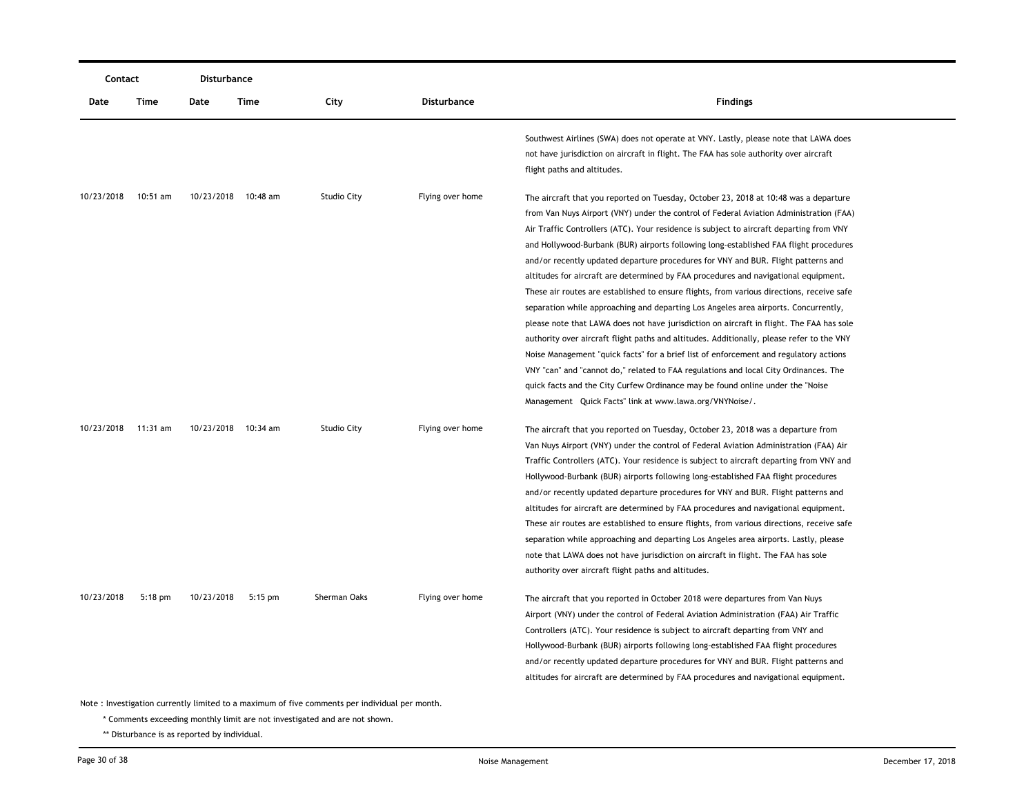| Contact | | Disturbance | | | | |
|---|---|---|---|---|---|---|
| Date | Time | Date | Time | City | Disturbance | Findings |
| | | | | | | Southwest Airlines (SWA) does not operate at VNY. Lastly, please note that LAWA does not have jurisdiction on aircraft in flight. The FAA has sole authority over aircraft flight paths and altitudes. |
| 10/23/2018 | 10:51 am | 10/23/2018 | 10:48 am | Studio City | Flying over home | The aircraft that you reported on Tuesday, October 23, 2018 at 10:48 was a departure from Van Nuys Airport (VNY) under the control of Federal Aviation Administration (FAA) Air Traffic Controllers (ATC). Your residence is subject to aircraft departing from VNY and Hollywood-Burbank (BUR) airports following long-established FAA flight procedures and/or recently updated departure procedures for VNY and BUR. Flight patterns and altitudes for aircraft are determined by FAA procedures and navigational equipment. These air routes are established to ensure flights, from various directions, receive safe separation while approaching and departing Los Angeles area airports. Concurrently, please note that LAWA does not have jurisdiction on aircraft in flight. The FAA has sole authority over aircraft flight paths and altitudes. Additionally, please refer to the VNY Noise Management "quick facts" for a brief list of enforcement and regulatory actions VNY "can" and "cannot do," related to FAA regulations and local City Ordinances. The quick facts and the City Curfew Ordinance may be found online under the "Noise Management Quick Facts" link at www.lawa.org/VNYNoise/. |
| 10/23/2018 | 11:31 am | 10/23/2018 | 10:34 am | Studio City | Flying over home | The aircraft that you reported on Tuesday, October 23, 2018 was a departure from Van Nuys Airport (VNY) under the control of Federal Aviation Administration (FAA) Air Traffic Controllers (ATC). Your residence is subject to aircraft departing from VNY and Hollywood-Burbank (BUR) airports following long-established FAA flight procedures and/or recently updated departure procedures for VNY and BUR. Flight patterns and altitudes for aircraft are determined by FAA procedures and navigational equipment. These air routes are established to ensure flights, from various directions, receive safe separation while approaching and departing Los Angeles area airports. Lastly, please note that LAWA does not have jurisdiction on aircraft in flight. The FAA has sole authority over aircraft flight paths and altitudes. |
| 10/23/2018 | 5:18 pm | 10/23/2018 | 5:15 pm | Sherman Oaks | Flying over home | The aircraft that you reported in October 2018 were departures from Van Nuys Airport (VNY) under the control of Federal Aviation Administration (FAA) Air Traffic Controllers (ATC). Your residence is subject to aircraft departing from VNY and Hollywood-Burbank (BUR) airports following long-established FAA flight procedures and/or recently updated departure procedures for VNY and BUR. Flight patterns and altitudes for aircraft are determined by FAA procedures and navigational equipment. |

Note : Investigation currently limited to a maximum of five comments per individual per month.

\* Comments exceeding monthly limit are not investigated and are not shown.

\*\* Disturbance is as reported by individual.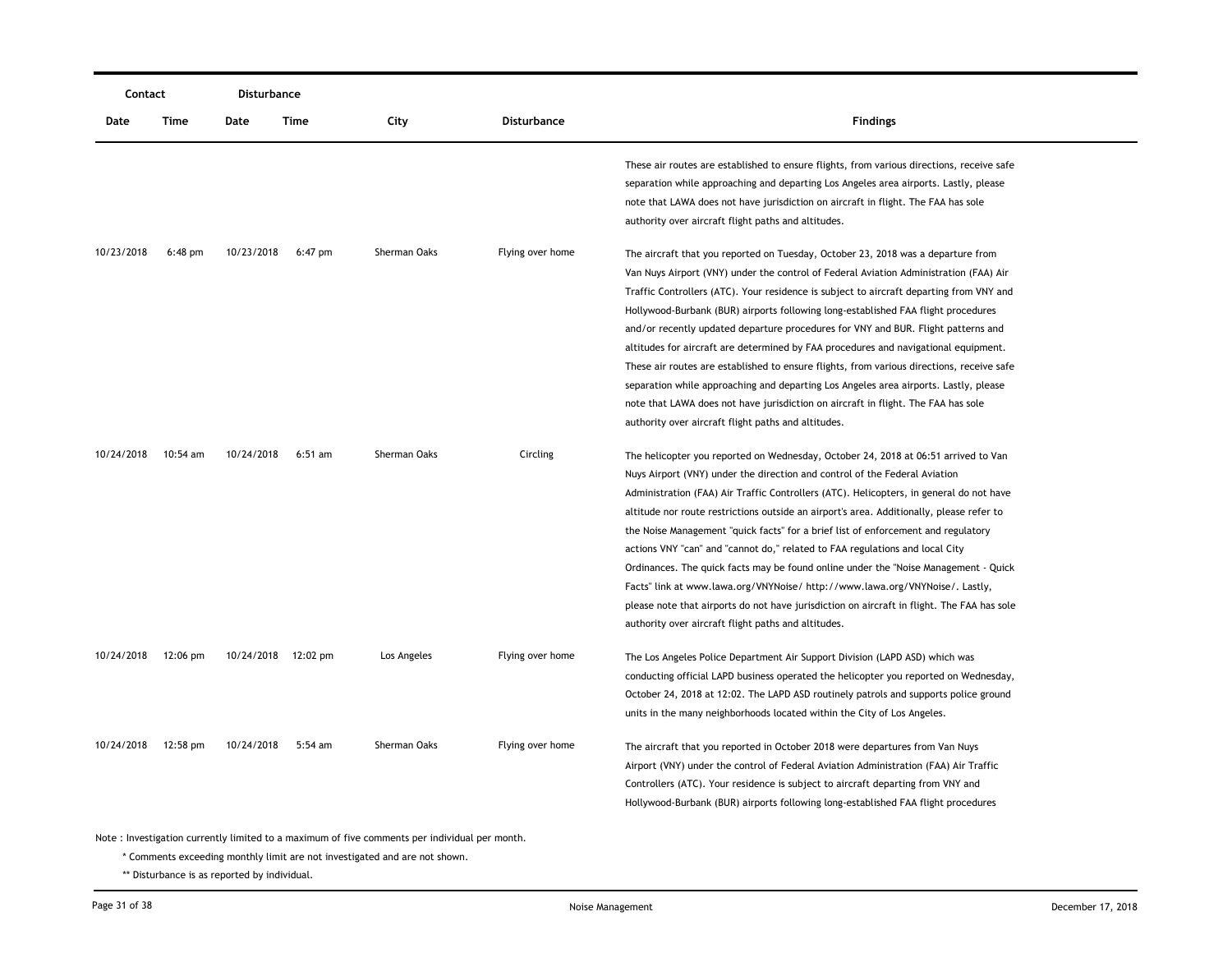| Contact |  | Disturbance |  |  |  |  |
|---|---|---|---|---|---|---|
| Date | Time | Date | Time | City | Disturbance | Findings |
|  |  |  |  |  |  | These air routes are established to ensure flights, from various directions, receive safe separation while approaching and departing Los Angeles area airports. Lastly, please note that LAWA does not have jurisdiction on aircraft in flight. The FAA has sole authority over aircraft flight paths and altitudes. |
| 10/23/2018 | 6:48 pm | 10/23/2018 | 6:47 pm | Sherman Oaks | Flying over home | The aircraft that you reported on Tuesday, October 23, 2018 was a departure from Van Nuys Airport (VNY) under the control of Federal Aviation Administration (FAA) Air Traffic Controllers (ATC). Your residence is subject to aircraft departing from VNY and Hollywood-Burbank (BUR) airports following long-established FAA flight procedures and/or recently updated departure procedures for VNY and BUR. Flight patterns and altitudes for aircraft are determined by FAA procedures and navigational equipment. These air routes are established to ensure flights, from various directions, receive safe separation while approaching and departing Los Angeles area airports. Lastly, please note that LAWA does not have jurisdiction on aircraft in flight. The FAA has sole authority over aircraft flight paths and altitudes. |
| 10/24/2018 | 10:54 am | 10/24/2018 | 6:51 am | Sherman Oaks | Circling | The helicopter you reported on Wednesday, October 24, 2018 at 06:51 arrived to Van Nuys Airport (VNY) under the direction and control of the Federal Aviation Administration (FAA) Air Traffic Controllers (ATC). Helicopters, in general do not have altitude nor route restrictions outside an airport's area. Additionally, please refer to the Noise Management "quick facts" for a brief list of enforcement and regulatory actions VNY "can" and "cannot do," related to FAA regulations and local City Ordinances. The quick facts may be found online under the "Noise Management - Quick Facts" link at www.lawa.org/VNYNoise/ http://www.lawa.org/VNYNoise/. Lastly, please note that airports do not have jurisdiction on aircraft in flight. The FAA has sole authority over aircraft flight paths and altitudes. |
| 10/24/2018 | 12:06 pm | 10/24/2018 | 12:02 pm | Los Angeles | Flying over home | The Los Angeles Police Department Air Support Division (LAPD ASD) which was conducting official LAPD business operated the helicopter you reported on Wednesday, October 24, 2018 at 12:02. The LAPD ASD routinely patrols and supports police ground units in the many neighborhoods located within the City of Los Angeles. |
| 10/24/2018 | 12:58 pm | 10/24/2018 | 5:54 am | Sherman Oaks | Flying over home | The aircraft that you reported in October 2018 were departures from Van Nuys Airport (VNY) under the control of Federal Aviation Administration (FAA) Air Traffic Controllers (ATC). Your residence is subject to aircraft departing from VNY and Hollywood-Burbank (BUR) airports following long-established FAA flight procedures |

Note : Investigation currently limited to a maximum of five comments per individual per month.

\* Comments exceeding monthly limit are not investigated and are not shown.

\** Disturbance is as reported by individual.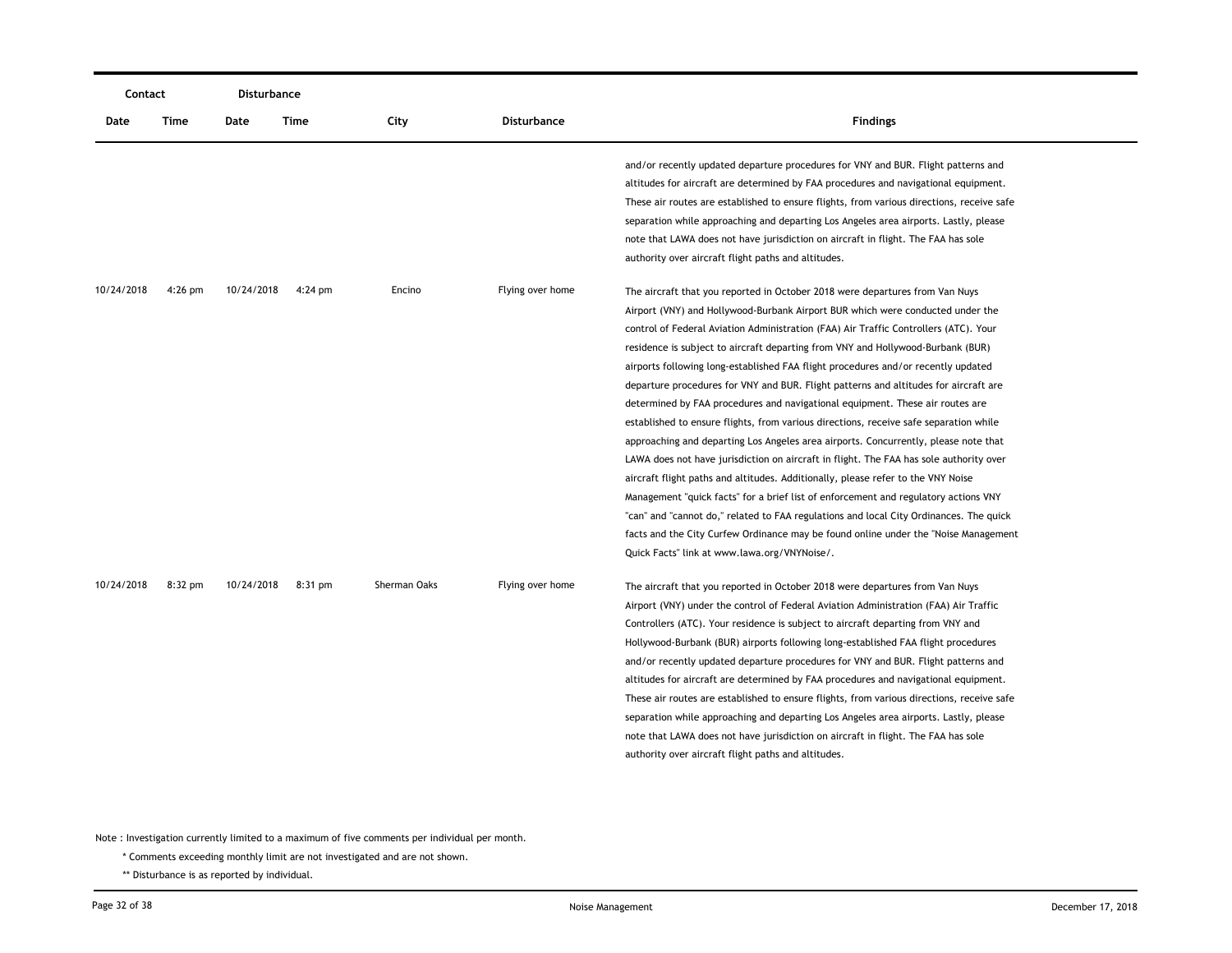| Contact | | Disturbance | | | | |
|---|---|---|---|---|---|---|
| Date | Time | Date | Time | City | Disturbance | Findings |
| | | | | | | and/or recently updated departure procedures for VNY and BUR. Flight patterns and altitudes for aircraft are determined by FAA procedures and navigational equipment. These air routes are established to ensure flights, from various directions, receive safe separation while approaching and departing Los Angeles area airports. Lastly, please note that LAWA does not have jurisdiction on aircraft in flight. The FAA has sole authority over aircraft flight paths and altitudes. |
| 10/24/2018 | 4:26 pm | 10/24/2018 | 4:24 pm | Encino | Flying over home | The aircraft that you reported in October 2018 were departures from Van Nuys Airport (VNY) and Hollywood-Burbank Airport BUR which were conducted under the control of Federal Aviation Administration (FAA) Air Traffic Controllers (ATC). Your residence is subject to aircraft departing from VNY and Hollywood-Burbank (BUR) airports following long-established FAA flight procedures and/or recently updated departure procedures for VNY and BUR. Flight patterns and altitudes for aircraft are determined by FAA procedures and navigational equipment. These air routes are established to ensure flights, from various directions, receive safe separation while approaching and departing Los Angeles area airports. Concurrently, please note that LAWA does not have jurisdiction on aircraft in flight. The FAA has sole authority over aircraft flight paths and altitudes. Additionally, please refer to the VNY Noise Management "quick facts" for a brief list of enforcement and regulatory actions VNY "can" and "cannot do," related to FAA regulations and local City Ordinances. The quick facts and the City Curfew Ordinance may be found online under the "Noise Management Quick Facts" link at www.lawa.org/VNYNoise/. |
| 10/24/2018 | 8:32 pm | 10/24/2018 | 8:31 pm | Sherman Oaks | Flying over home | The aircraft that you reported in October 2018 were departures from Van Nuys Airport (VNY) under the control of Federal Aviation Administration (FAA) Air Traffic Controllers (ATC). Your residence is subject to aircraft departing from VNY and Hollywood-Burbank (BUR) airports following long-established FAA flight procedures and/or recently updated departure procedures for VNY and BUR. Flight patterns and altitudes for aircraft are determined by FAA procedures and navigational equipment. These air routes are established to ensure flights, from various directions, receive safe separation while approaching and departing Los Angeles area airports. Lastly, please note that LAWA does not have jurisdiction on aircraft in flight. The FAA has sole authority over aircraft flight paths and altitudes. |

Note : Investigation currently limited to a maximum of five comments per individual per month.

* Comments exceeding monthly limit are not investigated and are not shown.

** Disturbance is as reported by individual.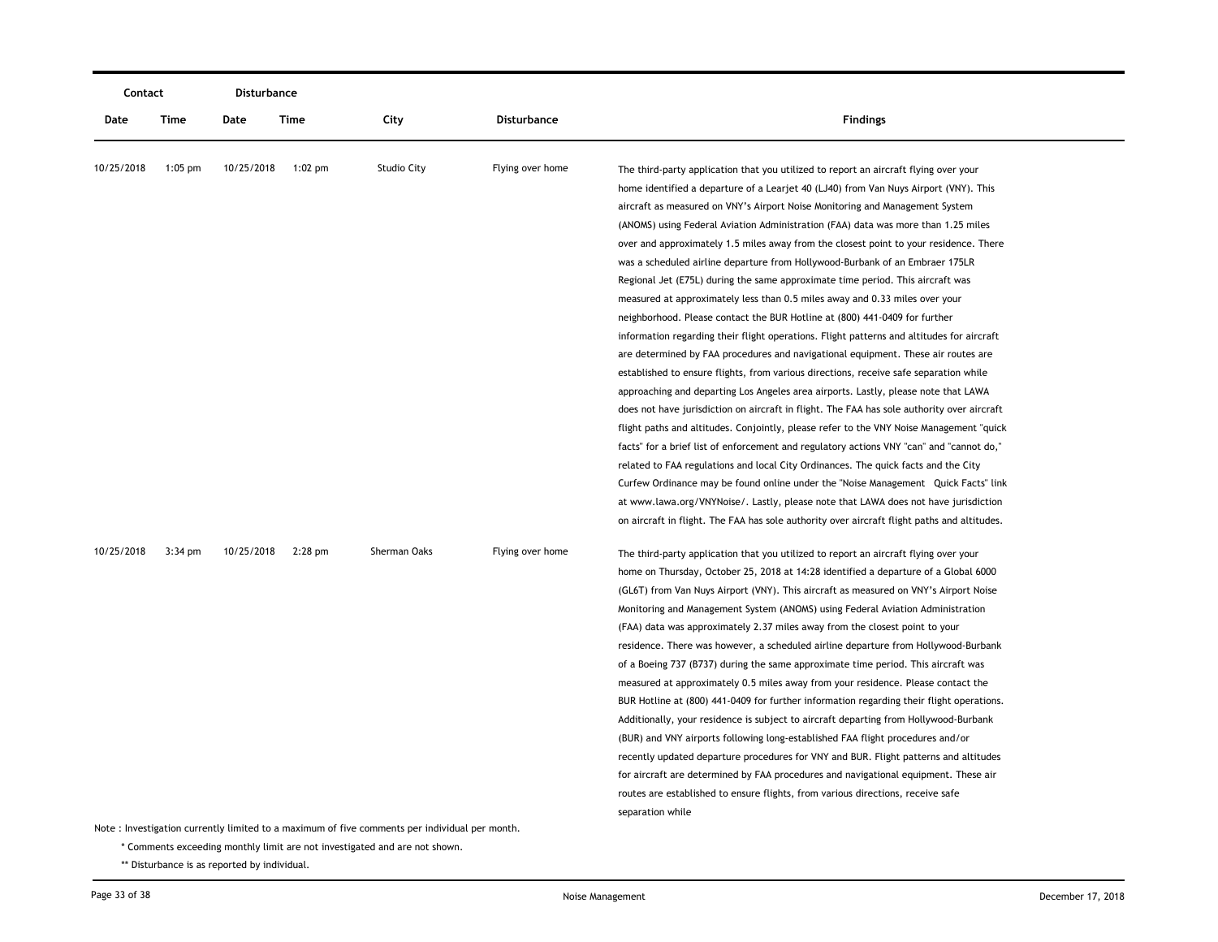| Contact | | Disturbance | | | | |
|---|---|---|---|---|---|---|
| Date | Time | Date | Time | City | Disturbance | Findings |
| 10/25/2018 | 1:05 pm | 10/25/2018 | 1:02 pm | Studio City | Flying over home | The third-party application that you utilized to report an aircraft flying over your home identified a departure of a Learjet 40 (LJ40) from Van Nuys Airport (VNY). This aircraft as measured on VNY's Airport Noise Monitoring and Management System (ANOMS) using Federal Aviation Administration (FAA) data was more than 1.25 miles over and approximately 1.5 miles away from the closest point to your residence. There was a scheduled airline departure from Hollywood-Burbank of an Embraer 175LR Regional Jet (E75L) during the same approximate time period. This aircraft was measured at approximately less than 0.5 miles away and 0.33 miles over your neighborhood. Please contact the BUR Hotline at (800) 441-0409 for further information regarding their flight operations. Flight patterns and altitudes for aircraft are determined by FAA procedures and navigational equipment. These air routes are established to ensure flights, from various directions, receive safe separation while approaching and departing Los Angeles area airports. Lastly, please note that LAWA does not have jurisdiction on aircraft in flight. The FAA has sole authority over aircraft flight paths and altitudes. Conjointly, please refer to the VNY Noise Management "quick facts" for a brief list of enforcement and regulatory actions VNY "can" and "cannot do," related to FAA regulations and local City Ordinances. The quick facts and the City Curfew Ordinance may be found online under the "Noise Management Quick Facts" link at www.lawa.org/VNYNoise/. Lastly, please note that LAWA does not have jurisdiction on aircraft in flight. The FAA has sole authority over aircraft flight paths and altitudes. |
| 10/25/2018 | 3:34 pm | 10/25/2018 | 2:28 pm | Sherman Oaks | Flying over home | The third-party application that you utilized to report an aircraft flying over your home on Thursday, October 25, 2018 at 14:28 identified a departure of a Global 6000 (GL6T) from Van Nuys Airport (VNY). This aircraft as measured on VNY's Airport Noise Monitoring and Management System (ANOMS) using Federal Aviation Administration (FAA) data was approximately 2.37 miles away from the closest point to your residence. There was however, a scheduled airline departure from Hollywood-Burbank of a Boeing 737 (B737) during the same approximate time period. This aircraft was measured at approximately 0.5 miles away from your residence. Please contact the BUR Hotline at (800) 441-0409 for further information regarding their flight operations. Additionally, your residence is subject to aircraft departing from Hollywood-Burbank (BUR) and VNY airports following long-established FAA flight procedures and/or recently updated departure procedures for VNY and BUR. Flight patterns and altitudes for aircraft are determined by FAA procedures and navigational equipment. These air routes are established to ensure flights, from various directions, receive safe separation while |

Note : Investigation currently limited to a maximum of five comments per individual per month.

\* Comments exceeding monthly limit are not investigated and are not shown.

\*\* Disturbance is as reported by individual.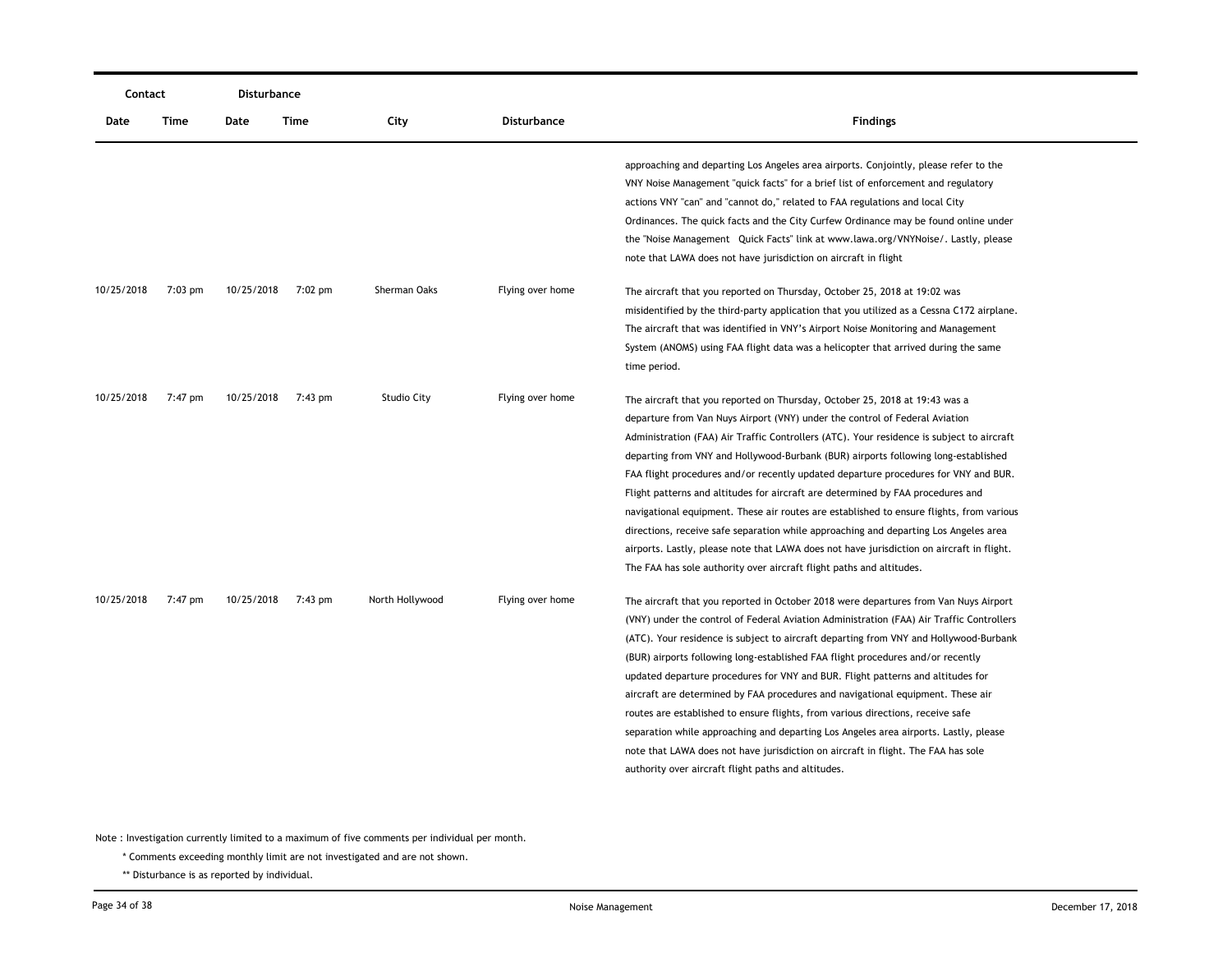| Contact | | Disturbance | | | | |
|---|---|---|---|---|---|---|
| Date | Time | Date | Time | City | Disturbance | Findings |
| | | | | | | approaching and departing Los Angeles area airports. Conjointly, please refer to the VNY Noise Management "quick facts" for a brief list of enforcement and regulatory actions VNY "can" and "cannot do," related to FAA regulations and local City Ordinances. The quick facts and the City Curfew Ordinance may be found online under the "Noise Management Quick Facts" link at www.lawa.org/VNYNoise/. Lastly, please note that LAWA does not have jurisdiction on aircraft in flight |
| 10/25/2018 | 7:03 pm | 10/25/2018 | 7:02 pm | Sherman Oaks | Flying over home | The aircraft that you reported on Thursday, October 25, 2018 at 19:02 was misidentified by the third-party application that you utilized as a Cessna C172 airplane. The aircraft that was identified in VNY's Airport Noise Monitoring and Management System (ANOMS) using FAA flight data was a helicopter that arrived during the same time period. |
| 10/25/2018 | 7:47 pm | 10/25/2018 | 7:43 pm | Studio City | Flying over home | The aircraft that you reported on Thursday, October 25, 2018 at 19:43 was a departure from Van Nuys Airport (VNY) under the control of Federal Aviation Administration (FAA) Air Traffic Controllers (ATC). Your residence is subject to aircraft departing from VNY and Hollywood-Burbank (BUR) airports following long-established FAA flight procedures and/or recently updated departure procedures for VNY and BUR. Flight patterns and altitudes for aircraft are determined by FAA procedures and navigational equipment. These air routes are established to ensure flights, from various directions, receive safe separation while approaching and departing Los Angeles area airports. Lastly, please note that LAWA does not have jurisdiction on aircraft in flight. The FAA has sole authority over aircraft flight paths and altitudes. |
| 10/25/2018 | 7:47 pm | 10/25/2018 | 7:43 pm | North Hollywood | Flying over home | The aircraft that you reported in October 2018 were departures from Van Nuys Airport (VNY) under the control of Federal Aviation Administration (FAA) Air Traffic Controllers (ATC). Your residence is subject to aircraft departing from VNY and Hollywood-Burbank (BUR) airports following long-established FAA flight procedures and/or recently updated departure procedures for VNY and BUR. Flight patterns and altitudes for aircraft are determined by FAA procedures and navigational equipment. These air routes are established to ensure flights, from various directions, receive safe separation while approaching and departing Los Angeles area airports. Lastly, please note that LAWA does not have jurisdiction on aircraft in flight. The FAA has sole authority over aircraft flight paths and altitudes. |

Note : Investigation currently limited to a maximum of five comments per individual per month.

\* Comments exceeding monthly limit are not investigated and are not shown.

\*\* Disturbance is as reported by individual.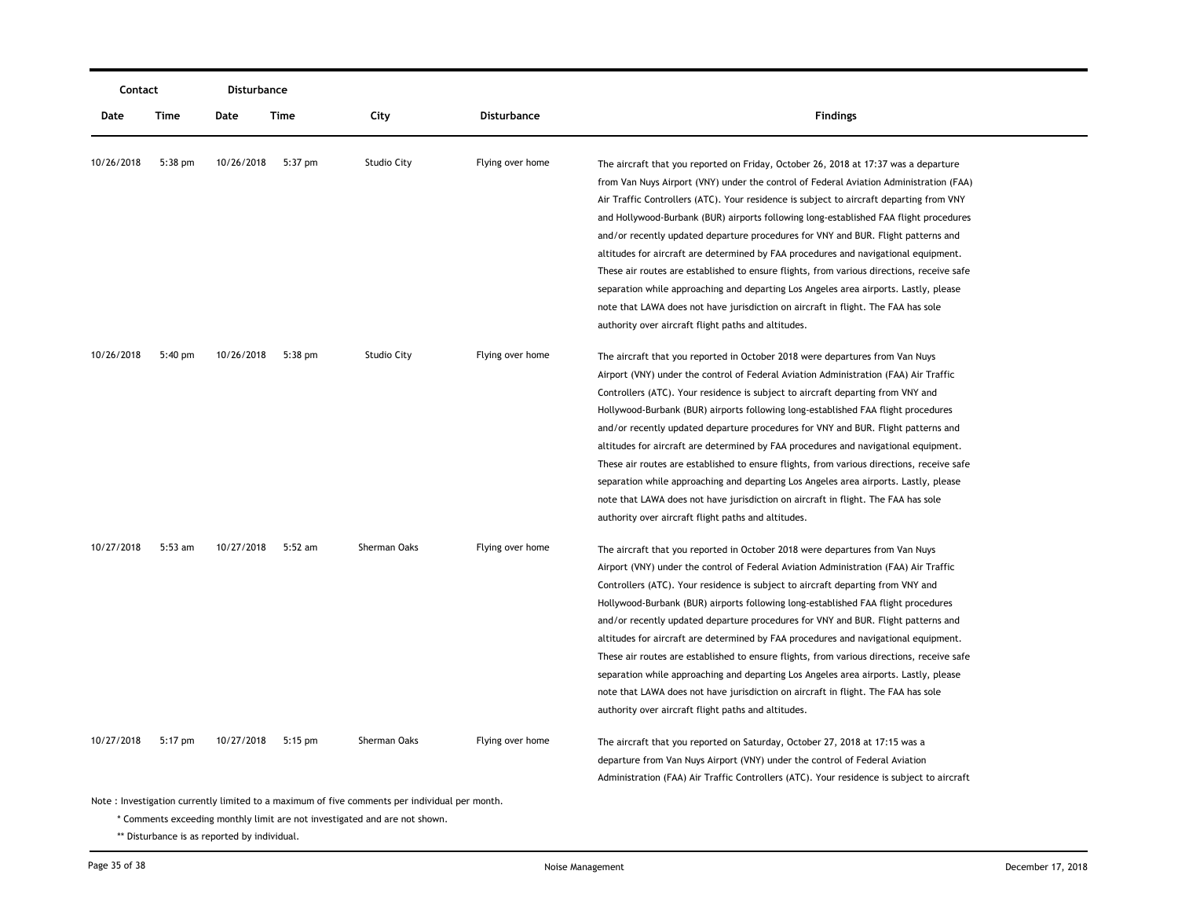| Contact | | Disturbance | | | | |
|---|---|---|---|---|---|---|
| Date | Time | Date | Time | City | Disturbance | Findings |
| 10/26/2018 | 5:38 pm | 10/26/2018 | 5:37 pm | Studio City | Flying over home | The aircraft that you reported on Friday, October 26, 2018 at 17:37 was a departure from Van Nuys Airport (VNY) under the control of Federal Aviation Administration (FAA) Air Traffic Controllers (ATC). Your residence is subject to aircraft departing from VNY and Hollywood-Burbank (BUR) airports following long-established FAA flight procedures and/or recently updated departure procedures for VNY and BUR. Flight patterns and altitudes for aircraft are determined by FAA procedures and navigational equipment. These air routes are established to ensure flights, from various directions, receive safe separation while approaching and departing Los Angeles area airports. Lastly, please note that LAWA does not have jurisdiction on aircraft in flight. The FAA has sole authority over aircraft flight paths and altitudes. |
| 10/26/2018 | 5:40 pm | 10/26/2018 | 5:38 pm | Studio City | Flying over home | The aircraft that you reported in October 2018 were departures from Van Nuys Airport (VNY) under the control of Federal Aviation Administration (FAA) Air Traffic Controllers (ATC). Your residence is subject to aircraft departing from VNY and Hollywood-Burbank (BUR) airports following long-established FAA flight procedures and/or recently updated departure procedures for VNY and BUR. Flight patterns and altitudes for aircraft are determined by FAA procedures and navigational equipment. These air routes are established to ensure flights, from various directions, receive safe separation while approaching and departing Los Angeles area airports. Lastly, please note that LAWA does not have jurisdiction on aircraft in flight. The FAA has sole authority over aircraft flight paths and altitudes. |
| 10/27/2018 | 5:53 am | 10/27/2018 | 5:52 am | Sherman Oaks | Flying over home | The aircraft that you reported in October 2018 were departures from Van Nuys Airport (VNY) under the control of Federal Aviation Administration (FAA) Air Traffic Controllers (ATC). Your residence is subject to aircraft departing from VNY and Hollywood-Burbank (BUR) airports following long-established FAA flight procedures and/or recently updated departure procedures for VNY and BUR. Flight patterns and altitudes for aircraft are determined by FAA procedures and navigational equipment. These air routes are established to ensure flights, from various directions, receive safe separation while approaching and departing Los Angeles area airports. Lastly, please note that LAWA does not have jurisdiction on aircraft in flight. The FAA has sole authority over aircraft flight paths and altitudes. |
| 10/27/2018 | 5:17 pm | 10/27/2018 | 5:15 pm | Sherman Oaks | Flying over home | The aircraft that you reported on Saturday, October 27, 2018 at 17:15 was a departure from Van Nuys Airport (VNY) under the control of Federal Aviation Administration (FAA) Air Traffic Controllers (ATC). Your residence is subject to aircraft |

Note : Investigation currently limited to a maximum of five comments per individual per month.

\* Comments exceeding monthly limit are not investigated and are not shown.

\*\* Disturbance is as reported by individual.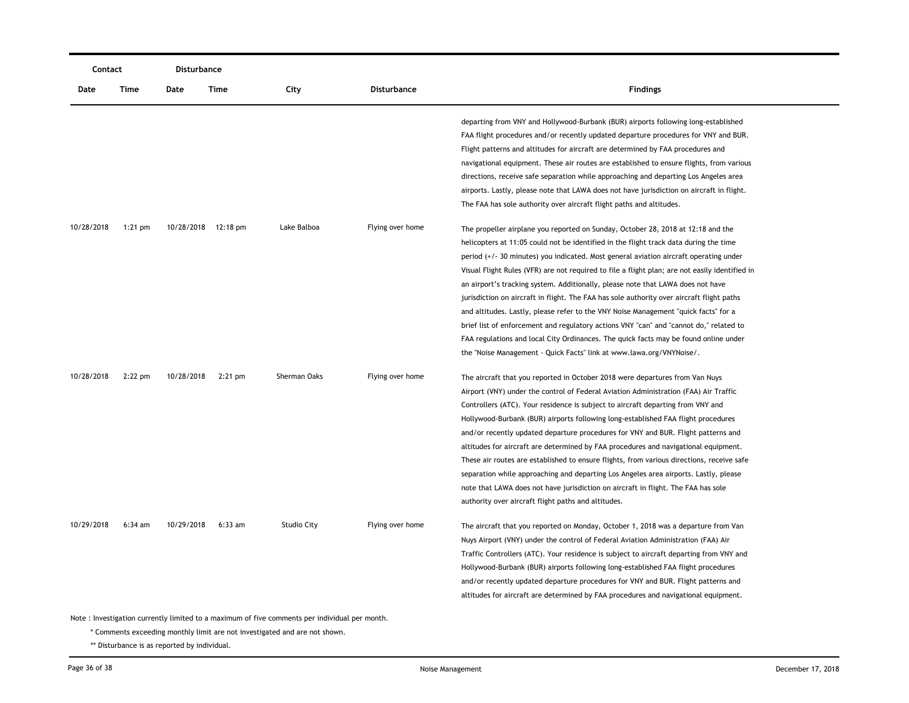| Contact | | Disturbance | | | | |
|---|---|---|---|---|---|---|
| Date | Time | Date | Time | City | Disturbance | Findings |
| | | | | | | departing from VNY and Hollywood-Burbank (BUR) airports following long-established FAA flight procedures and/or recently updated departure procedures for VNY and BUR. Flight patterns and altitudes for aircraft are determined by FAA procedures and navigational equipment. These air routes are established to ensure flights, from various directions, receive safe separation while approaching and departing Los Angeles area airports. Lastly, please note that LAWA does not have jurisdiction on aircraft in flight. The FAA has sole authority over aircraft flight paths and altitudes. |
| 10/28/2018 | 1:21 pm | 10/28/2018 | 12:18 pm | Lake Balboa | Flying over home | The propeller airplane you reported on Sunday, October 28, 2018 at 12:18 and the helicopters at 11:05 could not be identified in the flight track data during the time period (+/- 30 minutes) you indicated. Most general aviation aircraft operating under Visual Flight Rules (VFR) are not required to file a flight plan; are not easily identified in an airport's tracking system. Additionally, please note that LAWA does not have jurisdiction on aircraft in flight. The FAA has sole authority over aircraft flight paths and altitudes. Lastly, please refer to the VNY Noise Management "quick facts" for a brief list of enforcement and regulatory actions VNY "can" and "cannot do," related to FAA regulations and local City Ordinances. The quick facts may be found online under the "Noise Management - Quick Facts" link at www.lawa.org/VNYNoise/. |
| 10/28/2018 | 2:22 pm | 10/28/2018 | 2:21 pm | Sherman Oaks | Flying over home | The aircraft that you reported in October 2018 were departures from Van Nuys Airport (VNY) under the control of Federal Aviation Administration (FAA) Air Traffic Controllers (ATC). Your residence is subject to aircraft departing from VNY and Hollywood-Burbank (BUR) airports following long-established FAA flight procedures and/or recently updated departure procedures for VNY and BUR. Flight patterns and altitudes for aircraft are determined by FAA procedures and navigational equipment. These air routes are established to ensure flights, from various directions, receive safe separation while approaching and departing Los Angeles area airports. Lastly, please note that LAWA does not have jurisdiction on aircraft in flight. The FAA has sole authority over aircraft flight paths and altitudes. |
| 10/29/2018 | 6:34 am | 10/29/2018 | 6:33 am | Studio City | Flying over home | The aircraft that you reported on Monday, October 1, 2018 was a departure from Van Nuys Airport (VNY) under the control of Federal Aviation Administration (FAA) Air Traffic Controllers (ATC). Your residence is subject to aircraft departing from VNY and Hollywood-Burbank (BUR) airports following long-established FAA flight procedures and/or recently updated departure procedures for VNY and BUR. Flight patterns and altitudes for aircraft are determined by FAA procedures and navigational equipment. |

Note : Investigation currently limited to a maximum of five comments per individual per month.

\* Comments exceeding monthly limit are not investigated and are not shown.

\*\* Disturbance is as reported by individual.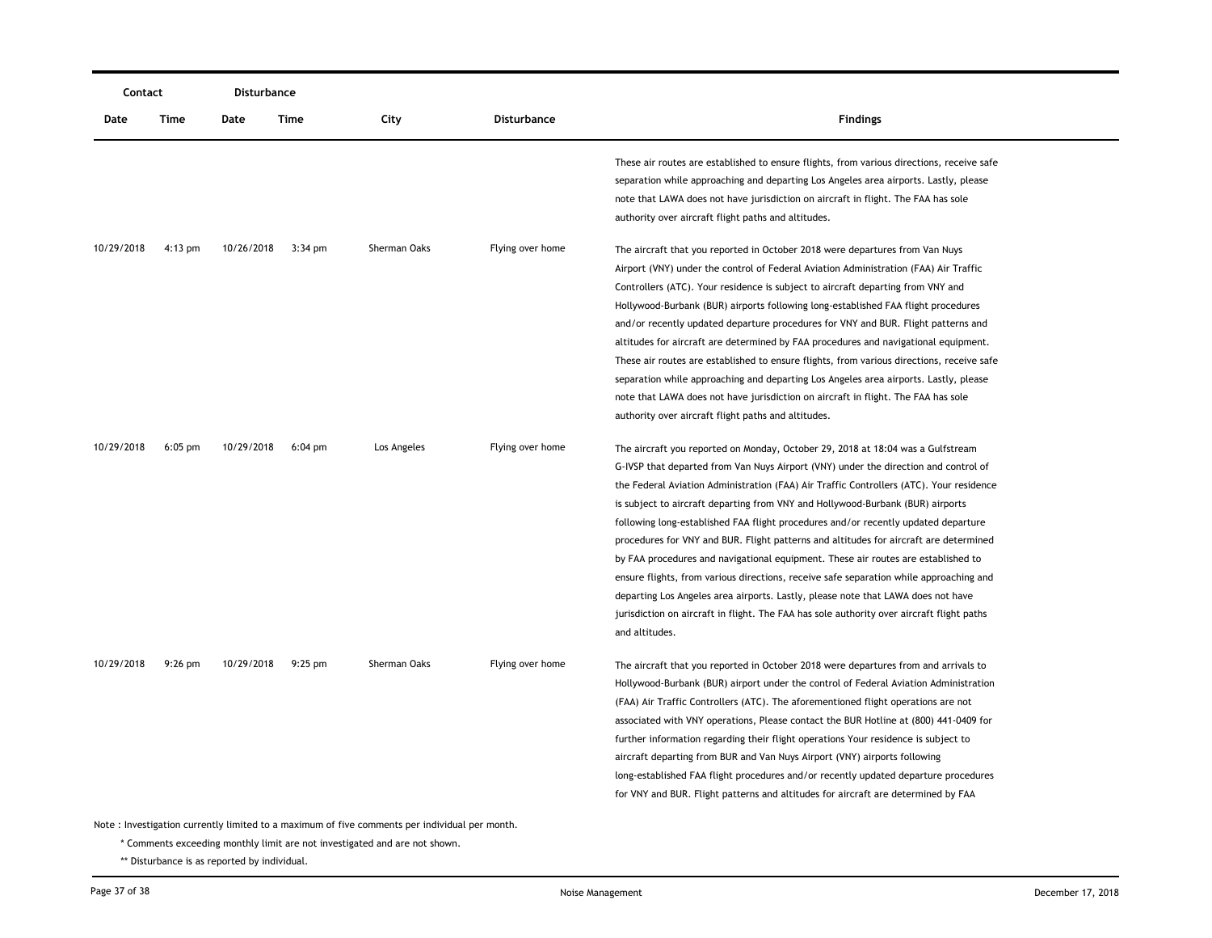| Contact | | Disturbance | | | | |
|---|---|---|---|---|---|---|
| Date | Time | Date | Time | City | Disturbance | Findings |
| | | | | | | These air routes are established to ensure flights, from various directions, receive safe separation while approaching and departing Los Angeles area airports. Lastly, please note that LAWA does not have jurisdiction on aircraft in flight. The FAA has sole authority over aircraft flight paths and altitudes. |
| 10/29/2018 | 4:13 pm | 10/26/2018 | 3:34 pm | Sherman Oaks | Flying over home | The aircraft that you reported in October 2018 were departures from Van Nuys Airport (VNY) under the control of Federal Aviation Administration (FAA) Air Traffic Controllers (ATC). Your residence is subject to aircraft departing from VNY and Hollywood-Burbank (BUR) airports following long-established FAA flight procedures and/or recently updated departure procedures for VNY and BUR. Flight patterns and altitudes for aircraft are determined by FAA procedures and navigational equipment. These air routes are established to ensure flights, from various directions, receive safe separation while approaching and departing Los Angeles area airports. Lastly, please note that LAWA does not have jurisdiction on aircraft in flight. The FAA has sole authority over aircraft flight paths and altitudes. |
| 10/29/2018 | 6:05 pm | 10/29/2018 | 6:04 pm | Los Angeles | Flying over home | The aircraft you reported on Monday, October 29, 2018 at 18:04 was a Gulfstream G-IVSP that departed from Van Nuys Airport (VNY) under the direction and control of the Federal Aviation Administration (FAA) Air Traffic Controllers (ATC). Your residence is subject to aircraft departing from VNY and Hollywood-Burbank (BUR) airports following long-established FAA flight procedures and/or recently updated departure procedures for VNY and BUR. Flight patterns and altitudes for aircraft are determined by FAA procedures and navigational equipment. These air routes are established to ensure flights, from various directions, receive safe separation while approaching and departing Los Angeles area airports. Lastly, please note that LAWA does not have jurisdiction on aircraft in flight. The FAA has sole authority over aircraft flight paths and altitudes. |
| 10/29/2018 | 9:26 pm | 10/29/2018 | 9:25 pm | Sherman Oaks | Flying over home | The aircraft that you reported in October 2018 were departures from and arrivals to Hollywood-Burbank (BUR) airport under the control of Federal Aviation Administration (FAA) Air Traffic Controllers (ATC). The aforementioned flight operations are not associated with VNY operations, Please contact the BUR Hotline at (800) 441-0409 for further information regarding their flight operations Your residence is subject to aircraft departing from BUR and Van Nuys Airport (VNY) airports following long-established FAA flight procedures and/or recently updated departure procedures for VNY and BUR. Flight patterns and altitudes for aircraft are determined by FAA |

Note : Investigation currently limited to a maximum of five comments per individual per month.

\* Comments exceeding monthly limit are not investigated and are not shown.

\** Disturbance is as reported by individual.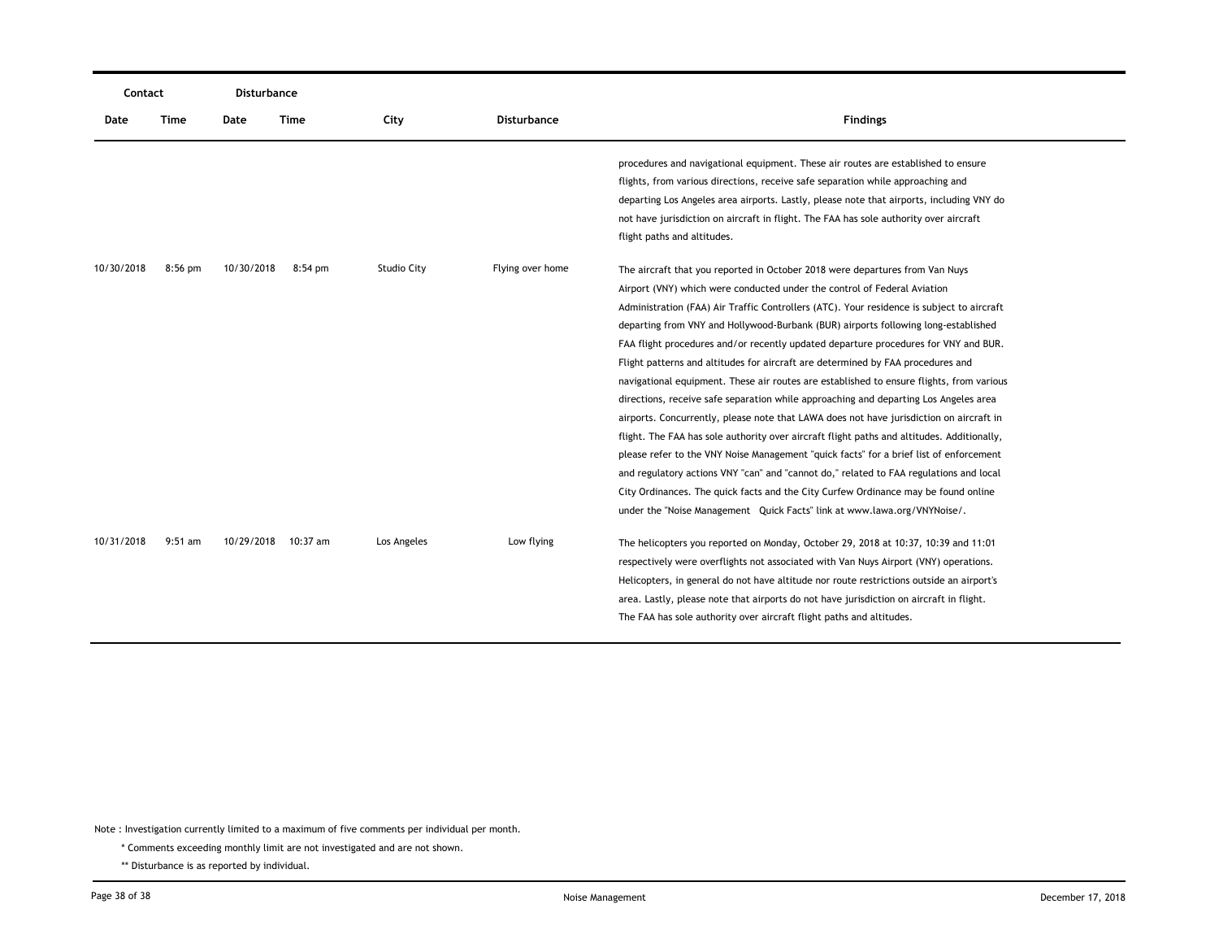| Contact | | Disturbance | | | | |
|---|---|---|---|---|---|---|
| Date | Time | Date | Time | City | Disturbance | Findings |
| | | | | | | procedures and navigational equipment. These air routes are established to ensure flights, from various directions, receive safe separation while approaching and departing Los Angeles area airports. Lastly, please note that airports, including VNY do not have jurisdiction on aircraft in flight. The FAA has sole authority over aircraft flight paths and altitudes. |
| 10/30/2018 | 8:56 pm | 10/30/2018 | 8:54 pm | Studio City | Flying over home | The aircraft that you reported in October 2018 were departures from Van Nuys Airport (VNY) which were conducted under the control of Federal Aviation Administration (FAA) Air Traffic Controllers (ATC). Your residence is subject to aircraft departing from VNY and Hollywood-Burbank (BUR) airports following long-established FAA flight procedures and/or recently updated departure procedures for VNY and BUR. Flight patterns and altitudes for aircraft are determined by FAA procedures and navigational equipment. These air routes are established to ensure flights, from various directions, receive safe separation while approaching and departing Los Angeles area airports. Concurrently, please note that LAWA does not have jurisdiction on aircraft in flight. The FAA has sole authority over aircraft flight paths and altitudes. Additionally, please refer to the VNY Noise Management "quick facts" for a brief list of enforcement and regulatory actions VNY "can" and "cannot do," related to FAA regulations and local City Ordinances. The quick facts and the City Curfew Ordinance may be found online under the "Noise Management Quick Facts" link at www.lawa.org/VNYNoise/. |
| 10/31/2018 | 9:51 am | 10/29/2018 | 10:37 am | Los Angeles | Low flying | The helicopters you reported on Monday, October 29, 2018 at 10:37, 10:39 and 11:01 respectively were overflights not associated with Van Nuys Airport (VNY) operations. Helicopters, in general do not have altitude nor route restrictions outside an airport's area. Lastly, please note that airports do not have jurisdiction on aircraft in flight. The FAA has sole authority over aircraft flight paths and altitudes. |

Note : Investigation currently limited to a maximum of five comments per individual per month.

\* Comments exceeding monthly limit are not investigated and are not shown.

\*\* Disturbance is as reported by individual.